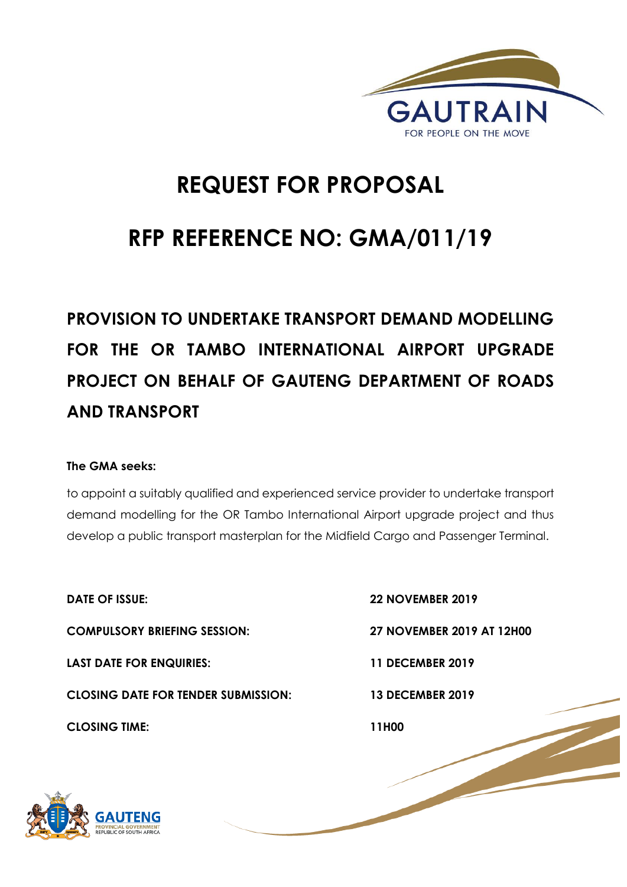# REQUEST FOR PROPOSAL

# RFP REFERENCE NO: GMA/011/19

## PROVISION TO UNDERTAKE TRANSPORT DEMAND MODELLING FOR THE OR TAMBO INTERNATIONAL AIRPORT UPGRADE PROJECT ON BEHALF OF GAUTENG DEPARTMENT OF ROADS AND TRANSPORT

**The GMA seeks:**

to appoint a suitably qualified and experienced service provider to undertake transport demand modelling for the OR Tambo International Airport upgrade project and thus develop a public transport masterplan for the Midfield Cargo and Passenger Terminal.

| | |
|---|---|
| **DATE OF ISSUE:** | **22 NOVEMBER 2019** |
| **COMPULSORY BRIEFING SESSION:** | **27 NOVEMBER 2019 AT 12H00** |
| **LAST DATE FOR ENQUIRIES:** | **11 DECEMBER 2019** |
| **CLOSING DATE FOR TENDER SUBMISSION:** | **13 DECEMBER 2019** |
| **CLOSING TIME:** | **11H00** |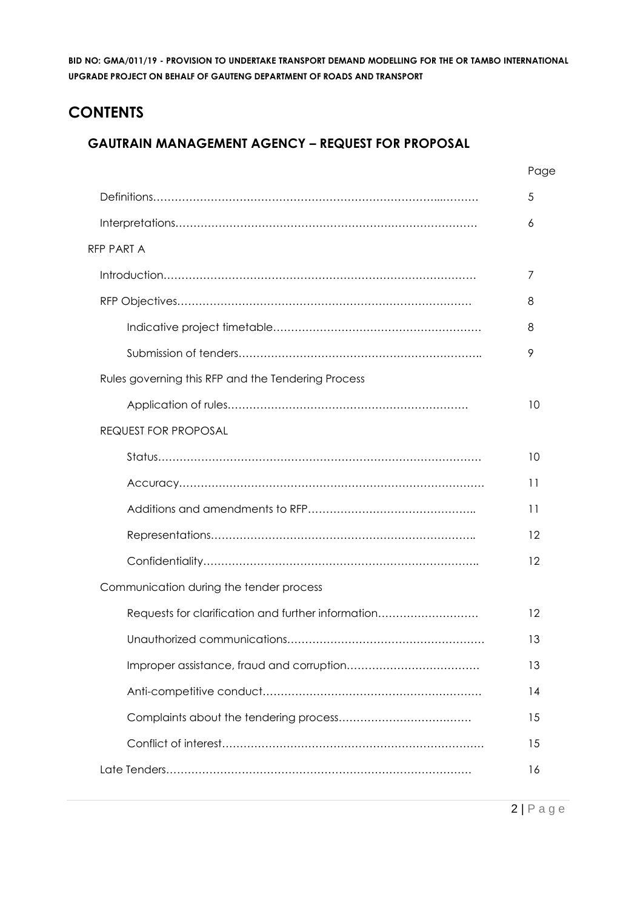# CONTENTS

## GAUTRAIN MANAGEMENT AGENCY – REQUEST FOR PROPOSAL

| | Page |
|---|---|
| Definitions | 5 |
| Interpretations | 6 |
| RFP PART A | |
| Introduction | 7 |
| RFP Objectives | 8 |
| Indicative project timetable | 8 |
| Submission of tenders | 9 |
| Rules governing this RFP and the Tendering Process | |
| Application of rules | 10 |
| REQUEST FOR PROPOSAL | |
| Status | 10 |
| Accuracy | 11 |
| Additions and amendments to RFP | 11 |
| Representations | 12 |
| Confidentiality | 12 |
| Communication during the tender process | |
| Requests for clarification and further information | 12 |
| Unauthorized communications | 13 |
| Improper assistance, fraud and corruption | 13 |
| Anti-competitive conduct | 14 |
| Complaints about the tendering process | 15 |
| Conflict of interest | 15 |
| Late Tenders | 16 |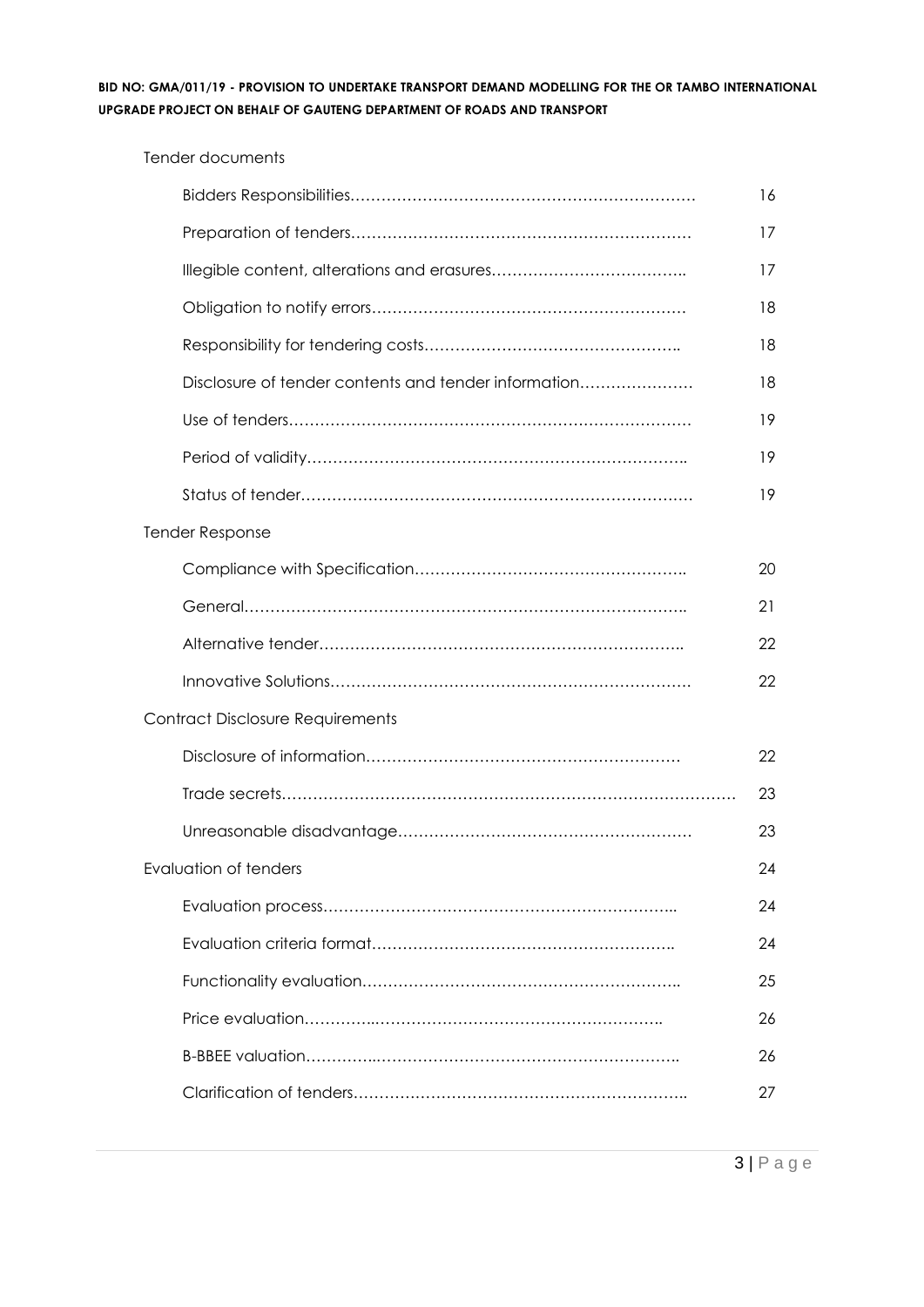Tender documents

| | |
|---|---|
| Bidders Responsibilities | 16 |
| Preparation of tenders | 17 |
| Illegible content, alterations and erasures | 17 |
| Obligation to notify errors | 18 |
| Responsibility for tendering costs | 18 |
| Disclosure of tender contents and tender information | 18 |
| Use of tenders | 19 |
| Period of validity | 19 |
| Status of tender | 19 |

Tender Response

| | |
|---|---|
| Compliance with Specification | 20 |
| General | 21 |
| Alternative tender | 22 |
| Innovative Solutions | 22 |

Contract Disclosure Requirements

| | |
|---|---|
| Disclosure of information | 22 |
| Trade secrets | 23 |
| Unreasonable disadvantage | 23 |

Evaluation of tenders 24

| | |
|---|---|
| Evaluation process | 24 |
| Evaluation criteria format | 24 |
| Functionality evaluation | 25 |
| Price evaluation | 26 |
| B-BBEE valuation | 26 |
| Clarification of tenders | 27 |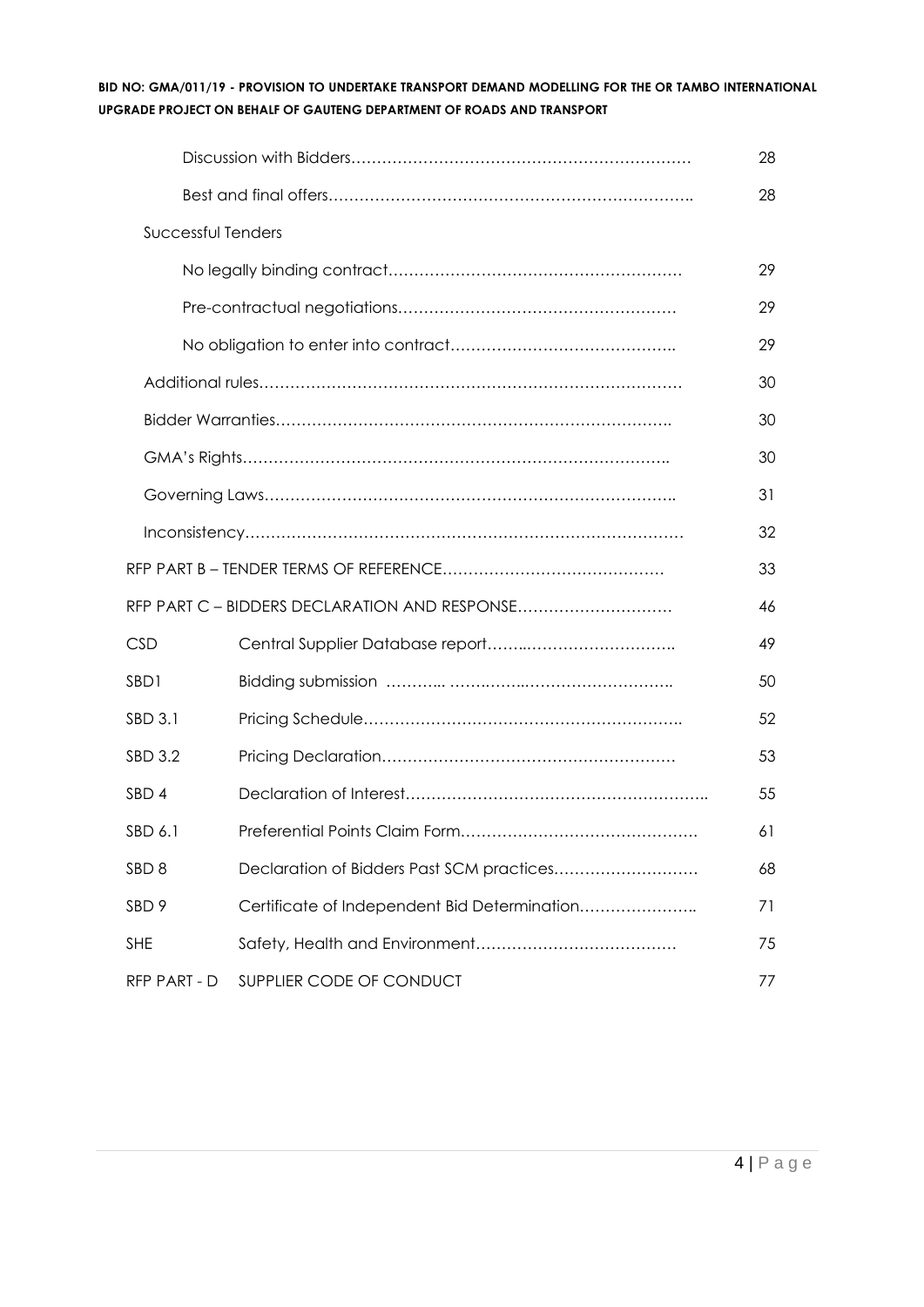| | | |
|---|---|---|
| | Discussion with Bidders………………………………………………………… | 28 |
| | Best and final offers…………………………………………………………….. | 28 |
| Successful Tenders | | |
| | No legally binding contract………………………………………………… | 29 |
| | Pre-contractual negotiations……………………………………………… | 29 |
| | No obligation to enter into contract…………………………………….. | 29 |
| | Additional rules……………………………………………………………………… | 30 |
| | Bidder Warranties…………………………………………………………………. | 30 |
| | GMA's Rights……………………………………………………………………….. | 30 |
| | Governing Laws…………………………………………………………………….. | 31 |
| | Inconsistency………………………………………………………………………… | 32 |
| RFP PART B – TENDER TERMS OF REFERENCE……………………………………… | | 33 |
| RFP PART C – BIDDERS DECLARATION AND RESPONSE………………………… | | 46 |
| CSD | Central Supplier Database report……..………………………. | 49 |
| SBD1 | Bidding submission ……….. ……..……..………………………. | 50 |
| SBD 3.1 | Pricing Schedule……………………………………………………. | 52 |
| SBD 3.2 | Pricing Declaration………………………………………………… | 53 |
| SBD 4 | Declaration of Interest……………………………………………….. | 55 |
| SBD 6.1 | Preferential Points Claim Form……………………………………… | 61 |
| SBD 8 | Declaration of Bidders Past SCM practices……………………… | 68 |
| SBD 9 | Certificate of Independent Bid Determination………………….. | 71 |
| SHE | Safety, Health and Environment………………………………… | 75 |
| RFP PART - D | SUPPLIER CODE OF CONDUCT | 77 |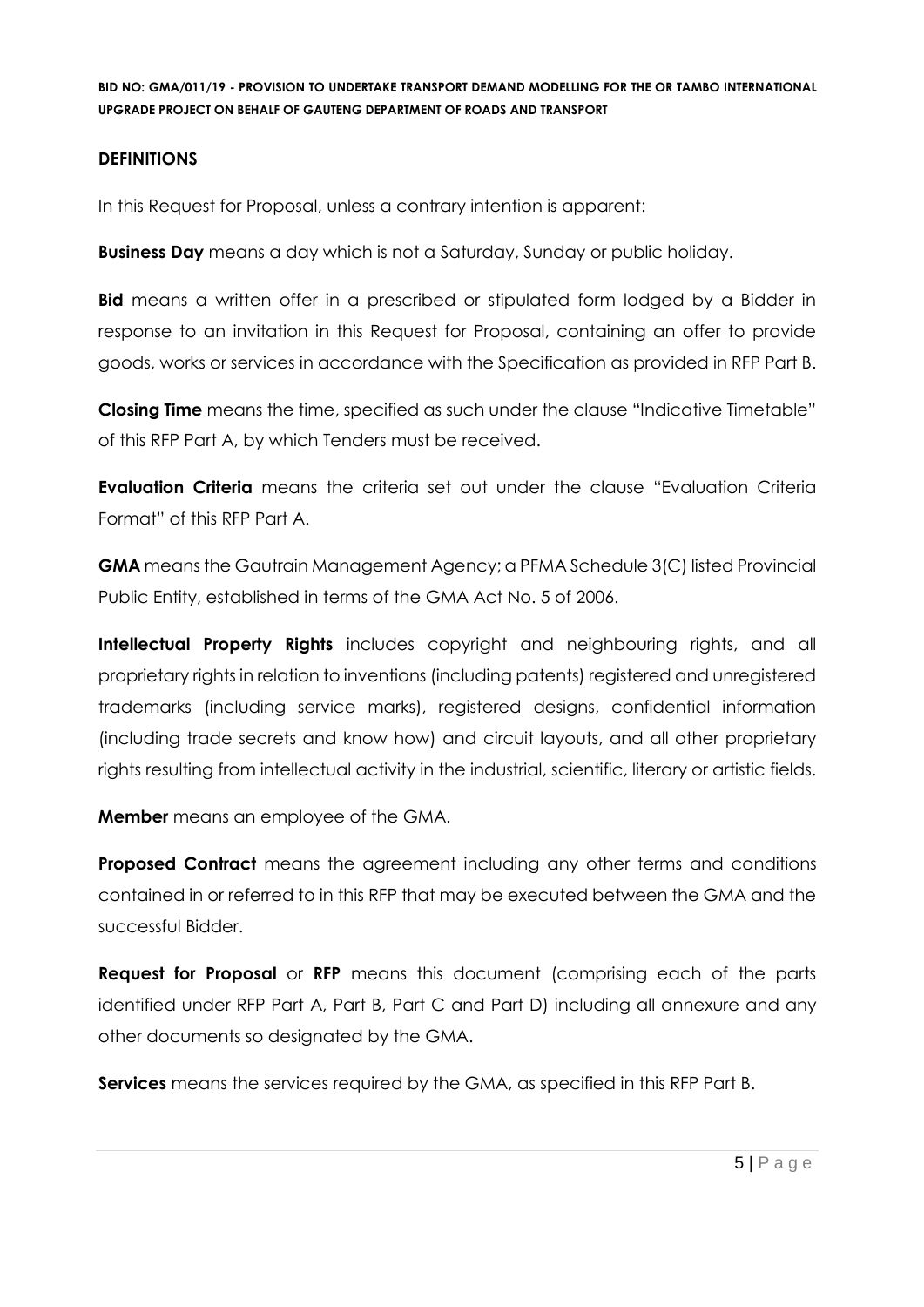## DEFINITIONS

In this Request for Proposal, unless a contrary intention is apparent:

**Business Day** means a day which is not a Saturday, Sunday or public holiday.

**Bid** means a written offer in a prescribed or stipulated form lodged by a Bidder in response to an invitation in this Request for Proposal, containing an offer to provide goods, works or services in accordance with the Specification as provided in RFP Part B.

**Closing Time** means the time, specified as such under the clause "Indicative Timetable" of this RFP Part A, by which Tenders must be received.

**Evaluation Criteria** means the criteria set out under the clause "Evaluation Criteria Format" of this RFP Part A.

**GMA** means the Gautrain Management Agency; a PFMA Schedule 3(C) listed Provincial Public Entity, established in terms of the GMA Act No. 5 of 2006.

**Intellectual Property Rights** includes copyright and neighbouring rights, and all proprietary rights in relation to inventions (including patents) registered and unregistered trademarks (including service marks), registered designs, confidential information (including trade secrets and know how) and circuit layouts, and all other proprietary rights resulting from intellectual activity in the industrial, scientific, literary or artistic fields.

**Member** means an employee of the GMA.

**Proposed Contract** means the agreement including any other terms and conditions contained in or referred to in this RFP that may be executed between the GMA and the successful Bidder.

**Request for Proposal** or **RFP** means this document (comprising each of the parts identified under RFP Part A, Part B, Part C and Part D) including all annexure and any other documents so designated by the GMA.

**Services** means the services required by the GMA, as specified in this RFP Part B.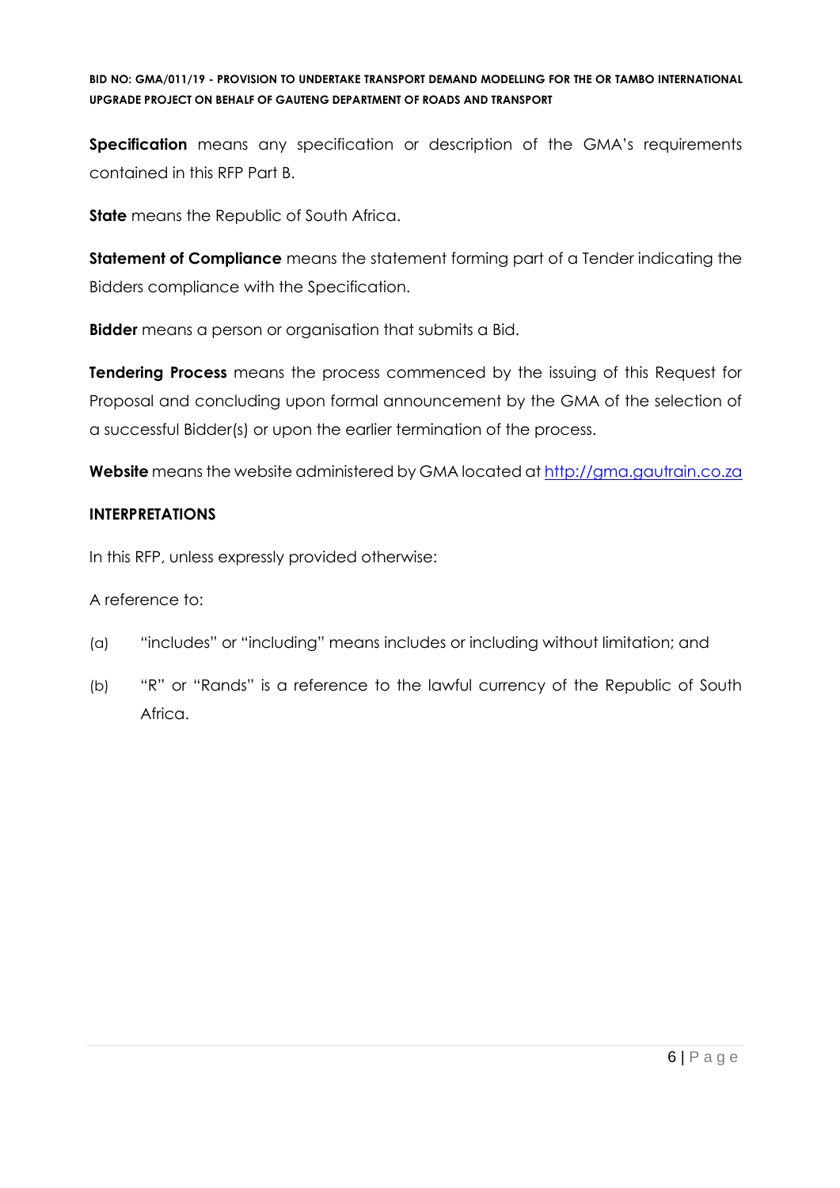**Specification** means any specification or description of the GMA's requirements contained in this RFP Part B.

**State** means the Republic of South Africa.

**Statement of Compliance** means the statement forming part of a Tender indicating the Bidders compliance with the Specification.

**Bidder** means a person or organisation that submits a Bid.

**Tendering Process** means the process commenced by the issuing of this Request for Proposal and concluding upon formal announcement by the GMA of the selection of a successful Bidder(s) or upon the earlier termination of the process.

**Website** means the website administered by GMA located at [http://gma.gautrain.co.za](http://gma.gautrain.co.za)

**INTERPRETATIONS**

In this RFP, unless expressly provided otherwise:

A reference to:

(a) "includes" or "including" means includes or including without limitation; and

(b) "R" or "Rands" is a reference to the lawful currency of the Republic of South Africa.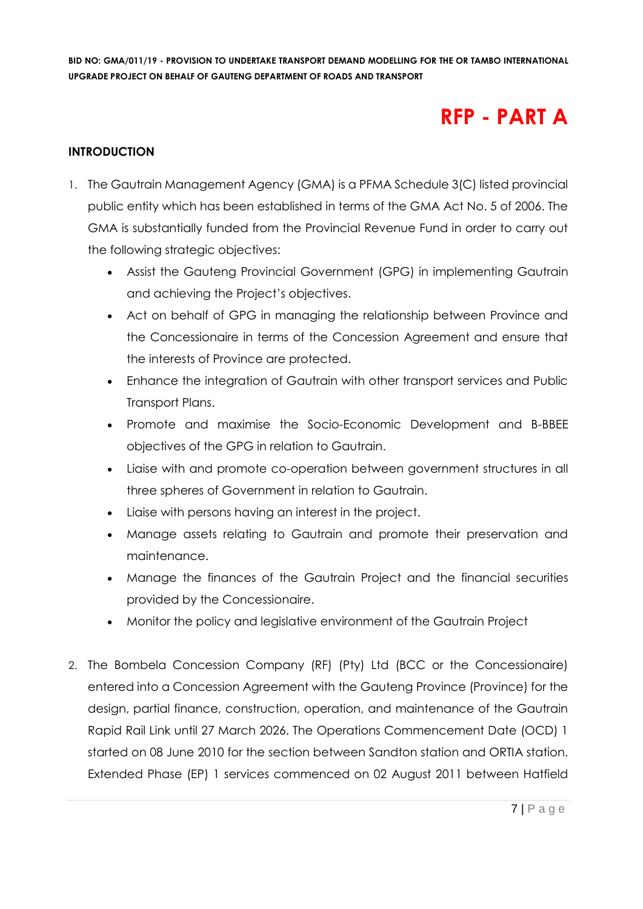# RFP - PART A

## INTRODUCTION

1. The Gautrain Management Agency (GMA) is a PFMA Schedule 3(C) listed provincial public entity which has been established in terms of the GMA Act No. 5 of 2006. The GMA is substantially funded from the Provincial Revenue Fund in order to carry out the following strategic objectives:
   - Assist the Gauteng Provincial Government (GPG) in implementing Gautrain and achieving the Project's objectives.
   - Act on behalf of GPG in managing the relationship between Province and the Concessionaire in terms of the Concession Agreement and ensure that the interests of Province are protected.
   - Enhance the integration of Gautrain with other transport services and Public Transport Plans.
   - Promote and maximise the Socio-Economic Development and B-BBEE objectives of the GPG in relation to Gautrain.
   - Liaise with and promote co-operation between government structures in all three spheres of Government in relation to Gautrain.
   - Liaise with persons having an interest in the project.
   - Manage assets relating to Gautrain and promote their preservation and maintenance.
   - Manage the finances of the Gautrain Project and the financial securities provided by the Concessionaire.
   - Monitor the policy and legislative environment of the Gautrain Project

2. The Bombela Concession Company (RF) (Pty) Ltd (BCC or the Concessionaire) entered into a Concession Agreement with the Gauteng Province (Province) for the design, partial finance, construction, operation, and maintenance of the Gautrain Rapid Rail Link until 27 March 2026. The Operations Commencement Date (OCD) 1 started on 08 June 2010 for the section between Sandton station and ORTIA station. Extended Phase (EP) 1 services commenced on 02 August 2011 between Hatfield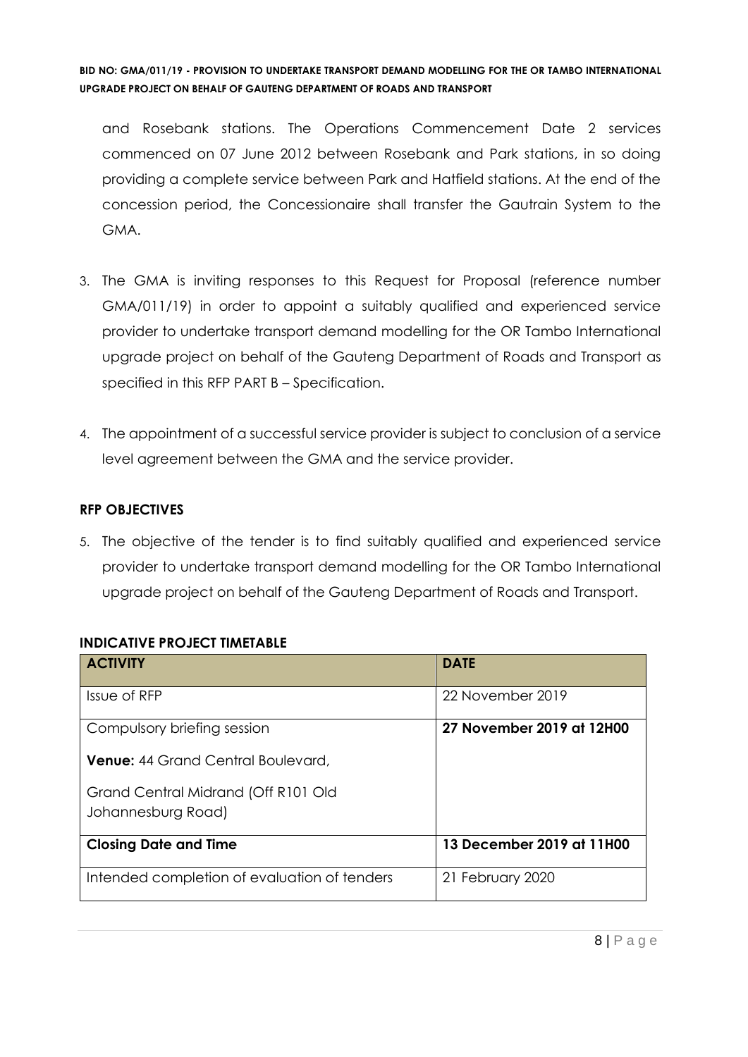and Rosebank stations. The Operations Commencement Date 2 services commenced on 07 June 2012 between Rosebank and Park stations, in so doing providing a complete service between Park and Hatfield stations. At the end of the concession period, the Concessionaire shall transfer the Gautrain System to the GMA.

3. The GMA is inviting responses to this Request for Proposal (reference number GMA/011/19) in order to appoint a suitably qualified and experienced service provider to undertake transport demand modelling for the OR Tambo International upgrade project on behalf of the Gauteng Department of Roads and Transport as specified in this RFP PART B – Specification.

4. The appointment of a successful service provider is subject to conclusion of a service level agreement between the GMA and the service provider.

**RFP OBJECTIVES**

5. The objective of the tender is to find suitably qualified and experienced service provider to undertake transport demand modelling for the OR Tambo International upgrade project on behalf of the Gauteng Department of Roads and Transport.

**INDICATIVE PROJECT TIMETABLE**

| ACTIVITY | DATE |
|---|---|
| Issue of RFP | 22 November 2019 |
| Compulsory briefing session<br><br>**Venue:** 44 Grand Central Boulevard,<br><br>Grand Central Midrand (Off R101 Old Johannesburg Road) | **27 November 2019 at 12H00** |
| **Closing Date and Time** | **13 December 2019 at 11H00** |
| Intended completion of evaluation of tenders | 21 February 2020 |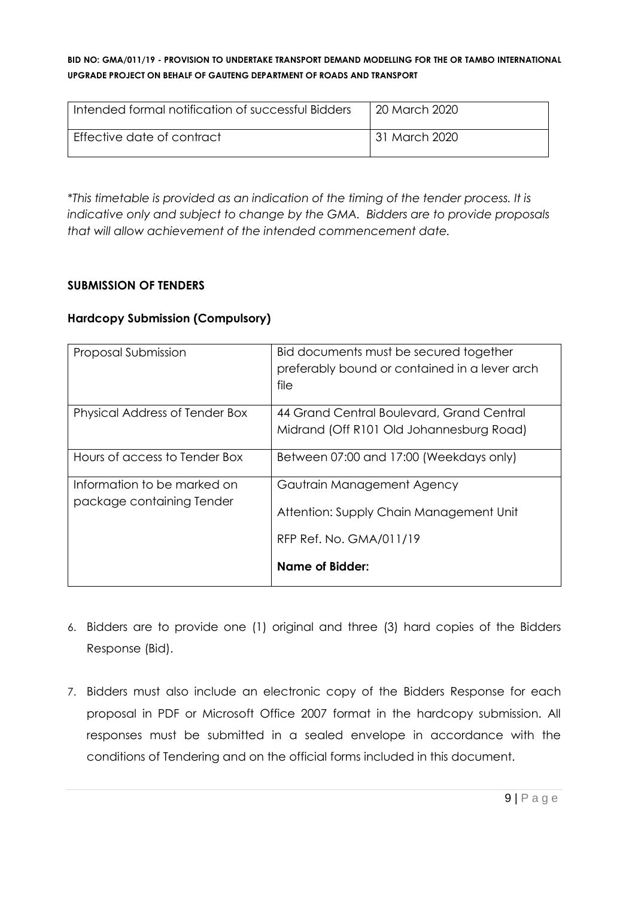| Intended formal notification of successful Bidders | 20 March 2020 |
| --- | --- |
| Effective date of contract | 31 March 2020 |

*\*This timetable is provided as an indication of the timing of the tender process. It is indicative only and subject to change by the GMA. Bidders are to provide proposals that will allow achievement of the intended commencement date.*

## SUBMISSION OF TENDERS

### Hardcopy Submission (Compulsory)

| Proposal Submission | Bid documents must be secured together preferably bound or contained in a lever arch file |
| --- | --- |
| Physical Address of Tender Box | 44 Grand Central Boulevard, Grand Central Midrand (Off R101 Old Johannesburg Road) |
| Hours of access to Tender Box | Between 07:00 and 17:00 (Weekdays only) |
| Information to be marked on package containing Tender | Gautrain Management Agency<br><br>Attention: Supply Chain Management Unit<br><br>RFP Ref. No. GMA/011/19<br><br>**Name of Bidder:** |

6. Bidders are to provide one (1) original and three (3) hard copies of the Bidders Response (Bid).

7. Bidders must also include an electronic copy of the Bidders Response for each proposal in PDF or Microsoft Office 2007 format in the hardcopy submission. All responses must be submitted in a sealed envelope in accordance with the conditions of Tendering and on the official forms included in this document.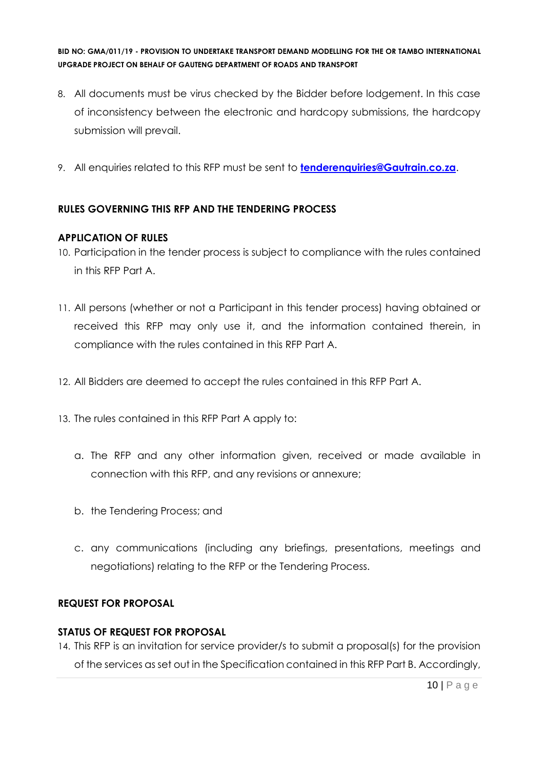8. All documents must be virus checked by the Bidder before lodgement. In this case of inconsistency between the electronic and hardcopy submissions, the hardcopy submission will prevail.

9. All enquiries related to this RFP must be sent to **tenderenquiries@Gautrain.co.za**.

## RULES GOVERNING THIS RFP AND THE TENDERING PROCESS

### APPLICATION OF RULES

10. Participation in the tender process is subject to compliance with the rules contained in this RFP Part A.

11. All persons (whether or not a Participant in this tender process) having obtained or received this RFP may only use it, and the information contained therein, in compliance with the rules contained in this RFP Part A.

12. All Bidders are deemed to accept the rules contained in this RFP Part A.

13. The rules contained in this RFP Part A apply to:

    a. The RFP and any other information given, received or made available in connection with this RFP, and any revisions or annexure;

    b. the Tendering Process; and

    c. any communications (including any briefings, presentations, meetings and negotiations) relating to the RFP or the Tendering Process.

## REQUEST FOR PROPOSAL

### STATUS OF REQUEST FOR PROPOSAL

14. This RFP is an invitation for service provider/s to submit a proposal(s) for the provision of the services as set out in the Specification contained in this RFP Part B. Accordingly,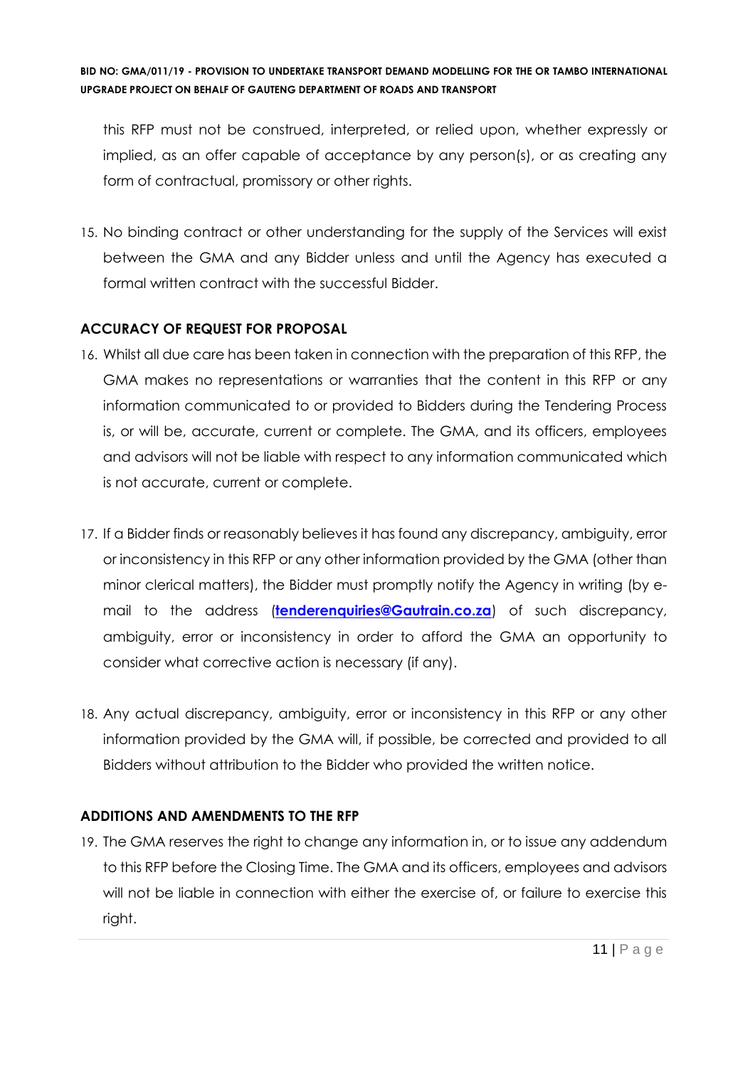this RFP must not be construed, interpreted, or relied upon, whether expressly or implied, as an offer capable of acceptance by any person(s), or as creating any form of contractual, promissory or other rights.

15. No binding contract or other understanding for the supply of the Services will exist between the GMA and any Bidder unless and until the Agency has executed a formal written contract with the successful Bidder.

**ACCURACY OF REQUEST FOR PROPOSAL**

16. Whilst all due care has been taken in connection with the preparation of this RFP, the GMA makes no representations or warranties that the content in this RFP or any information communicated to or provided to Bidders during the Tendering Process is, or will be, accurate, current or complete. The GMA, and its officers, employees and advisors will not be liable with respect to any information communicated which is not accurate, current or complete.

17. If a Bidder finds or reasonably believes it has found any discrepancy, ambiguity, error or inconsistency in this RFP or any other information provided by the GMA (other than minor clerical matters), the Bidder must promptly notify the Agency in writing (by e-mail to the address (**tenderenquiries@Gautrain.co.za**) of such discrepancy, ambiguity, error or inconsistency in order to afford the GMA an opportunity to consider what corrective action is necessary (if any).

18. Any actual discrepancy, ambiguity, error or inconsistency in this RFP or any other information provided by the GMA will, if possible, be corrected and provided to all Bidders without attribution to the Bidder who provided the written notice.

**ADDITIONS AND AMENDMENTS TO THE RFP**

19. The GMA reserves the right to change any information in, or to issue any addendum to this RFP before the Closing Time. The GMA and its officers, employees and advisors will not be liable in connection with either the exercise of, or failure to exercise this right.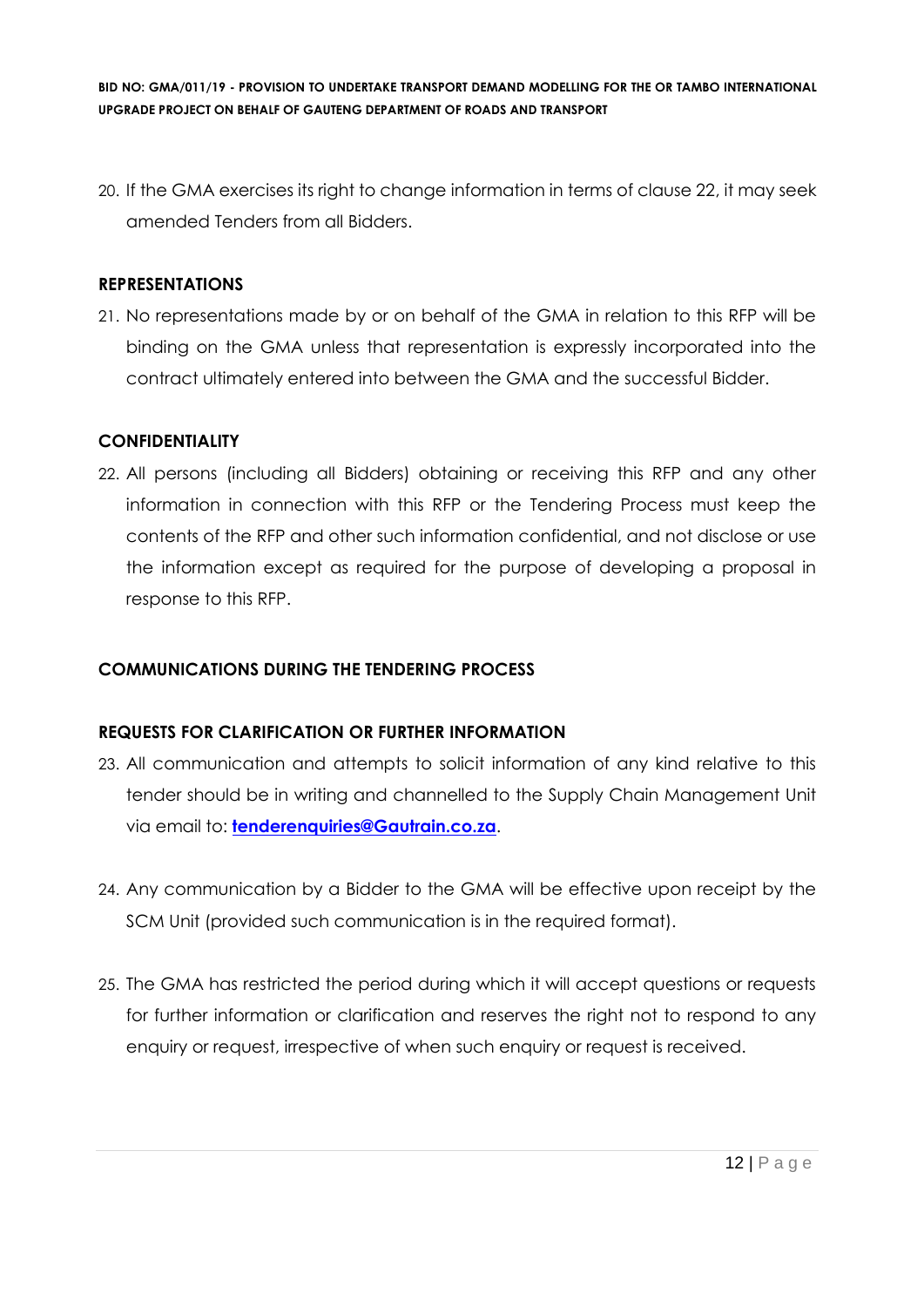20. If the GMA exercises its right to change information in terms of clause 22, it may seek amended Tenders from all Bidders.

**REPRESENTATIONS**

21. No representations made by or on behalf of the GMA in relation to this RFP will be binding on the GMA unless that representation is expressly incorporated into the contract ultimately entered into between the GMA and the successful Bidder.

**CONFIDENTIALITY**

22. All persons (including all Bidders) obtaining or receiving this RFP and any other information in connection with this RFP or the Tendering Process must keep the contents of the RFP and other such information confidential, and not disclose or use the information except as required for the purpose of developing a proposal in response to this RFP.

**COMMUNICATIONS DURING THE TENDERING PROCESS**

**REQUESTS FOR CLARIFICATION OR FURTHER INFORMATION**

23. All communication and attempts to solicit information of any kind relative to this tender should be in writing and channelled to the Supply Chain Management Unit via email to: **tenderenquiries@Gautrain.co.za**.

24. Any communication by a Bidder to the GMA will be effective upon receipt by the SCM Unit (provided such communication is in the required format).

25. The GMA has restricted the period during which it will accept questions or requests for further information or clarification and reserves the right not to respond to any enquiry or request, irrespective of when such enquiry or request is received.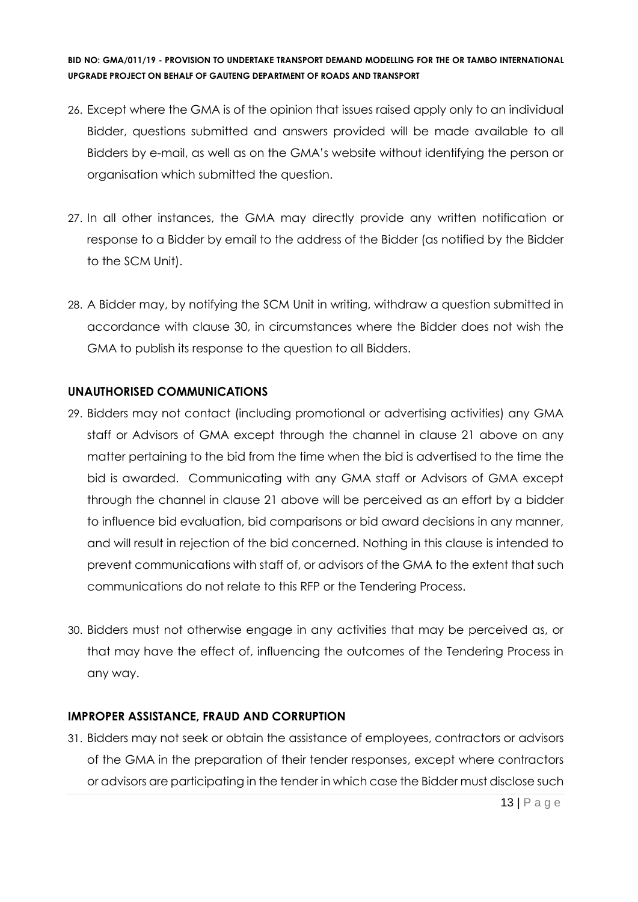26. Except where the GMA is of the opinion that issues raised apply only to an individual Bidder, questions submitted and answers provided will be made available to all Bidders by e-mail, as well as on the GMA's website without identifying the person or organisation which submitted the question.

27. In all other instances, the GMA may directly provide any written notification or response to a Bidder by email to the address of the Bidder (as notified by the Bidder to the SCM Unit).

28. A Bidder may, by notifying the SCM Unit in writing, withdraw a question submitted in accordance with clause 30, in circumstances where the Bidder does not wish the GMA to publish its response to the question to all Bidders.

## UNAUTHORISED COMMUNICATIONS

29. Bidders may not contact (including promotional or advertising activities) any GMA staff or Advisors of GMA except through the channel in clause 21 above on any matter pertaining to the bid from the time when the bid is advertised to the time the bid is awarded. Communicating with any GMA staff or Advisors of GMA except through the channel in clause 21 above will be perceived as an effort by a bidder to influence bid evaluation, bid comparisons or bid award decisions in any manner, and will result in rejection of the bid concerned. Nothing in this clause is intended to prevent communications with staff of, or advisors of the GMA to the extent that such communications do not relate to this RFP or the Tendering Process.

30. Bidders must not otherwise engage in any activities that may be perceived as, or that may have the effect of, influencing the outcomes of the Tendering Process in any way.

## IMPROPER ASSISTANCE, FRAUD AND CORRUPTION

31. Bidders may not seek or obtain the assistance of employees, contractors or advisors of the GMA in the preparation of their tender responses, except where contractors or advisors are participating in the tender in which case the Bidder must disclose such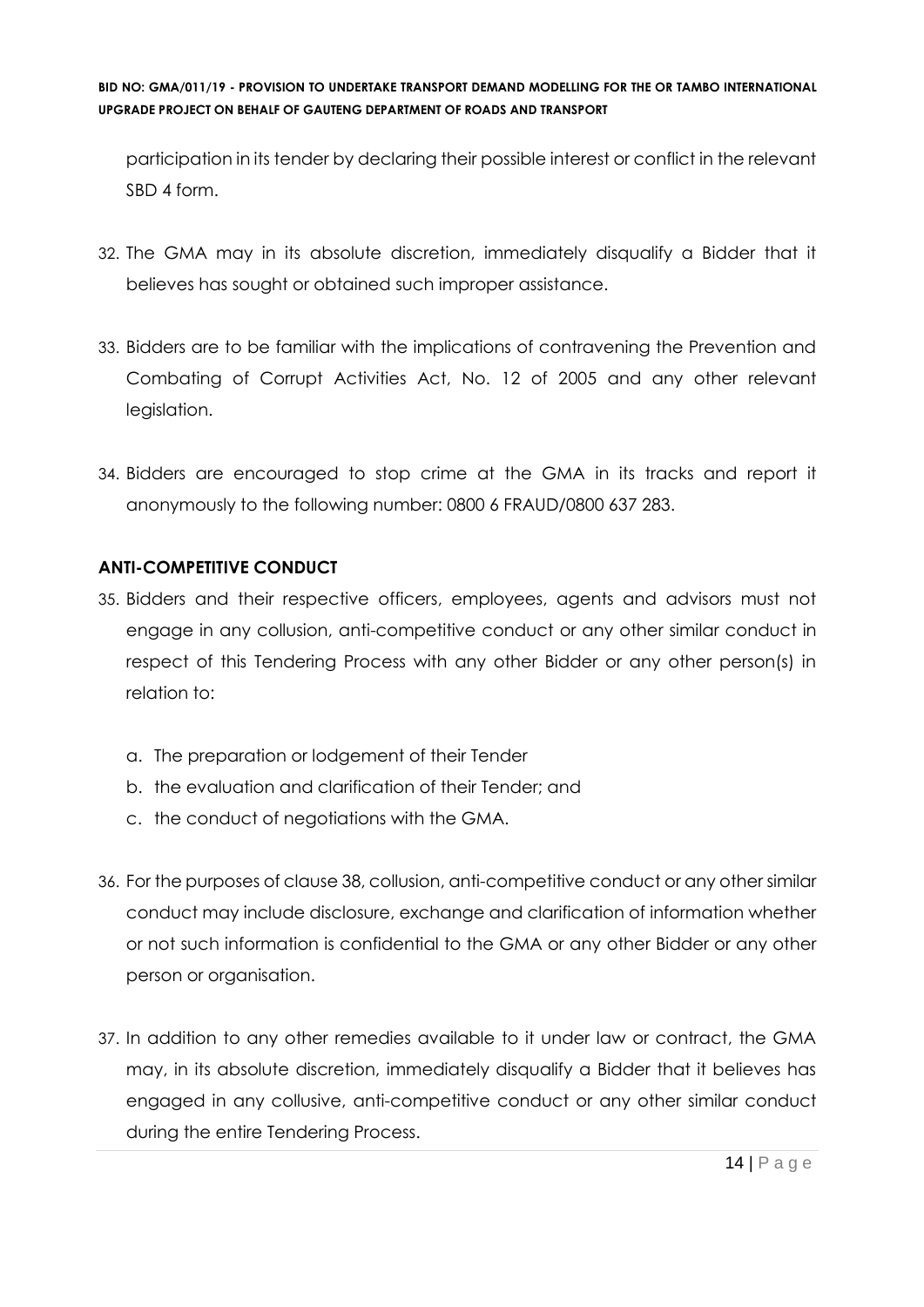participation in its tender by declaring their possible interest or conflict in the relevant SBD 4 form.

32. The GMA may in its absolute discretion, immediately disqualify a Bidder that it believes has sought or obtained such improper assistance.

33. Bidders are to be familiar with the implications of contravening the Prevention and Combating of Corrupt Activities Act, No. 12 of 2005 and any other relevant legislation.

34. Bidders are encouraged to stop crime at the GMA in its tracks and report it anonymously to the following number: 0800 6 FRAUD/0800 637 283.

**ANTI-COMPETITIVE CONDUCT**

35. Bidders and their respective officers, employees, agents and advisors must not engage in any collusion, anti-competitive conduct or any other similar conduct in respect of this Tendering Process with any other Bidder or any other person(s) in relation to:

    a. The preparation or lodgement of their Tender
    b. the evaluation and clarification of their Tender; and
    c. the conduct of negotiations with the GMA.

36. For the purposes of clause 38, collusion, anti-competitive conduct or any other similar conduct may include disclosure, exchange and clarification of information whether or not such information is confidential to the GMA or any other Bidder or any other person or organisation.

37. In addition to any other remedies available to it under law or contract, the GMA may, in its absolute discretion, immediately disqualify a Bidder that it believes has engaged in any collusive, anti-competitive conduct or any other similar conduct during the entire Tendering Process.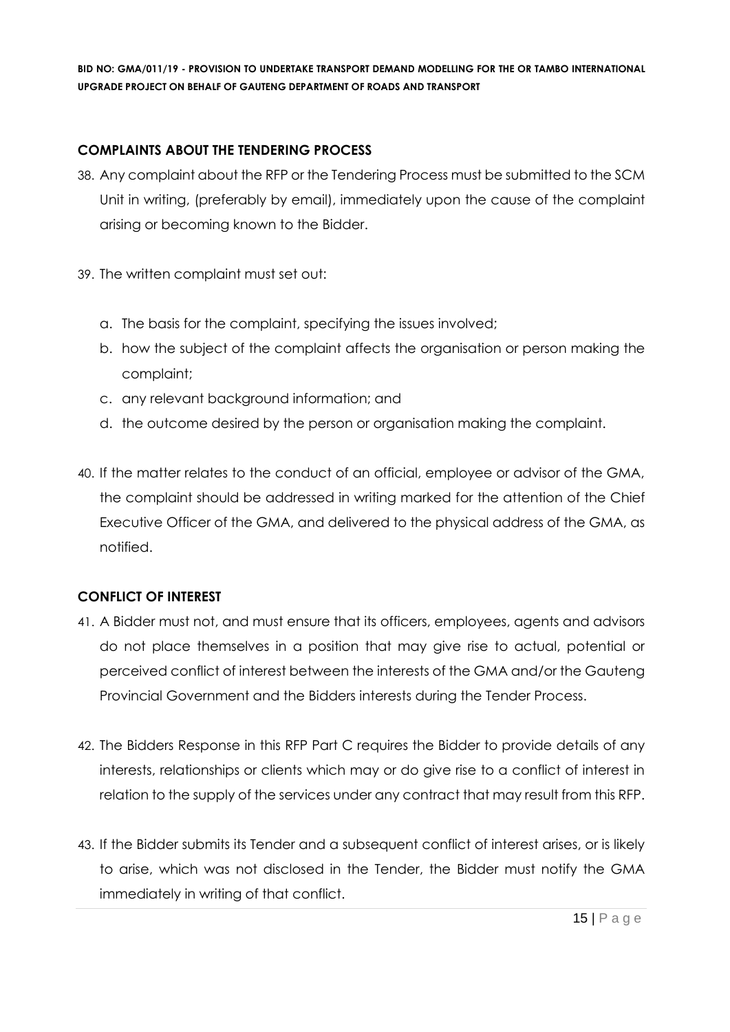## COMPLAINTS ABOUT THE TENDERING PROCESS

38. Any complaint about the RFP or the Tendering Process must be submitted to the SCM Unit in writing, (preferably by email), immediately upon the cause of the complaint arising or becoming known to the Bidder.

39. The written complaint must set out:

    a. The basis for the complaint, specifying the issues involved;
    b. how the subject of the complaint affects the organisation or person making the complaint;
    c. any relevant background information; and
    d. the outcome desired by the person or organisation making the complaint.

40. If the matter relates to the conduct of an official, employee or advisor of the GMA, the complaint should be addressed in writing marked for the attention of the Chief Executive Officer of the GMA, and delivered to the physical address of the GMA, as notified.

## CONFLICT OF INTEREST

41. A Bidder must not, and must ensure that its officers, employees, agents and advisors do not place themselves in a position that may give rise to actual, potential or perceived conflict of interest between the interests of the GMA and/or the Gauteng Provincial Government and the Bidders interests during the Tender Process.

42. The Bidders Response in this RFP Part C requires the Bidder to provide details of any interests, relationships or clients which may or do give rise to a conflict of interest in relation to the supply of the services under any contract that may result from this RFP.

43. If the Bidder submits its Tender and a subsequent conflict of interest arises, or is likely to arise, which was not disclosed in the Tender, the Bidder must notify the GMA immediately in writing of that conflict.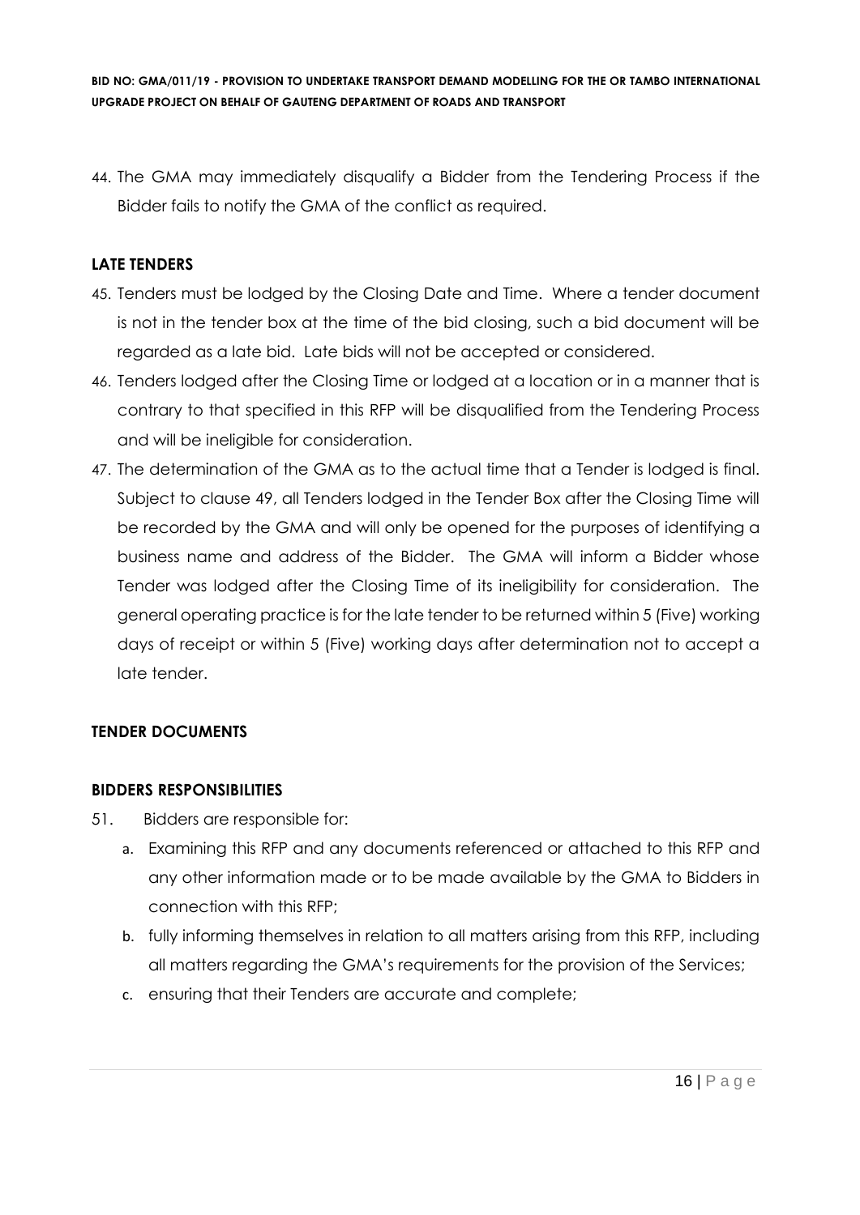44. The GMA may immediately disqualify a Bidder from the Tendering Process if the Bidder fails to notify the GMA of the conflict as required.

## LATE TENDERS

45. Tenders must be lodged by the Closing Date and Time. Where a tender document is not in the tender box at the time of the bid closing, such a bid document will be regarded as a late bid. Late bids will not be accepted or considered.
46. Tenders lodged after the Closing Time or lodged at a location or in a manner that is contrary to that specified in this RFP will be disqualified from the Tendering Process and will be ineligible for consideration.
47. The determination of the GMA as to the actual time that a Tender is lodged is final. Subject to clause 49, all Tenders lodged in the Tender Box after the Closing Time will be recorded by the GMA and will only be opened for the purposes of identifying a business name and address of the Bidder. The GMA will inform a Bidder whose Tender was lodged after the Closing Time of its ineligibility for consideration. The general operating practice is for the late tender to be returned within 5 (Five) working days of receipt or within 5 (Five) working days after determination not to accept a late tender.

## TENDER DOCUMENTS

## BIDDERS RESPONSIBILITIES

51. Bidders are responsible for:
    a. Examining this RFP and any documents referenced or attached to this RFP and any other information made or to be made available by the GMA to Bidders in connection with this RFP;
    b. fully informing themselves in relation to all matters arising from this RFP, including all matters regarding the GMA's requirements for the provision of the Services;
    c. ensuring that their Tenders are accurate and complete;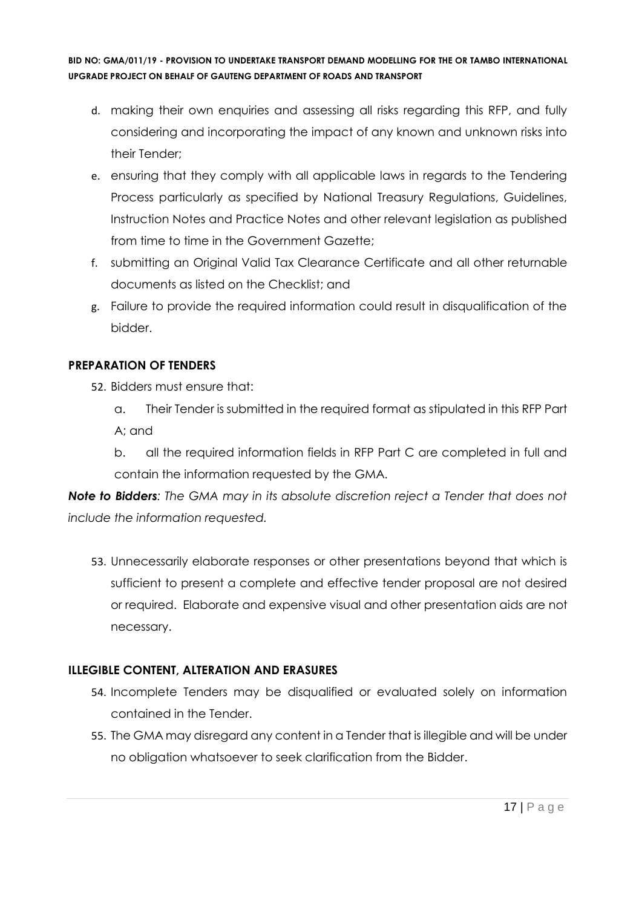d. making their own enquiries and assessing all risks regarding this RFP, and fully considering and incorporating the impact of any known and unknown risks into their Tender;

e. ensuring that they comply with all applicable laws in regards to the Tendering Process particularly as specified by National Treasury Regulations, Guidelines, Instruction Notes and Practice Notes and other relevant legislation as published from time to time in the Government Gazette;

f. submitting an Original Valid Tax Clearance Certificate and all other returnable documents as listed on the Checklist; and

g. Failure to provide the required information could result in disqualification of the bidder.

## PREPARATION OF TENDERS

52. Bidders must ensure that:

    a. Their Tender is submitted in the required format as stipulated in this RFP Part A; and

    b. all the required information fields in RFP Part C are completed in full and contain the information requested by the GMA.

***Note to Bidders****: The GMA may in its absolute discretion reject a Tender that does not include the information requested.*

53. Unnecessarily elaborate responses or other presentations beyond that which is sufficient to present a complete and effective tender proposal are not desired or required. Elaborate and expensive visual and other presentation aids are not necessary.

## ILLEGIBLE CONTENT, ALTERATION AND ERASURES

54. Incomplete Tenders may be disqualified or evaluated solely on information contained in the Tender.

55. The GMA may disregard any content in a Tender that is illegible and will be under no obligation whatsoever to seek clarification from the Bidder.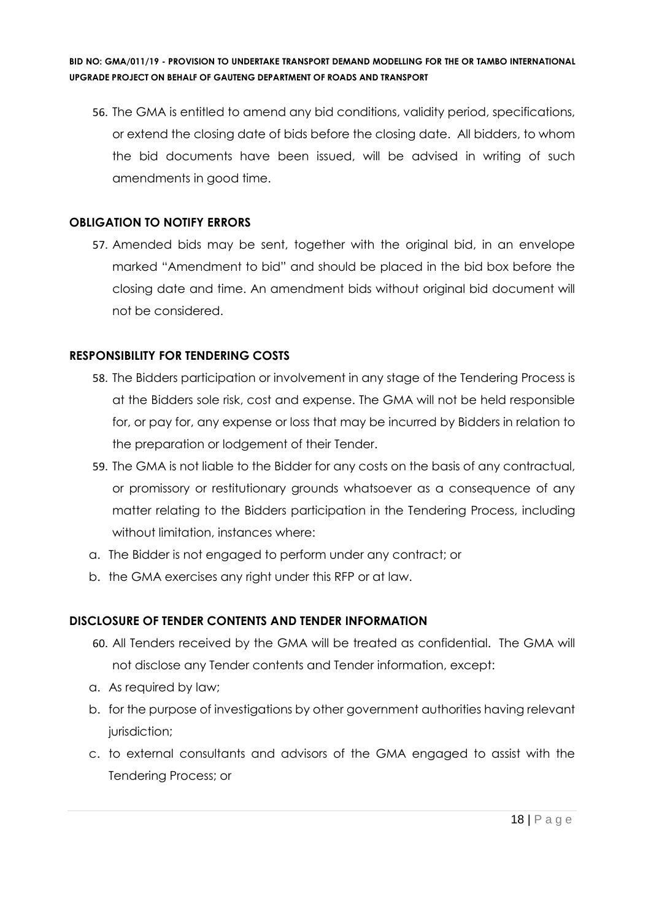56. The GMA is entitled to amend any bid conditions, validity period, specifications, or extend the closing date of bids before the closing date. All bidders, to whom the bid documents have been issued, will be advised in writing of such amendments in good time.

**OBLIGATION TO NOTIFY ERRORS**

57. Amended bids may be sent, together with the original bid, in an envelope marked "Amendment to bid" and should be placed in the bid box before the closing date and time. An amendment bids without original bid document will not be considered.

**RESPONSIBILITY FOR TENDERING COSTS**

58. The Bidders participation or involvement in any stage of the Tendering Process is at the Bidders sole risk, cost and expense. The GMA will not be held responsible for, or pay for, any expense or loss that may be incurred by Bidders in relation to the preparation or lodgement of their Tender.
59. The GMA is not liable to the Bidder for any costs on the basis of any contractual, or promissory or restitutionary grounds whatsoever as a consequence of any matter relating to the Bidders participation in the Tendering Process, including without limitation, instances where:

a. The Bidder is not engaged to perform under any contract; or
b. the GMA exercises any right under this RFP or at law.

**DISCLOSURE OF TENDER CONTENTS AND TENDER INFORMATION**

60. All Tenders received by the GMA will be treated as confidential. The GMA will not disclose any Tender contents and Tender information, except:

a. As required by law;
b. for the purpose of investigations by other government authorities having relevant jurisdiction;
c. to external consultants and advisors of the GMA engaged to assist with the Tendering Process; or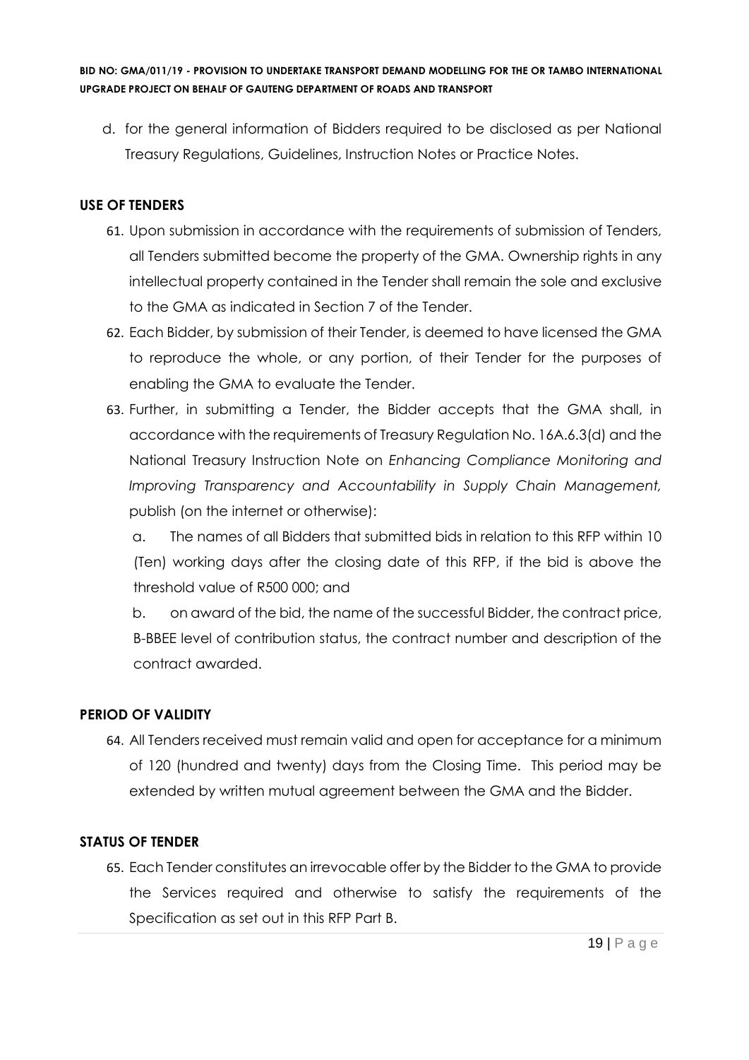d. for the general information of Bidders required to be disclosed as per National Treasury Regulations, Guidelines, Instruction Notes or Practice Notes.

**USE OF TENDERS**

61. Upon submission in accordance with the requirements of submission of Tenders, all Tenders submitted become the property of the GMA. Ownership rights in any intellectual property contained in the Tender shall remain the sole and exclusive to the GMA as indicated in Section 7 of the Tender.
62. Each Bidder, by submission of their Tender, is deemed to have licensed the GMA to reproduce the whole, or any portion, of their Tender for the purposes of enabling the GMA to evaluate the Tender.
63. Further, in submitting a Tender, the Bidder accepts that the GMA shall, in accordance with the requirements of Treasury Regulation No. 16A.6.3(d) and the National Treasury Instruction Note on *Enhancing Compliance Monitoring and Improving Transparency and Accountability in Supply Chain Management,* publish (on the internet or otherwise):

    a. The names of all Bidders that submitted bids in relation to this RFP within 10 (Ten) working days after the closing date of this RFP, if the bid is above the threshold value of R500 000; and

    b. on award of the bid, the name of the successful Bidder, the contract price, B-BBEE level of contribution status, the contract number and description of the contract awarded.

**PERIOD OF VALIDITY**

64. All Tenders received must remain valid and open for acceptance for a minimum of 120 (hundred and twenty) days from the Closing Time. This period may be extended by written mutual agreement between the GMA and the Bidder.

**STATUS OF TENDER**

65. Each Tender constitutes an irrevocable offer by the Bidder to the GMA to provide the Services required and otherwise to satisfy the requirements of the Specification as set out in this RFP Part B.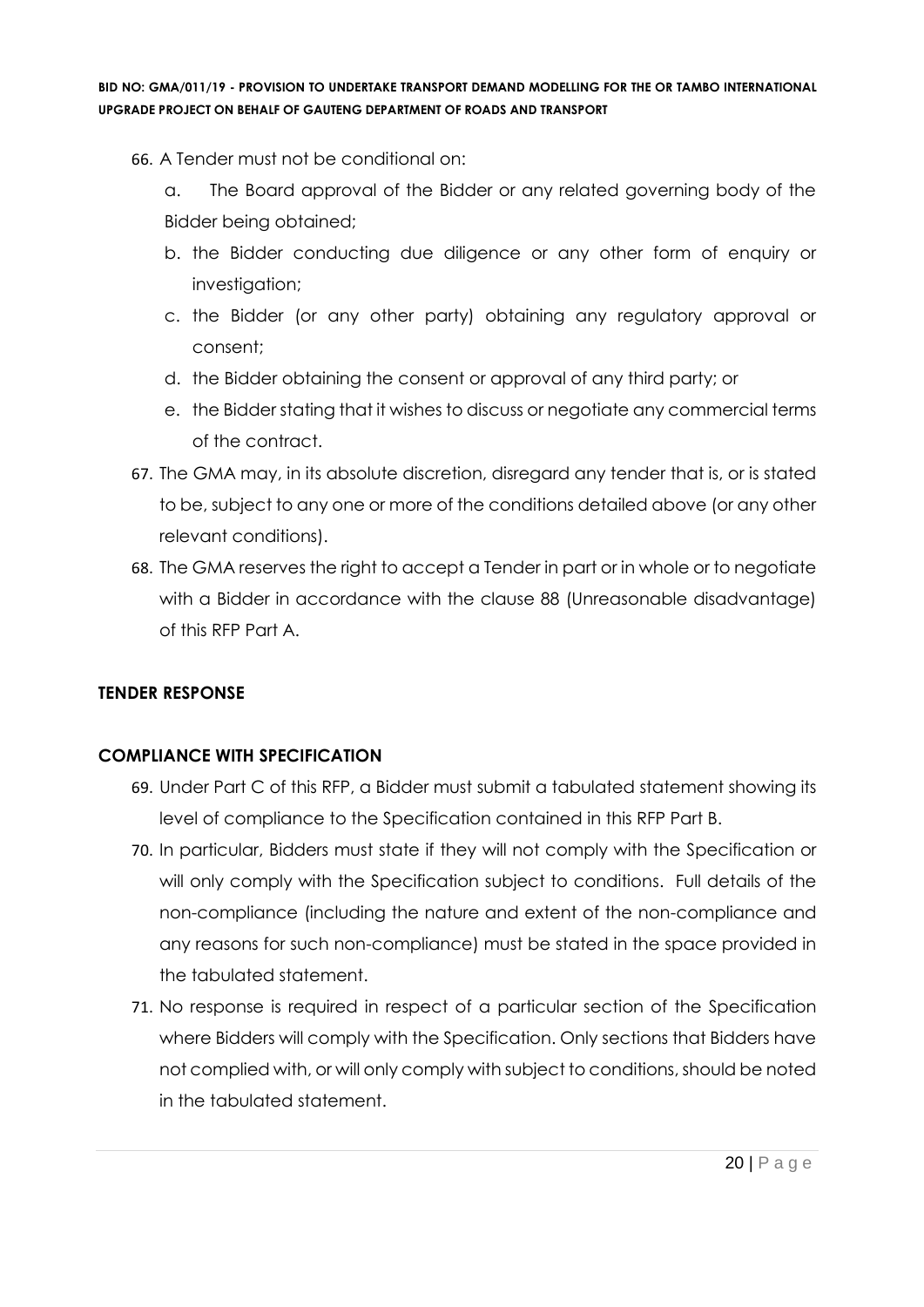66. A Tender must not be conditional on:

    a. The Board approval of the Bidder or any related governing body of the Bidder being obtained;

    b. the Bidder conducting due diligence or any other form of enquiry or investigation;

    c. the Bidder (or any other party) obtaining any regulatory approval or consent;

    d. the Bidder obtaining the consent or approval of any third party; or

    e. the Bidder stating that it wishes to discuss or negotiate any commercial terms of the contract.

67. The GMA may, in its absolute discretion, disregard any tender that is, or is stated to be, subject to any one or more of the conditions detailed above (or any other relevant conditions).

68. The GMA reserves the right to accept a Tender in part or in whole or to negotiate with a Bidder in accordance with the clause 88 (Unreasonable disadvantage) of this RFP Part A.

**TENDER RESPONSE**

**COMPLIANCE WITH SPECIFICATION**

69. Under Part C of this RFP, a Bidder must submit a tabulated statement showing its level of compliance to the Specification contained in this RFP Part B.

70. In particular, Bidders must state if they will not comply with the Specification or will only comply with the Specification subject to conditions. Full details of the non-compliance (including the nature and extent of the non-compliance and any reasons for such non-compliance) must be stated in the space provided in the tabulated statement.

71. No response is required in respect of a particular section of the Specification where Bidders will comply with the Specification. Only sections that Bidders have not complied with, or will only comply with subject to conditions, should be noted in the tabulated statement.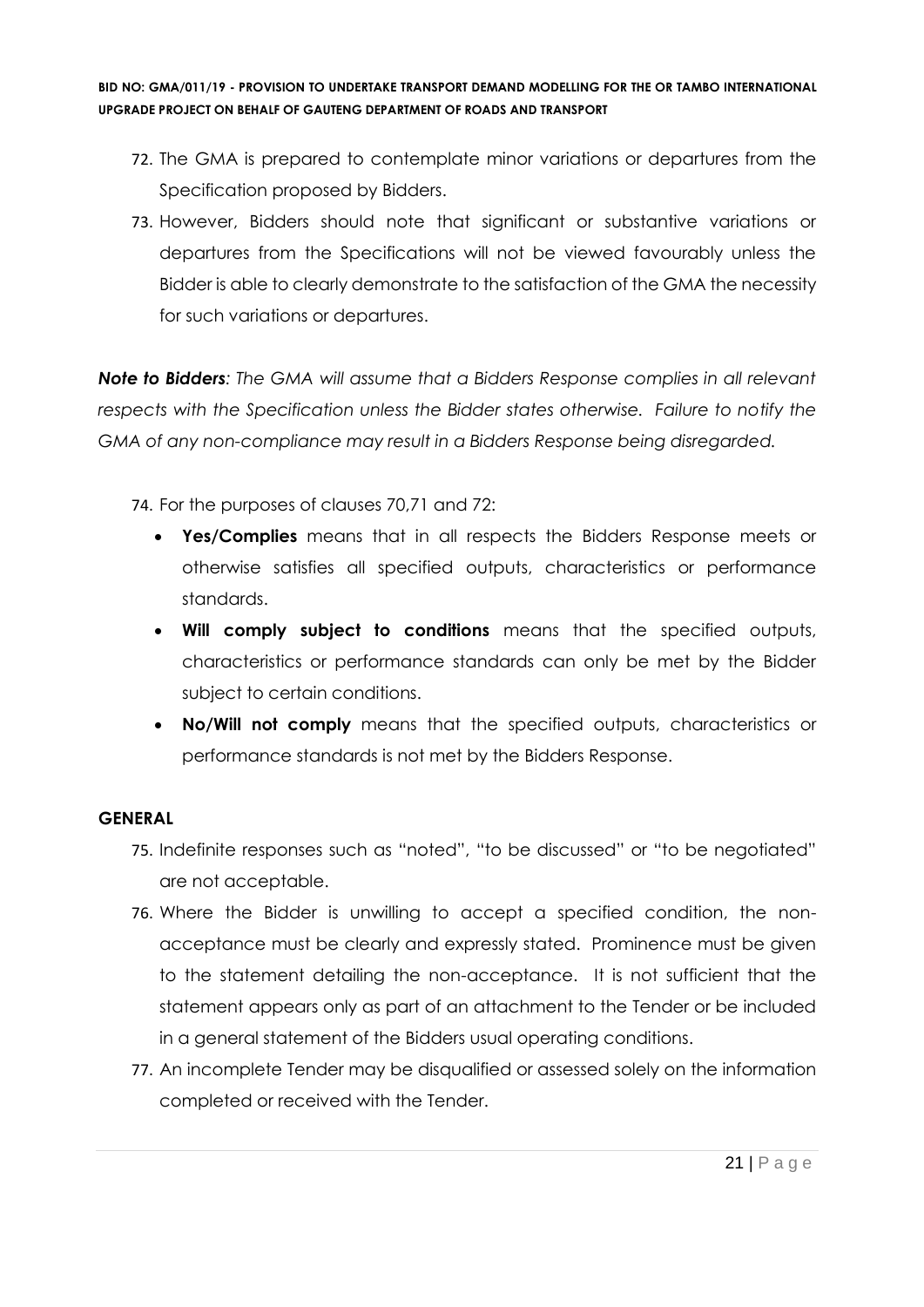72. The GMA is prepared to contemplate minor variations or departures from the Specification proposed by Bidders.
73. However, Bidders should note that significant or substantive variations or departures from the Specifications will not be viewed favourably unless the Bidder is able to clearly demonstrate to the satisfaction of the GMA the necessity for such variations or departures.

***Note to Bidders**: The GMA will assume that a Bidders Response complies in all relevant respects with the Specification unless the Bidder states otherwise. Failure to notify the GMA of any non-compliance may result in a Bidders Response being disregarded.*

74. For the purposes of clauses 70,71 and 72:
    - **Yes/Complies** means that in all respects the Bidders Response meets or otherwise satisfies all specified outputs, characteristics or performance standards.
    - **Will comply subject to conditions** means that the specified outputs, characteristics or performance standards can only be met by the Bidder subject to certain conditions.
    - **No/Will not comply** means that the specified outputs, characteristics or performance standards is not met by the Bidders Response.

**GENERAL**

75. Indefinite responses such as "noted", "to be discussed" or "to be negotiated" are not acceptable.
76. Where the Bidder is unwilling to accept a specified condition, the non-acceptance must be clearly and expressly stated. Prominence must be given to the statement detailing the non-acceptance. It is not sufficient that the statement appears only as part of an attachment to the Tender or be included in a general statement of the Bidders usual operating conditions.
77. An incomplete Tender may be disqualified or assessed solely on the information completed or received with the Tender.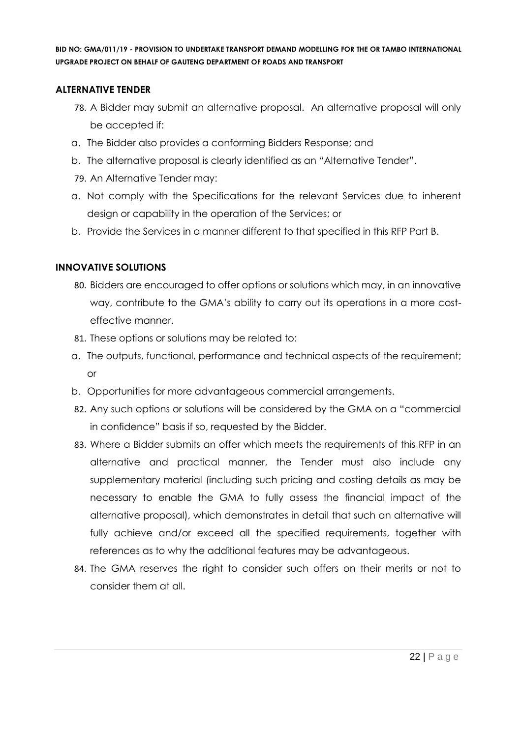## ALTERNATIVE TENDER

78. A Bidder may submit an alternative proposal. An alternative proposal will only be accepted if:

a. The Bidder also provides a conforming Bidders Response; and

b. The alternative proposal is clearly identified as an "Alternative Tender".

79. An Alternative Tender may:

a. Not comply with the Specifications for the relevant Services due to inherent design or capability in the operation of the Services; or

b. Provide the Services in a manner different to that specified in this RFP Part B.

## INNOVATIVE SOLUTIONS

80. Bidders are encouraged to offer options or solutions which may, in an innovative way, contribute to the GMA's ability to carry out its operations in a more cost-effective manner.

81. These options or solutions may be related to:

a. The outputs, functional, performance and technical aspects of the requirement; or

b. Opportunities for more advantageous commercial arrangements.

82. Any such options or solutions will be considered by the GMA on a "commercial in confidence" basis if so, requested by the Bidder.

83. Where a Bidder submits an offer which meets the requirements of this RFP in an alternative and practical manner, the Tender must also include any supplementary material (including such pricing and costing details as may be necessary to enable the GMA to fully assess the financial impact of the alternative proposal), which demonstrates in detail that such an alternative will fully achieve and/or exceed all the specified requirements, together with references as to why the additional features may be advantageous.

84. The GMA reserves the right to consider such offers on their merits or not to consider them at all.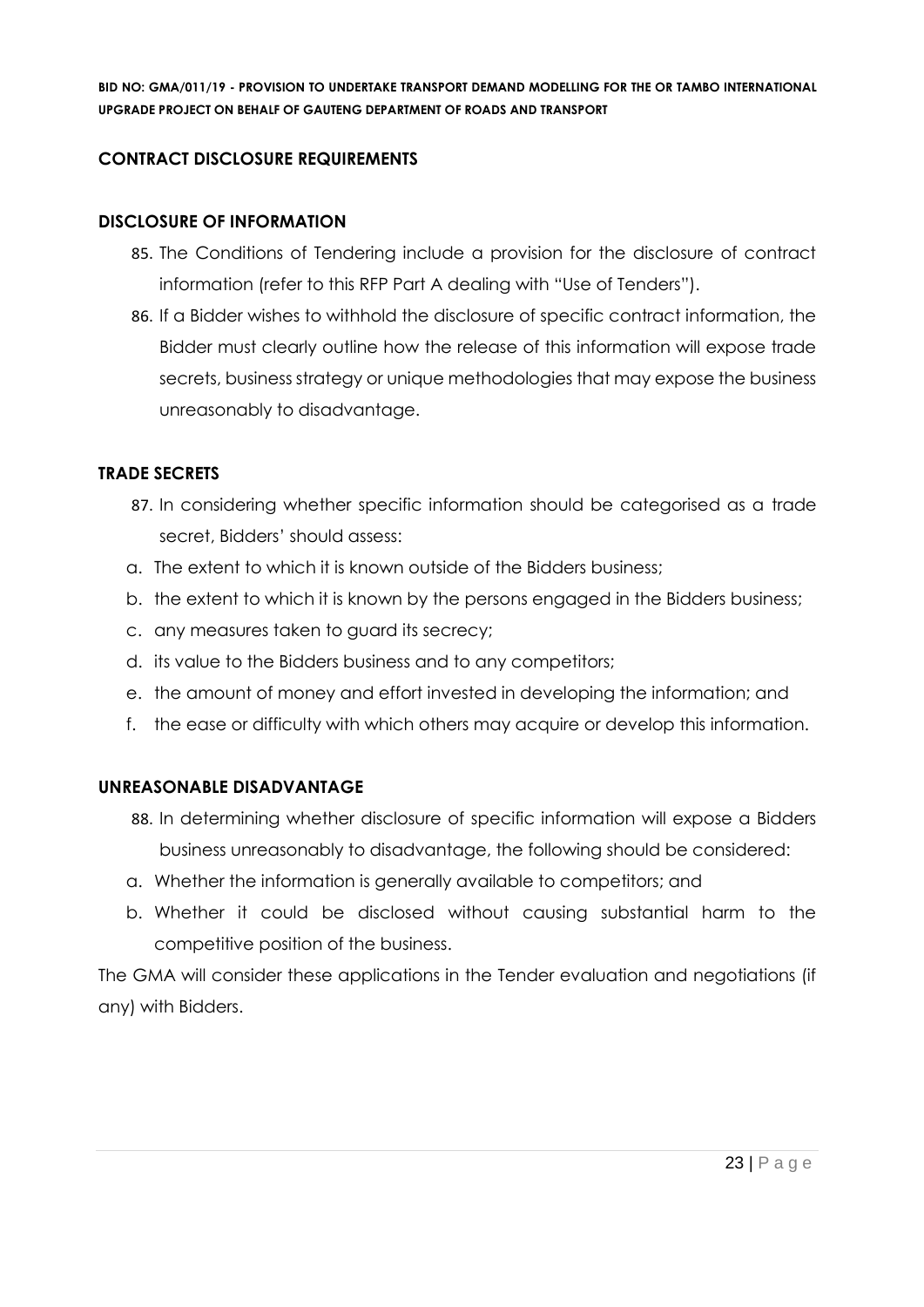## CONTRACT DISCLOSURE REQUIREMENTS

### DISCLOSURE OF INFORMATION

85. The Conditions of Tendering include a provision for the disclosure of contract information (refer to this RFP Part A dealing with "Use of Tenders").
86. If a Bidder wishes to withhold the disclosure of specific contract information, the Bidder must clearly outline how the release of this information will expose trade secrets, business strategy or unique methodologies that may expose the business unreasonably to disadvantage.

### TRADE SECRETS

87. In considering whether specific information should be categorised as a trade secret, Bidders' should assess:

a. The extent to which it is known outside of the Bidders business;
b. the extent to which it is known by the persons engaged in the Bidders business;
c. any measures taken to guard its secrecy;
d. its value to the Bidders business and to any competitors;
e. the amount of money and effort invested in developing the information; and
f. the ease or difficulty with which others may acquire or develop this information.

### UNREASONABLE DISADVANTAGE

88. In determining whether disclosure of specific information will expose a Bidders business unreasonably to disadvantage, the following should be considered:

a. Whether the information is generally available to competitors; and
b. Whether it could be disclosed without causing substantial harm to the competitive position of the business.

The GMA will consider these applications in the Tender evaluation and negotiations (if any) with Bidders.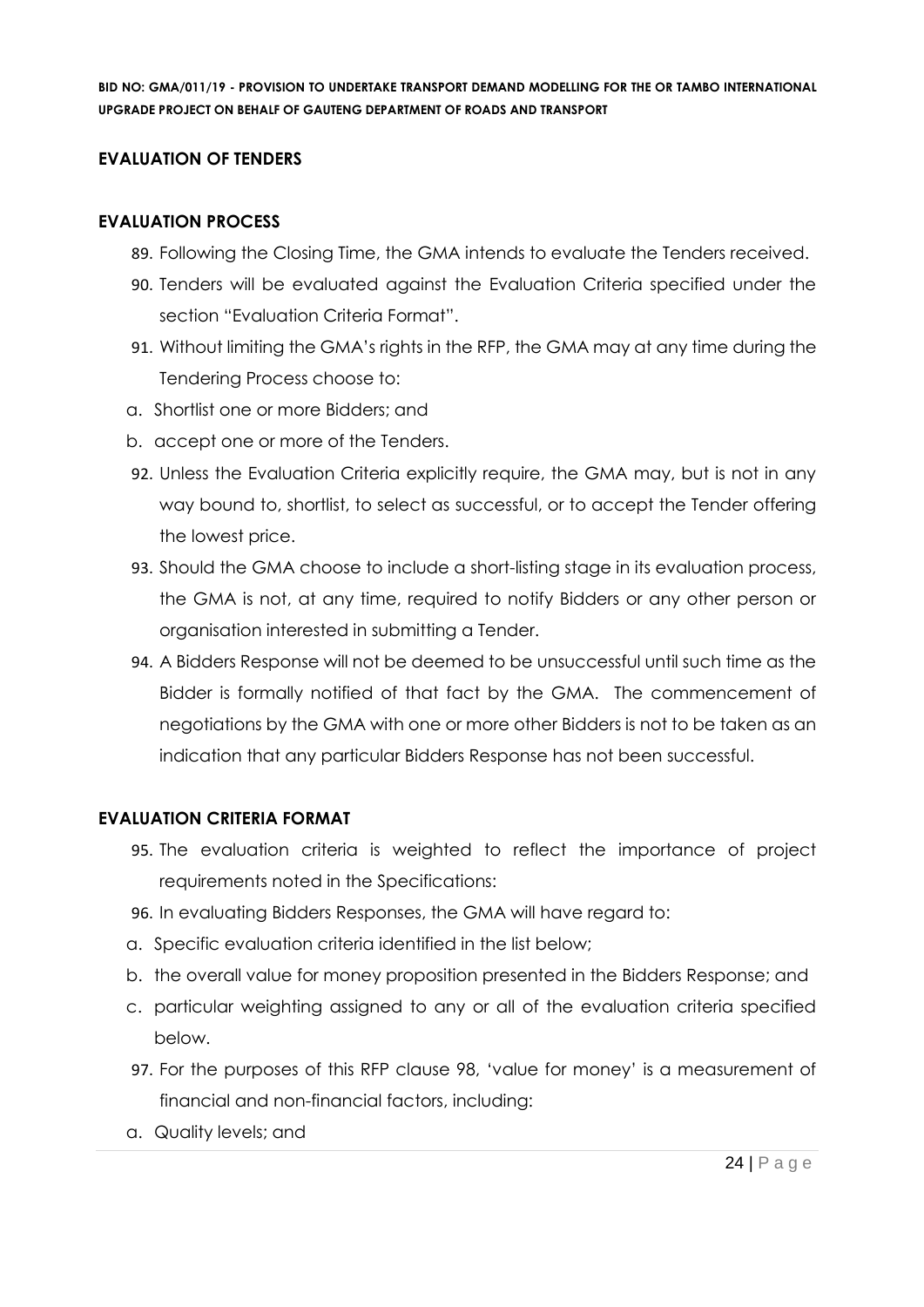## EVALUATION OF TENDERS

### EVALUATION PROCESS

89. Following the Closing Time, the GMA intends to evaluate the Tenders received.
90. Tenders will be evaluated against the Evaluation Criteria specified under the section "Evaluation Criteria Format".
91. Without limiting the GMA's rights in the RFP, the GMA may at any time during the Tendering Process choose to:

a. Shortlist one or more Bidders; and
b. accept one or more of the Tenders.

92. Unless the Evaluation Criteria explicitly require, the GMA may, but is not in any way bound to, shortlist, to select as successful, or to accept the Tender offering the lowest price.
93. Should the GMA choose to include a short-listing stage in its evaluation process, the GMA is not, at any time, required to notify Bidders or any other person or organisation interested in submitting a Tender.
94. A Bidders Response will not be deemed to be unsuccessful until such time as the Bidder is formally notified of that fact by the GMA. The commencement of negotiations by the GMA with one or more other Bidders is not to be taken as an indication that any particular Bidders Response has not been successful.

### EVALUATION CRITERIA FORMAT

95. The evaluation criteria is weighted to reflect the importance of project requirements noted in the Specifications:
96. In evaluating Bidders Responses, the GMA will have regard to:

a. Specific evaluation criteria identified in the list below;
b. the overall value for money proposition presented in the Bidders Response; and
c. particular weighting assigned to any or all of the evaluation criteria specified below.

97. For the purposes of this RFP clause 98, 'value for money' is a measurement of financial and non-financial factors, including:

a. Quality levels; and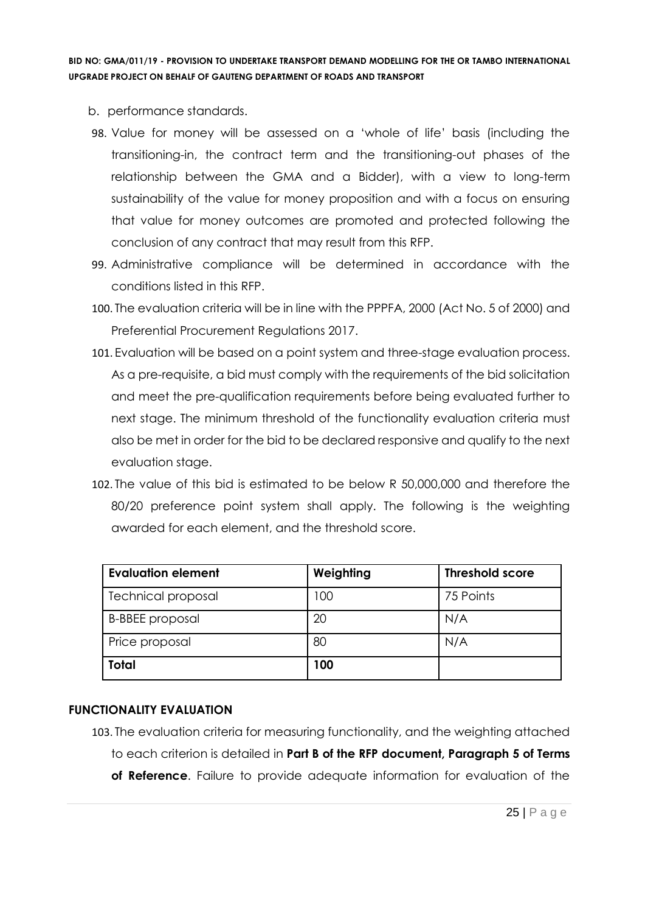b. performance standards.

98. Value for money will be assessed on a 'whole of life' basis (including the transitioning-in, the contract term and the transitioning-out phases of the relationship between the GMA and a Bidder), with a view to long-term sustainability of the value for money proposition and with a focus on ensuring that value for money outcomes are promoted and protected following the conclusion of any contract that may result from this RFP.
99. Administrative compliance will be determined in accordance with the conditions listed in this RFP.
100. The evaluation criteria will be in line with the PPPFA, 2000 (Act No. 5 of 2000) and Preferential Procurement Regulations 2017.
101. Evaluation will be based on a point system and three-stage evaluation process. As a pre-requisite, a bid must comply with the requirements of the bid solicitation and meet the pre-qualification requirements before being evaluated further to next stage. The minimum threshold of the functionality evaluation criteria must also be met in order for the bid to be declared responsive and qualify to the next evaluation stage.
102. The value of this bid is estimated to be below R 50,000,000 and therefore the 80/20 preference point system shall apply. The following is the weighting awarded for each element, and the threshold score.

| Evaluation element | Weighting | Threshold score |
| --- | --- | --- |
| Technical proposal | 100 | 75 Points |
| B-BBEE proposal | 20 | N/A |
| Price proposal | 80 | N/A |
| **Total** | **100** | |

## FUNCTIONALITY EVALUATION

103. The evaluation criteria for measuring functionality, and the weighting attached to each criterion is detailed in **Part B of the RFP document, Paragraph 5 of Terms of Reference**. Failure to provide adequate information for evaluation of the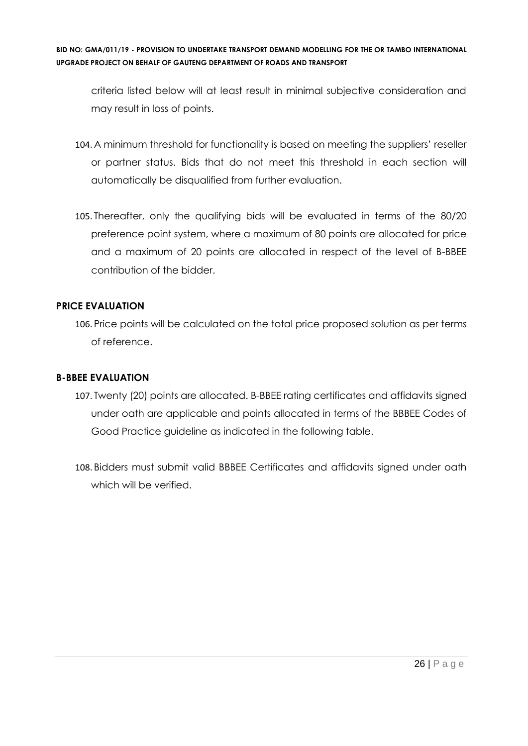criteria listed below will at least result in minimal subjective consideration and may result in loss of points.

104. A minimum threshold for functionality is based on meeting the suppliers' reseller or partner status. Bids that do not meet this threshold in each section will automatically be disqualified from further evaluation.

105. Thereafter, only the qualifying bids will be evaluated in terms of the 80/20 preference point system, where a maximum of 80 points are allocated for price and a maximum of 20 points are allocated in respect of the level of B-BBEE contribution of the bidder.

**PRICE EVALUATION**

106. Price points will be calculated on the total price proposed solution as per terms of reference.

**B-BBEE EVALUATION**

107. Twenty (20) points are allocated. B-BBEE rating certificates and affidavits signed under oath are applicable and points allocated in terms of the BBBEE Codes of Good Practice guideline as indicated in the following table.

108. Bidders must submit valid BBBEE Certificates and affidavits signed under oath which will be verified.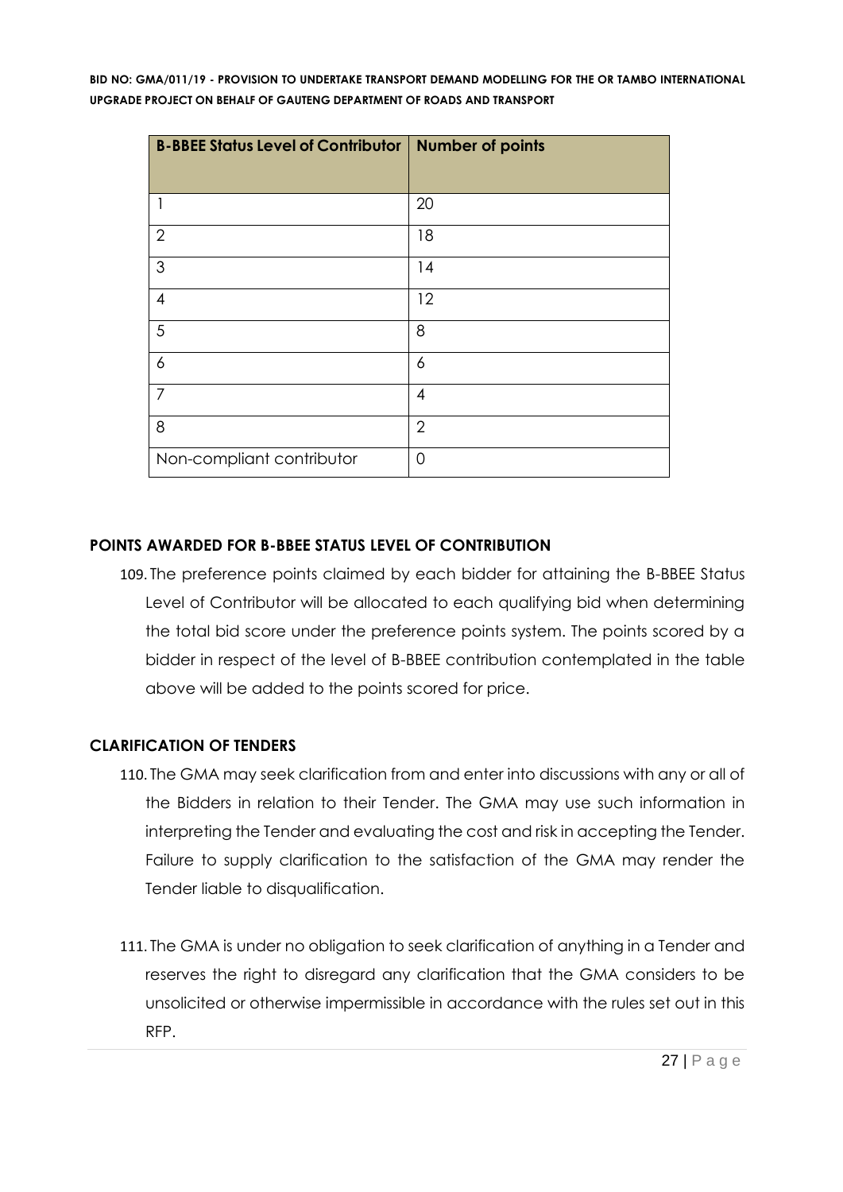| B-BBEE Status Level of Contributor | Number of points |
|---|---|
| 1 | 20 |
| 2 | 18 |
| 3 | 14 |
| 4 | 12 |
| 5 | 8 |
| 6 | 6 |
| 7 | 4 |
| 8 | 2 |
| Non-compliant contributor | 0 |

## POINTS AWARDED FOR B-BBEE STATUS LEVEL OF CONTRIBUTION

109. The preference points claimed by each bidder for attaining the B-BBEE Status Level of Contributor will be allocated to each qualifying bid when determining the total bid score under the preference points system. The points scored by a bidder in respect of the level of B-BBEE contribution contemplated in the table above will be added to the points scored for price.

## CLARIFICATION OF TENDERS

110. The GMA may seek clarification from and enter into discussions with any or all of the Bidders in relation to their Tender. The GMA may use such information in interpreting the Tender and evaluating the cost and risk in accepting the Tender. Failure to supply clarification to the satisfaction of the GMA may render the Tender liable to disqualification.

111. The GMA is under no obligation to seek clarification of anything in a Tender and reserves the right to disregard any clarification that the GMA considers to be unsolicited or otherwise impermissible in accordance with the rules set out in this RFP.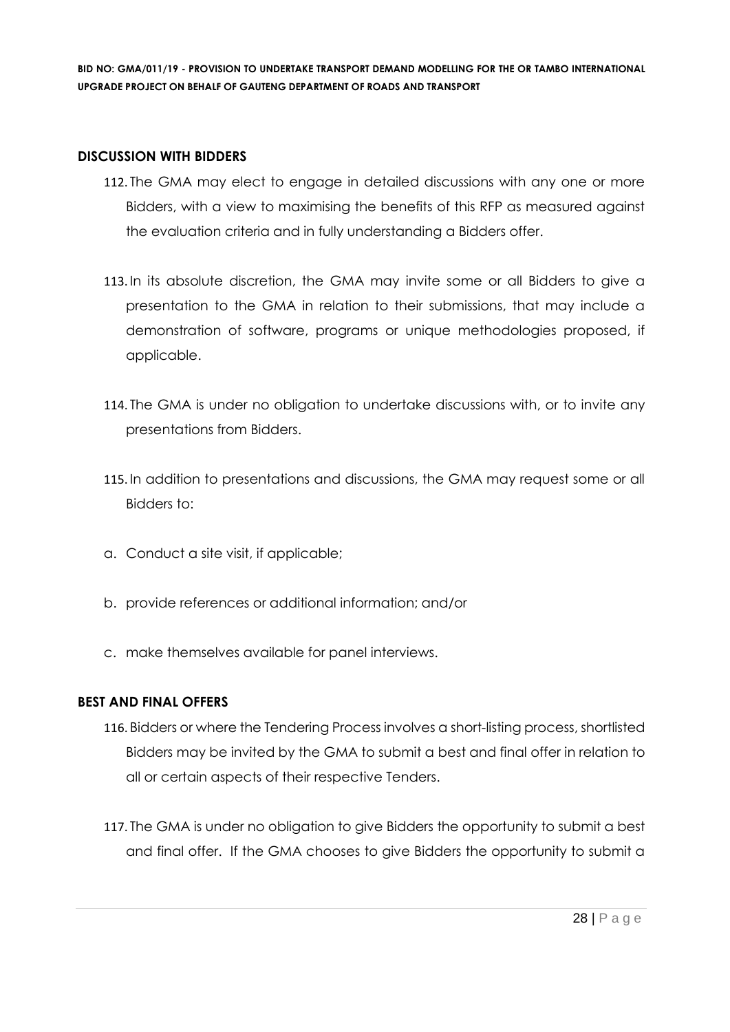## DISCUSSION WITH BIDDERS

112. The GMA may elect to engage in detailed discussions with any one or more Bidders, with a view to maximising the benefits of this RFP as measured against the evaluation criteria and in fully understanding a Bidders offer.

113. In its absolute discretion, the GMA may invite some or all Bidders to give a presentation to the GMA in relation to their submissions, that may include a demonstration of software, programs or unique methodologies proposed, if applicable.

114. The GMA is under no obligation to undertake discussions with, or to invite any presentations from Bidders.

115. In addition to presentations and discussions, the GMA may request some or all Bidders to:

a. Conduct a site visit, if applicable;

b. provide references or additional information; and/or

c. make themselves available for panel interviews.

## BEST AND FINAL OFFERS

116. Bidders or where the Tendering Process involves a short-listing process, shortlisted Bidders may be invited by the GMA to submit a best and final offer in relation to all or certain aspects of their respective Tenders.

117. The GMA is under no obligation to give Bidders the opportunity to submit a best and final offer. If the GMA chooses to give Bidders the opportunity to submit a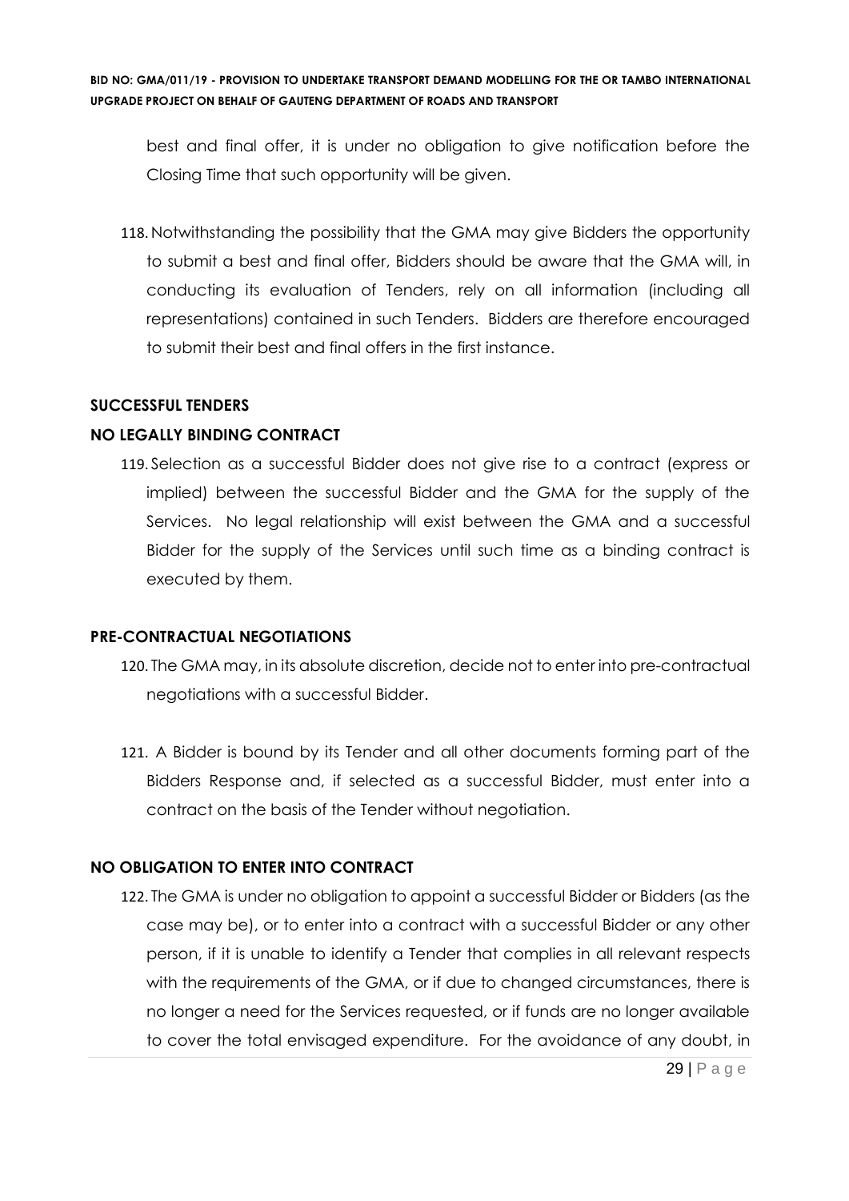best and final offer, it is under no obligation to give notification before the Closing Time that such opportunity will be given.

118. Notwithstanding the possibility that the GMA may give Bidders the opportunity to submit a best and final offer, Bidders should be aware that the GMA will, in conducting its evaluation of Tenders, rely on all information (including all representations) contained in such Tenders. Bidders are therefore encouraged to submit their best and final offers in the first instance.

**SUCCESSFUL TENDERS**

**NO LEGALLY BINDING CONTRACT**

119. Selection as a successful Bidder does not give rise to a contract (express or implied) between the successful Bidder and the GMA for the supply of the Services. No legal relationship will exist between the GMA and a successful Bidder for the supply of the Services until such time as a binding contract is executed by them.

**PRE-CONTRACTUAL NEGOTIATIONS**

120. The GMA may, in its absolute discretion, decide not to enter into pre-contractual negotiations with a successful Bidder.

121. A Bidder is bound by its Tender and all other documents forming part of the Bidders Response and, if selected as a successful Bidder, must enter into a contract on the basis of the Tender without negotiation.

**NO OBLIGATION TO ENTER INTO CONTRACT**

122. The GMA is under no obligation to appoint a successful Bidder or Bidders (as the case may be), or to enter into a contract with a successful Bidder or any other person, if it is unable to identify a Tender that complies in all relevant respects with the requirements of the GMA, or if due to changed circumstances, there is no longer a need for the Services requested, or if funds are no longer available to cover the total envisaged expenditure. For the avoidance of any doubt, in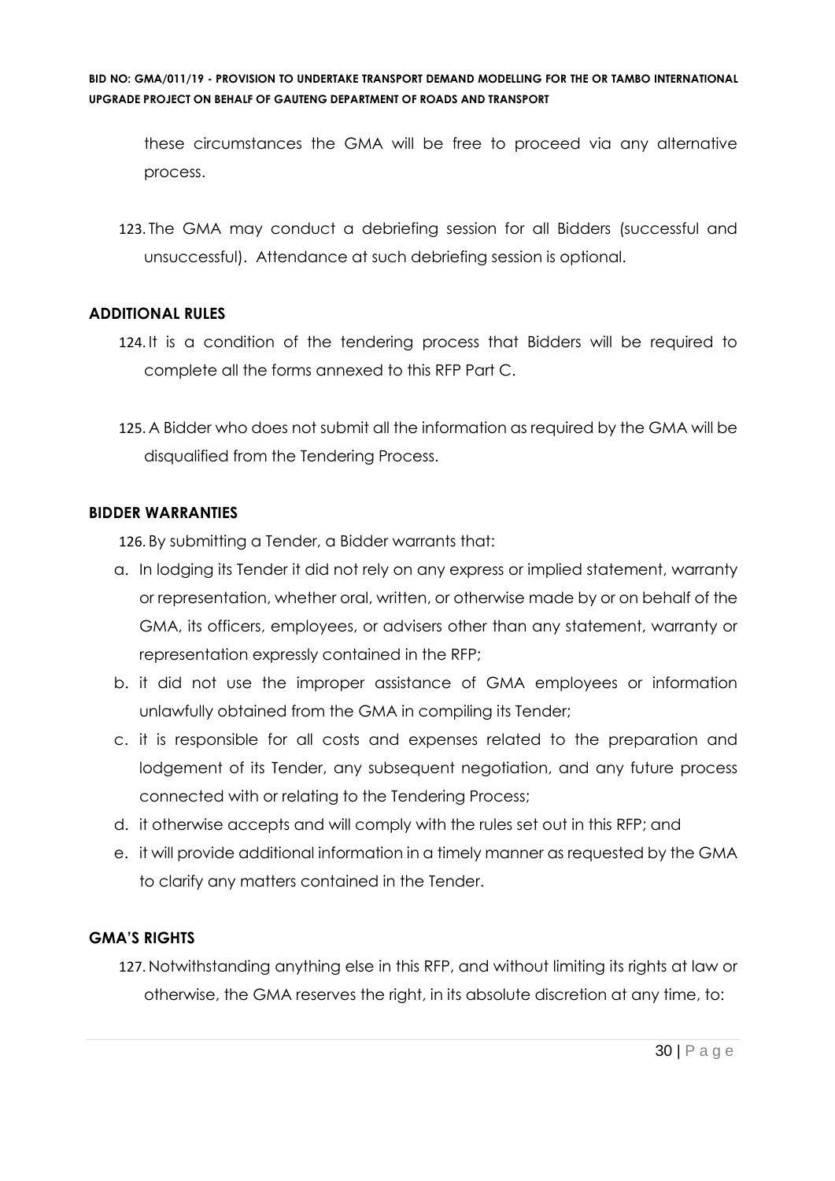these circumstances the GMA will be free to proceed via any alternative process.

123. The GMA may conduct a debriefing session for all Bidders (successful and unsuccessful). Attendance at such debriefing session is optional.

**ADDITIONAL RULES**

124. It is a condition of the tendering process that Bidders will be required to complete all the forms annexed to this RFP Part C.

125. A Bidder who does not submit all the information as required by the GMA will be disqualified from the Tendering Process.

**BIDDER WARRANTIES**

126. By submitting a Tender, a Bidder warrants that:

a. In lodging its Tender it did not rely on any express or implied statement, warranty or representation, whether oral, written, or otherwise made by or on behalf of the GMA, its officers, employees, or advisers other than any statement, warranty or representation expressly contained in the RFP;
b. it did not use the improper assistance of GMA employees or information unlawfully obtained from the GMA in compiling its Tender;
c. it is responsible for all costs and expenses related to the preparation and lodgement of its Tender, any subsequent negotiation, and any future process connected with or relating to the Tendering Process;
d. it otherwise accepts and will comply with the rules set out in this RFP; and
e. it will provide additional information in a timely manner as requested by the GMA to clarify any matters contained in the Tender.

**GMA'S RIGHTS**

127. Notwithstanding anything else in this RFP, and without limiting its rights at law or otherwise, the GMA reserves the right, in its absolute discretion at any time, to: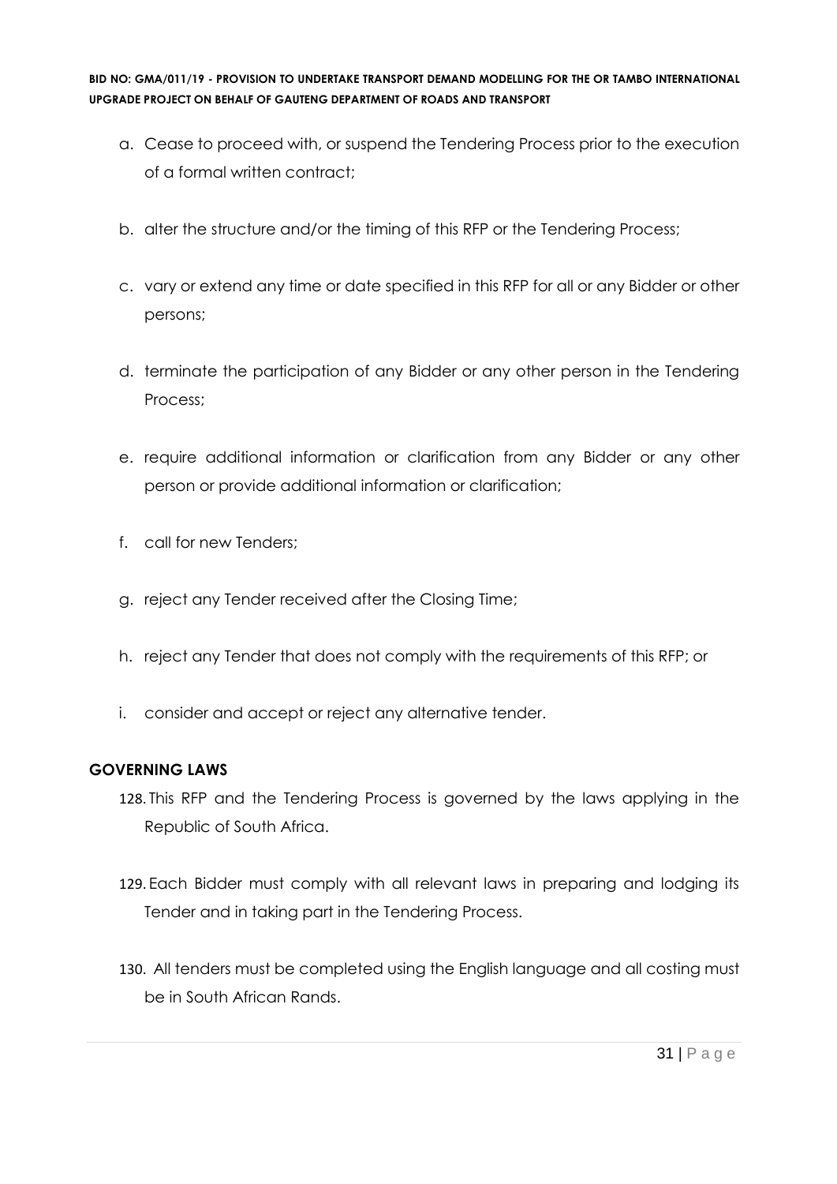a. Cease to proceed with, or suspend the Tendering Process prior to the execution of a formal written contract;

b. alter the structure and/or the timing of this RFP or the Tendering Process;

c. vary or extend any time or date specified in this RFP for all or any Bidder or other persons;

d. terminate the participation of any Bidder or any other person in the Tendering Process;

e. require additional information or clarification from any Bidder or any other person or provide additional information or clarification;

f. call for new Tenders;

g. reject any Tender received after the Closing Time;

h. reject any Tender that does not comply with the requirements of this RFP; or

i. consider and accept or reject any alternative tender.

**GOVERNING LAWS**

128. This RFP and the Tendering Process is governed by the laws applying in the Republic of South Africa.

129. Each Bidder must comply with all relevant laws in preparing and lodging its Tender and in taking part in the Tendering Process.

130. All tenders must be completed using the English language and all costing must be in South African Rands.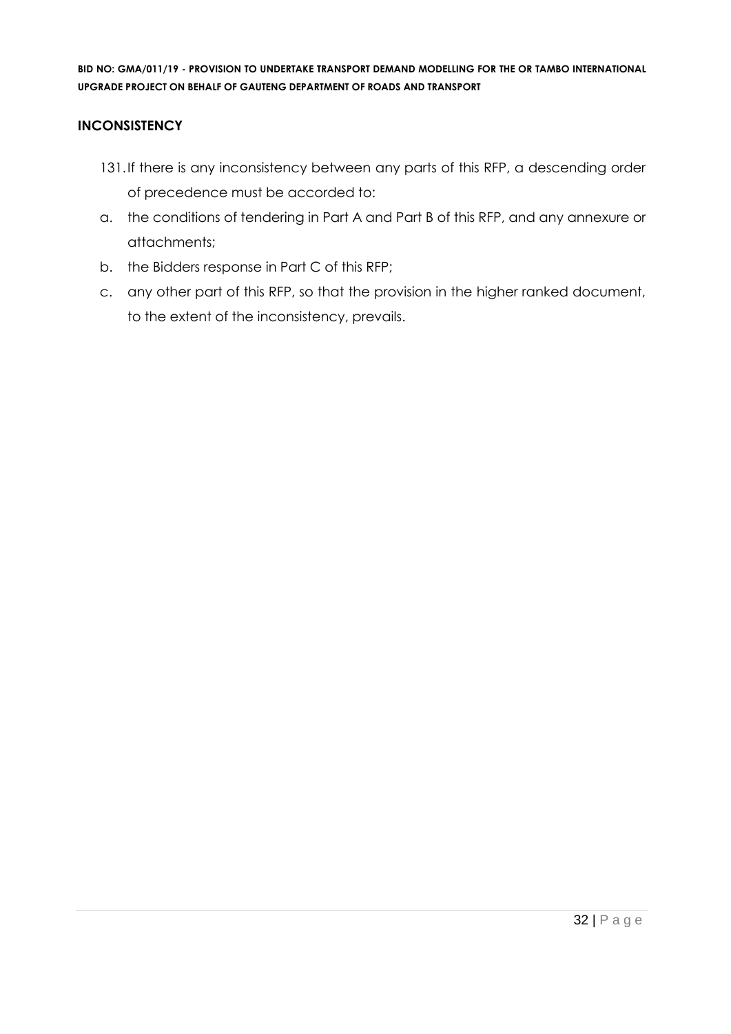## INCONSISTENCY

131. If there is any inconsistency between any parts of this RFP, a descending order of precedence must be accorded to:

a. the conditions of tendering in Part A and Part B of this RFP, and any annexure or attachments;

b. the Bidders response in Part C of this RFP;

c. any other part of this RFP, so that the provision in the higher ranked document, to the extent of the inconsistency, prevails.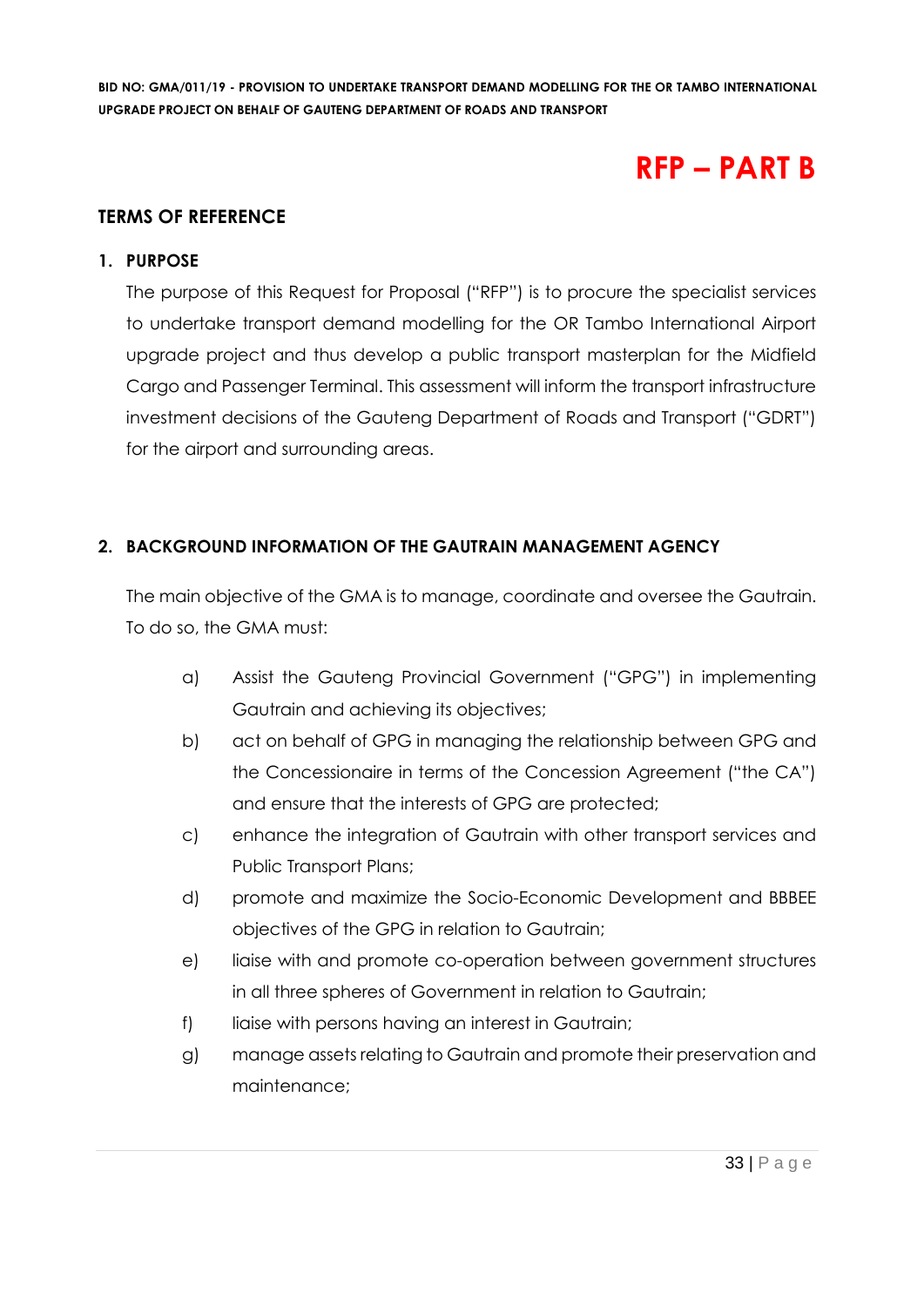# RFP – PART B

## TERMS OF REFERENCE

### 1. PURPOSE

The purpose of this Request for Proposal ("RFP") is to procure the specialist services to undertake transport demand modelling for the OR Tambo International Airport upgrade project and thus develop a public transport masterplan for the Midfield Cargo and Passenger Terminal. This assessment will inform the transport infrastructure investment decisions of the Gauteng Department of Roads and Transport ("GDRT") for the airport and surrounding areas.

### 2. BACKGROUND INFORMATION OF THE GAUTRAIN MANAGEMENT AGENCY

The main objective of the GMA is to manage, coordinate and oversee the Gautrain. To do so, the GMA must:

a) Assist the Gauteng Provincial Government ("GPG") in implementing Gautrain and achieving its objectives;

b) act on behalf of GPG in managing the relationship between GPG and the Concessionaire in terms of the Concession Agreement ("the CA") and ensure that the interests of GPG are protected;

c) enhance the integration of Gautrain with other transport services and Public Transport Plans;

d) promote and maximize the Socio-Economic Development and BBBEE objectives of the GPG in relation to Gautrain;

e) liaise with and promote co-operation between government structures in all three spheres of Government in relation to Gautrain;

f) liaise with persons having an interest in Gautrain;

g) manage assets relating to Gautrain and promote their preservation and maintenance;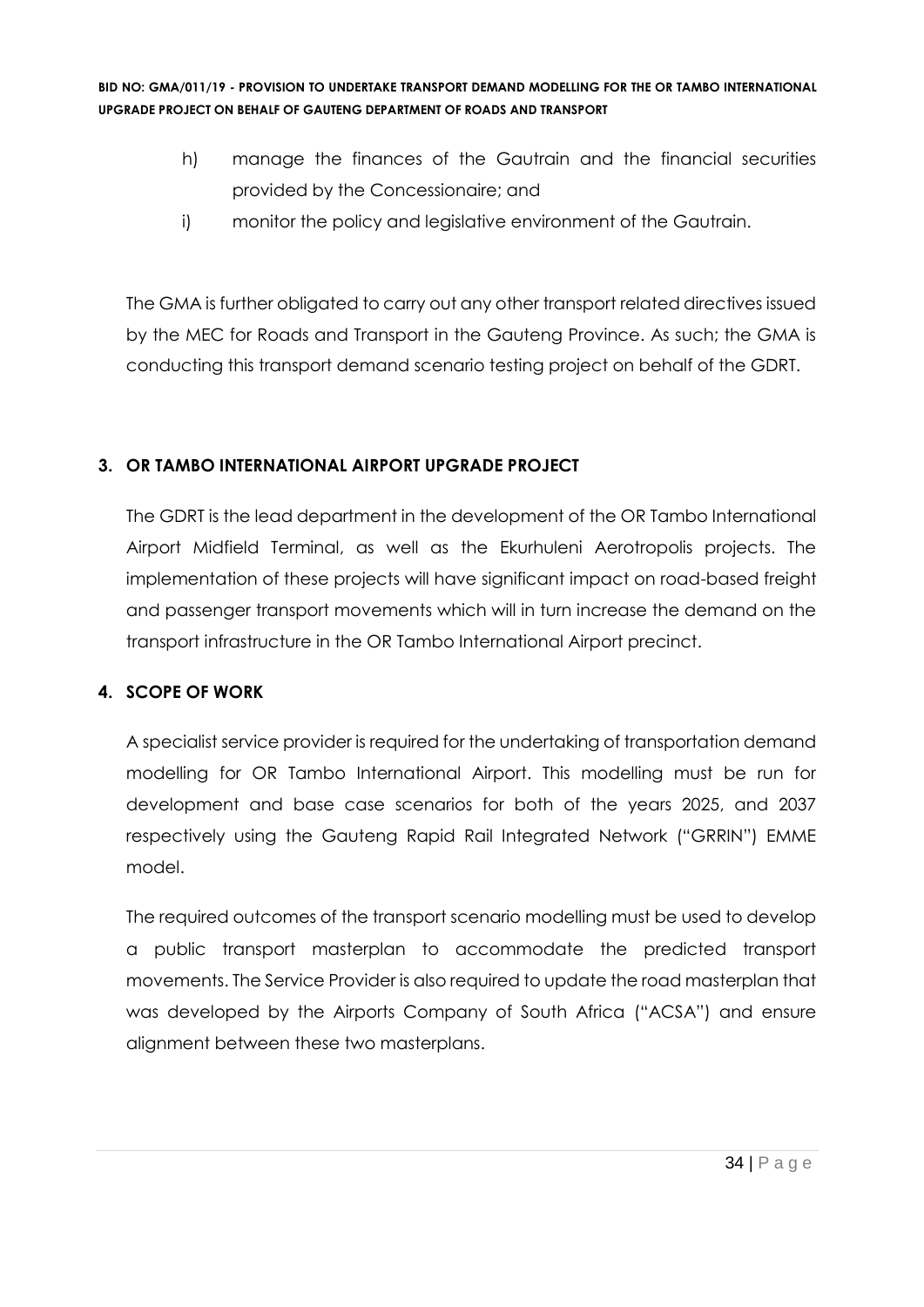h) manage the finances of the Gautrain and the financial securities provided by the Concessionaire; and

i) monitor the policy and legislative environment of the Gautrain.

The GMA is further obligated to carry out any other transport related directives issued by the MEC for Roads and Transport in the Gauteng Province. As such; the GMA is conducting this transport demand scenario testing project on behalf of the GDRT.

## 3. OR TAMBO INTERNATIONAL AIRPORT UPGRADE PROJECT

The GDRT is the lead department in the development of the OR Tambo International Airport Midfield Terminal, as well as the Ekurhuleni Aerotropolis projects. The implementation of these projects will have significant impact on road-based freight and passenger transport movements which will in turn increase the demand on the transport infrastructure in the OR Tambo International Airport precinct.

## 4. SCOPE OF WORK

A specialist service provider is required for the undertaking of transportation demand modelling for OR Tambo International Airport. This modelling must be run for development and base case scenarios for both of the years 2025, and 2037 respectively using the Gauteng Rapid Rail Integrated Network ("GRRIN") EMME model.

The required outcomes of the transport scenario modelling must be used to develop a public transport masterplan to accommodate the predicted transport movements. The Service Provider is also required to update the road masterplan that was developed by the Airports Company of South Africa ("ACSA") and ensure alignment between these two masterplans.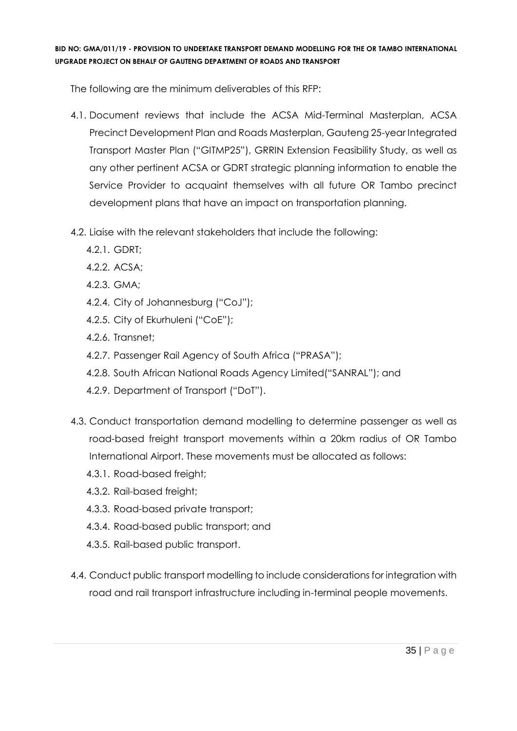The following are the minimum deliverables of this RFP:

4.1. Document reviews that include the ACSA Mid-Terminal Masterplan, ACSA Precinct Development Plan and Roads Masterplan, Gauteng 25-year Integrated Transport Master Plan ("GITMP25"), GRRIN Extension Feasibility Study, as well as any other pertinent ACSA or GDRT strategic planning information to enable the Service Provider to acquaint themselves with all future OR Tambo precinct development plans that have an impact on transportation planning.

4.2. Liaise with the relevant stakeholders that include the following:

- 4.2.1. GDRT;
- 4.2.2. ACSA;
- 4.2.3. GMA;
- 4.2.4. City of Johannesburg ("CoJ");
- 4.2.5. City of Ekurhuleni ("CoE");
- 4.2.6. Transnet;
- 4.2.7. Passenger Rail Agency of South Africa ("PRASA");
- 4.2.8. South African National Roads Agency Limited("SANRAL"); and
- 4.2.9. Department of Transport ("DoT").

4.3. Conduct transportation demand modelling to determine passenger as well as road-based freight transport movements within a 20km radius of OR Tambo International Airport. These movements must be allocated as follows:

- 4.3.1. Road-based freight;
- 4.3.2. Rail-based freight;
- 4.3.3. Road-based private transport;
- 4.3.4. Road-based public transport; and
- 4.3.5. Rail-based public transport.

4.4. Conduct public transport modelling to include considerations for integration with road and rail transport infrastructure including in-terminal people movements.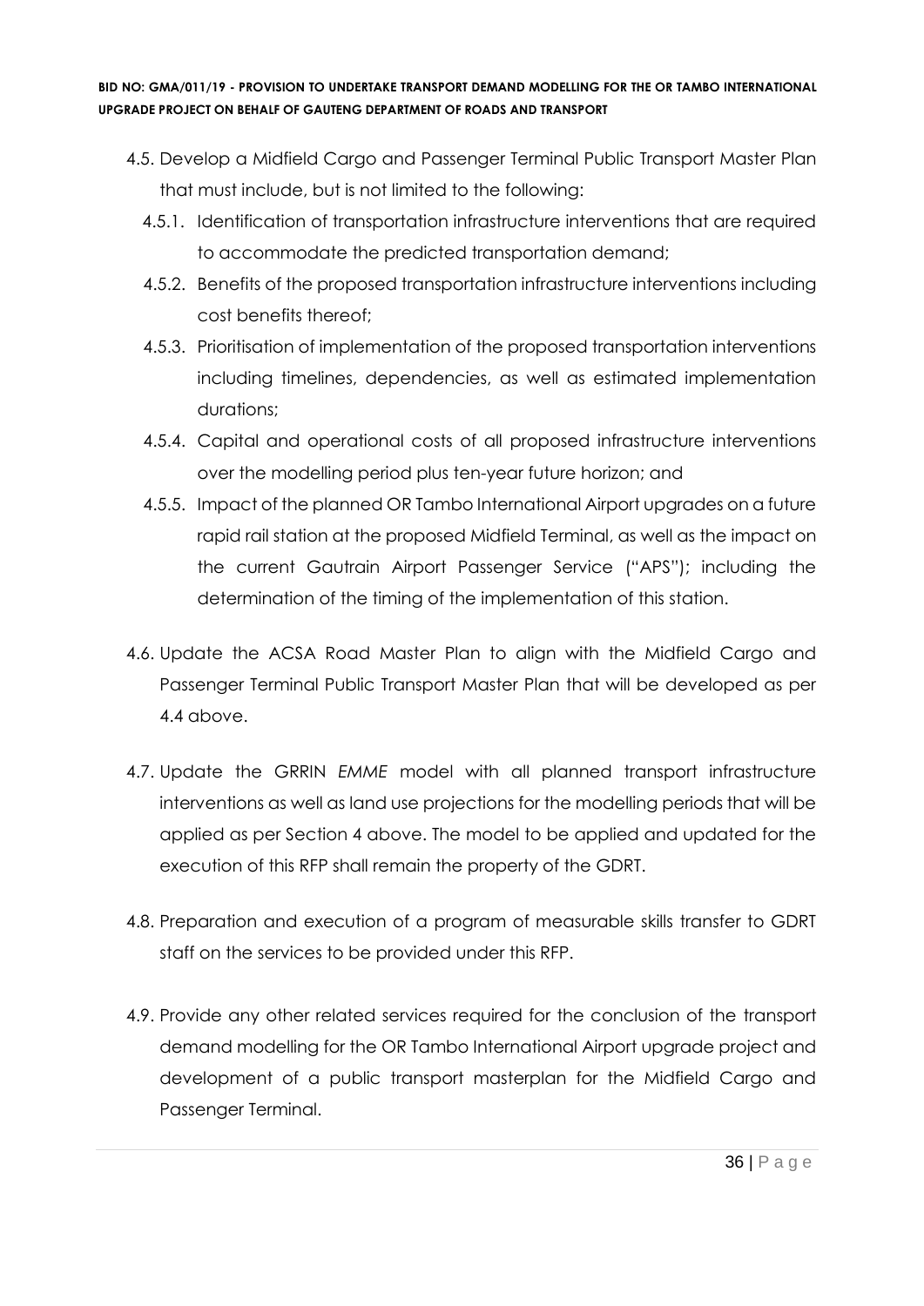4.5. Develop a Midfield Cargo and Passenger Terminal Public Transport Master Plan that must include, but is not limited to the following:

  4.5.1. Identification of transportation infrastructure interventions that are required to accommodate the predicted transportation demand;

  4.5.2. Benefits of the proposed transportation infrastructure interventions including cost benefits thereof;

  4.5.3. Prioritisation of implementation of the proposed transportation interventions including timelines, dependencies, as well as estimated implementation durations;

  4.5.4. Capital and operational costs of all proposed infrastructure interventions over the modelling period plus ten-year future horizon; and

  4.5.5. Impact of the planned OR Tambo International Airport upgrades on a future rapid rail station at the proposed Midfield Terminal, as well as the impact on the current Gautrain Airport Passenger Service ("APS"); including the determination of the timing of the implementation of this station.

4.6. Update the ACSA Road Master Plan to align with the Midfield Cargo and Passenger Terminal Public Transport Master Plan that will be developed as per 4.4 above.

4.7. Update the GRRIN *EMME* model with all planned transport infrastructure interventions as well as land use projections for the modelling periods that will be applied as per Section 4 above. The model to be applied and updated for the execution of this RFP shall remain the property of the GDRT.

4.8. Preparation and execution of a program of measurable skills transfer to GDRT staff on the services to be provided under this RFP.

4.9. Provide any other related services required for the conclusion of the transport demand modelling for the OR Tambo International Airport upgrade project and development of a public transport masterplan for the Midfield Cargo and Passenger Terminal.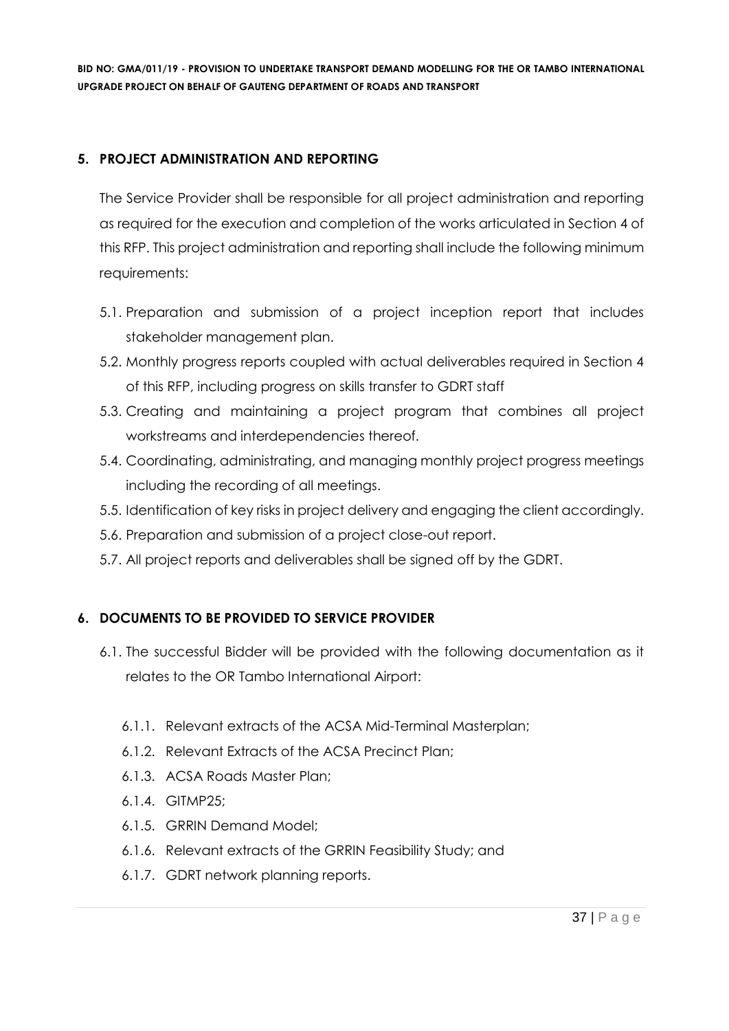## 5. PROJECT ADMINISTRATION AND REPORTING

The Service Provider shall be responsible for all project administration and reporting as required for the execution and completion of the works articulated in Section 4 of this RFP. This project administration and reporting shall include the following minimum requirements:

5.1. Preparation and submission of a project inception report that includes stakeholder management plan.

5.2. Monthly progress reports coupled with actual deliverables required in Section 4 of this RFP, including progress on skills transfer to GDRT staff

5.3. Creating and maintaining a project program that combines all project workstreams and interdependencies thereof.

5.4. Coordinating, administrating, and managing monthly project progress meetings including the recording of all meetings.

5.5. Identification of key risks in project delivery and engaging the client accordingly.

5.6. Preparation and submission of a project close-out report.

5.7. All project reports and deliverables shall be signed off by the GDRT.

## 6. DOCUMENTS TO BE PROVIDED TO SERVICE PROVIDER

6.1. The successful Bidder will be provided with the following documentation as it relates to the OR Tambo International Airport:

6.1.1. Relevant extracts of the ACSA Mid-Terminal Masterplan;

6.1.2. Relevant Extracts of the ACSA Precinct Plan;

6.1.3. ACSA Roads Master Plan;

6.1.4. GITMP25;

6.1.5. GRRIN Demand Model;

6.1.6. Relevant extracts of the GRRIN Feasibility Study; and

6.1.7. GDRT network planning reports.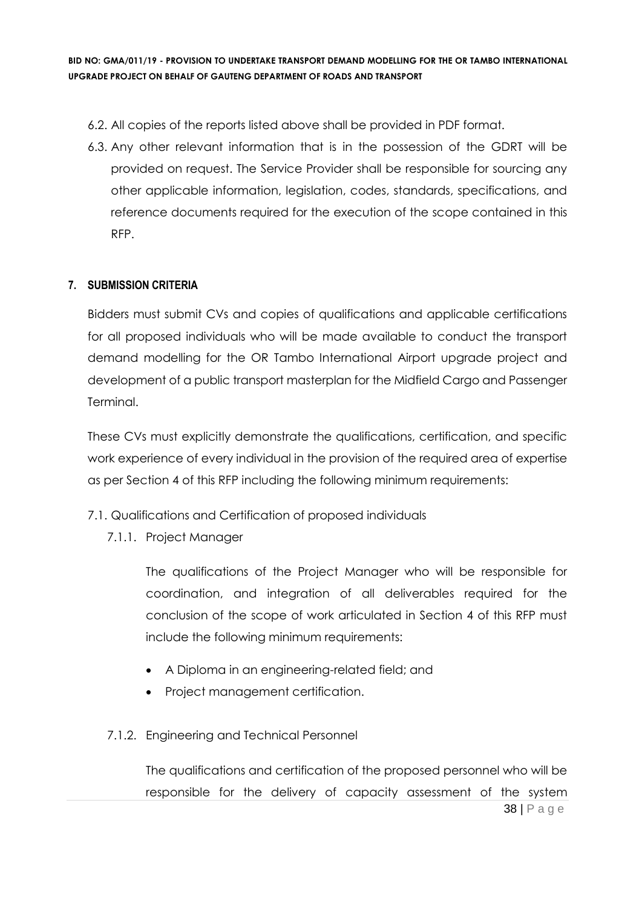6.2. All copies of the reports listed above shall be provided in PDF format.

6.3. Any other relevant information that is in the possession of the GDRT will be provided on request. The Service Provider shall be responsible for sourcing any other applicable information, legislation, codes, standards, specifications, and reference documents required for the execution of the scope contained in this RFP.

## 7. SUBMISSION CRITERIA

Bidders must submit CVs and copies of qualifications and applicable certifications for all proposed individuals who will be made available to conduct the transport demand modelling for the OR Tambo International Airport upgrade project and development of a public transport masterplan for the Midfield Cargo and Passenger Terminal.

These CVs must explicitly demonstrate the qualifications, certification, and specific work experience of every individual in the provision of the required area of expertise as per Section 4 of this RFP including the following minimum requirements:

7.1. Qualifications and Certification of proposed individuals

7.1.1. Project Manager

The qualifications of the Project Manager who will be responsible for coordination, and integration of all deliverables required for the conclusion of the scope of work articulated in Section 4 of this RFP must include the following minimum requirements:

- A Diploma in an engineering-related field; and
- Project management certification.

7.1.2. Engineering and Technical Personnel

The qualifications and certification of the proposed personnel who will be responsible for the delivery of capacity assessment of the system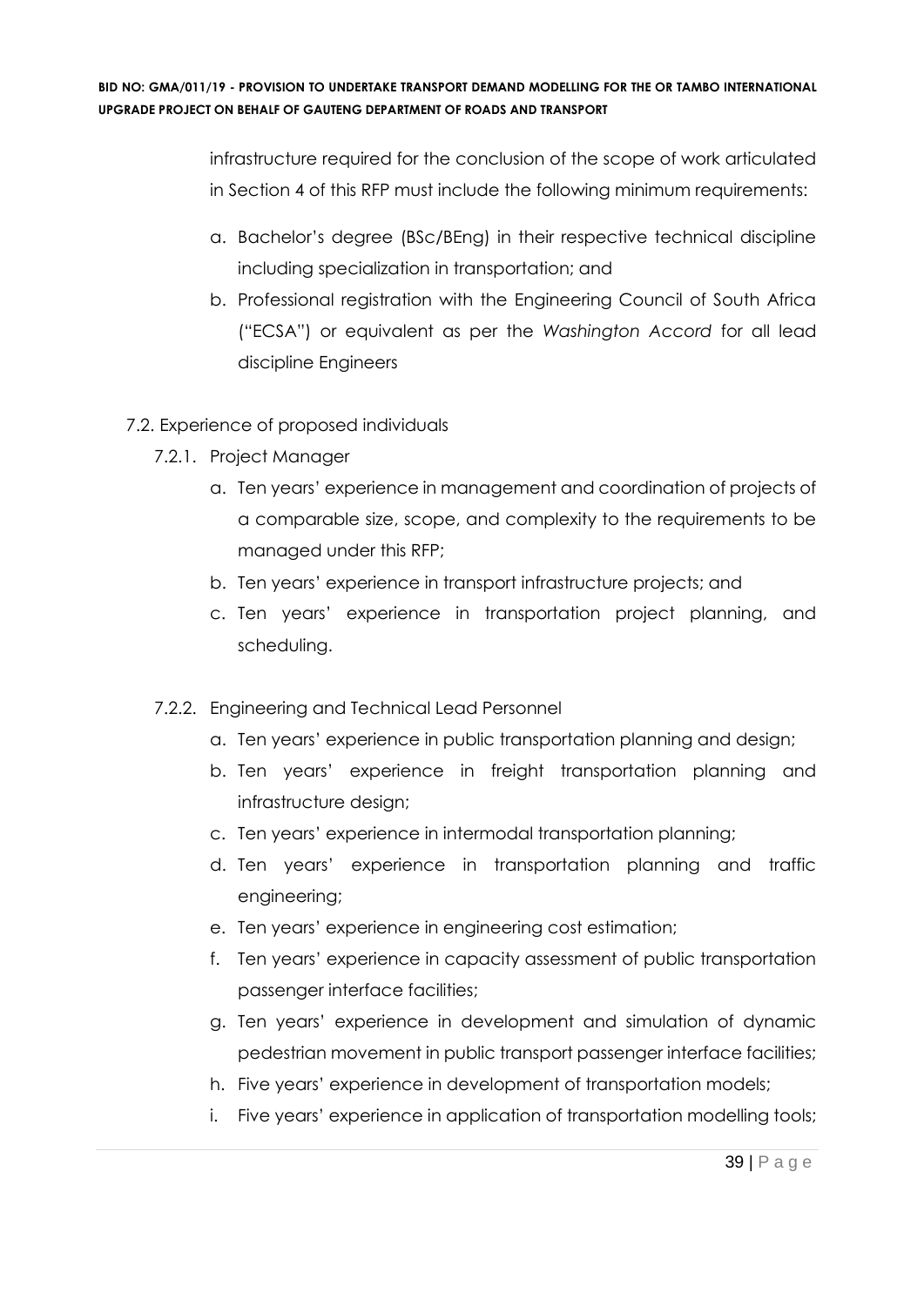infrastructure required for the conclusion of the scope of work articulated in Section 4 of this RFP must include the following minimum requirements:

a. Bachelor's degree (BSc/BEng) in their respective technical discipline including specialization in transportation; and
b. Professional registration with the Engineering Council of South Africa ("ECSA") or equivalent as per the *Washington Accord* for all lead discipline Engineers

7.2. Experience of proposed individuals

7.2.1. Project Manager

a. Ten years' experience in management and coordination of projects of a comparable size, scope, and complexity to the requirements to be managed under this RFP;
b. Ten years' experience in transport infrastructure projects; and
c. Ten years' experience in transportation project planning, and scheduling.

7.2.2. Engineering and Technical Lead Personnel

a. Ten years' experience in public transportation planning and design;
b. Ten years' experience in freight transportation planning and infrastructure design;
c. Ten years' experience in intermodal transportation planning;
d. Ten years' experience in transportation planning and traffic engineering;
e. Ten years' experience in engineering cost estimation;
f. Ten years' experience in capacity assessment of public transportation passenger interface facilities;
g. Ten years' experience in development and simulation of dynamic pedestrian movement in public transport passenger interface facilities;
h. Five years' experience in development of transportation models;
i. Five years' experience in application of transportation modelling tools;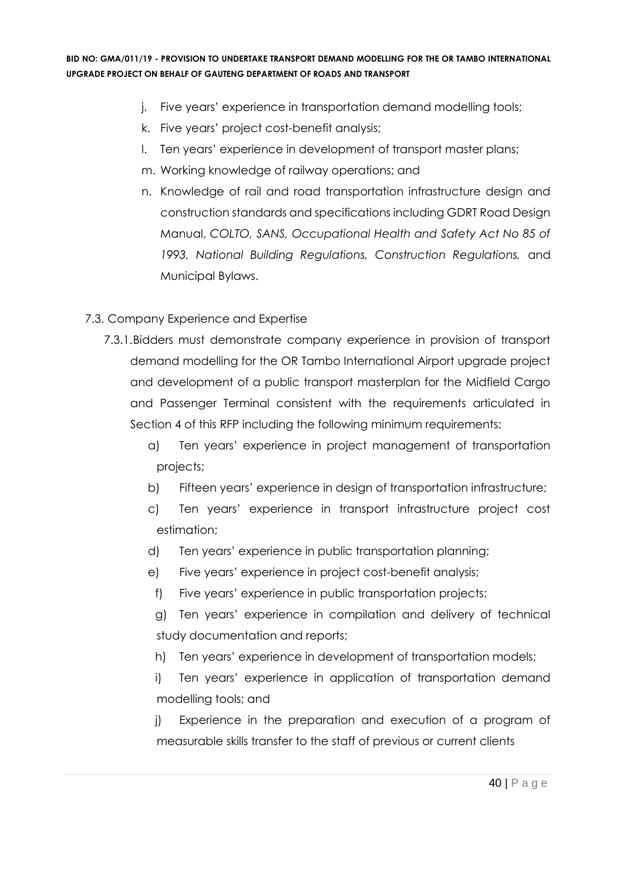j. Five years' experience in transportation demand modelling tools;
k. Five years' project cost-benefit analysis;
l. Ten years' experience in development of transport master plans;
m. Working knowledge of railway operations; and
n. Knowledge of rail and road transportation infrastructure design and construction standards and specifications including GDRT Road Design Manual, *COLTO, SANS, Occupational Health and Safety Act No 85 of 1993, National Building Regulations, Construction Regulations,* and Municipal Bylaws.

7.3. Company Experience and Expertise

7.3.1. Bidders must demonstrate company experience in provision of transport demand modelling for the OR Tambo International Airport upgrade project and development of a public transport masterplan for the Midfield Cargo and Passenger Terminal consistent with the requirements articulated in Section 4 of this RFP including the following minimum requirements:

a) Ten years' experience in project management of transportation projects;

b) Fifteen years' experience in design of transportation infrastructure;

c) Ten years' experience in transport infrastructure project cost estimation;

d) Ten years' experience in public transportation planning;

e) Five years' experience in project cost-benefit analysis;

f) Five years' experience in public transportation projects;

g) Ten years' experience in compilation and delivery of technical study documentation and reports;

h) Ten years' experience in development of transportation models;

i) Ten years' experience in application of transportation demand modelling tools; and

j) Experience in the preparation and execution of a program of measurable skills transfer to the staff of previous or current clients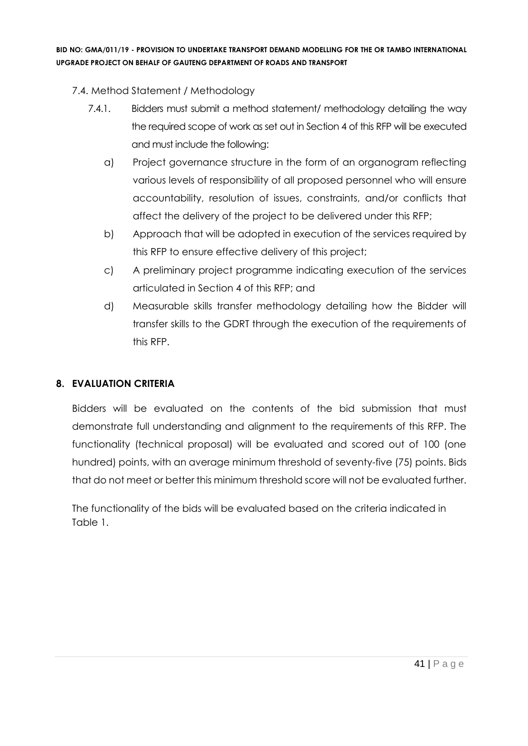7.4. Method Statement / Methodology

7.4.1. Bidders must submit a method statement/ methodology detailing the way the required scope of work as set out in Section 4 of this RFP will be executed and must include the following:

a) Project governance structure in the form of an organogram reflecting various levels of responsibility of all proposed personnel who will ensure accountability, resolution of issues, constraints, and/or conflicts that affect the delivery of the project to be delivered under this RFP;

b) Approach that will be adopted in execution of the services required by this RFP to ensure effective delivery of this project;

c) A preliminary project programme indicating execution of the services articulated in Section 4 of this RFP; and

d) Measurable skills transfer methodology detailing how the Bidder will transfer skills to the GDRT through the execution of the requirements of this RFP.

## 8. EVALUATION CRITERIA

Bidders will be evaluated on the contents of the bid submission that must demonstrate full understanding and alignment to the requirements of this RFP. The functionality (technical proposal) will be evaluated and scored out of 100 (one hundred) points, with an average minimum threshold of seventy-five (75) points. Bids that do not meet or better this minimum threshold score will not be evaluated further.

The functionality of the bids will be evaluated based on the criteria indicated in Table 1.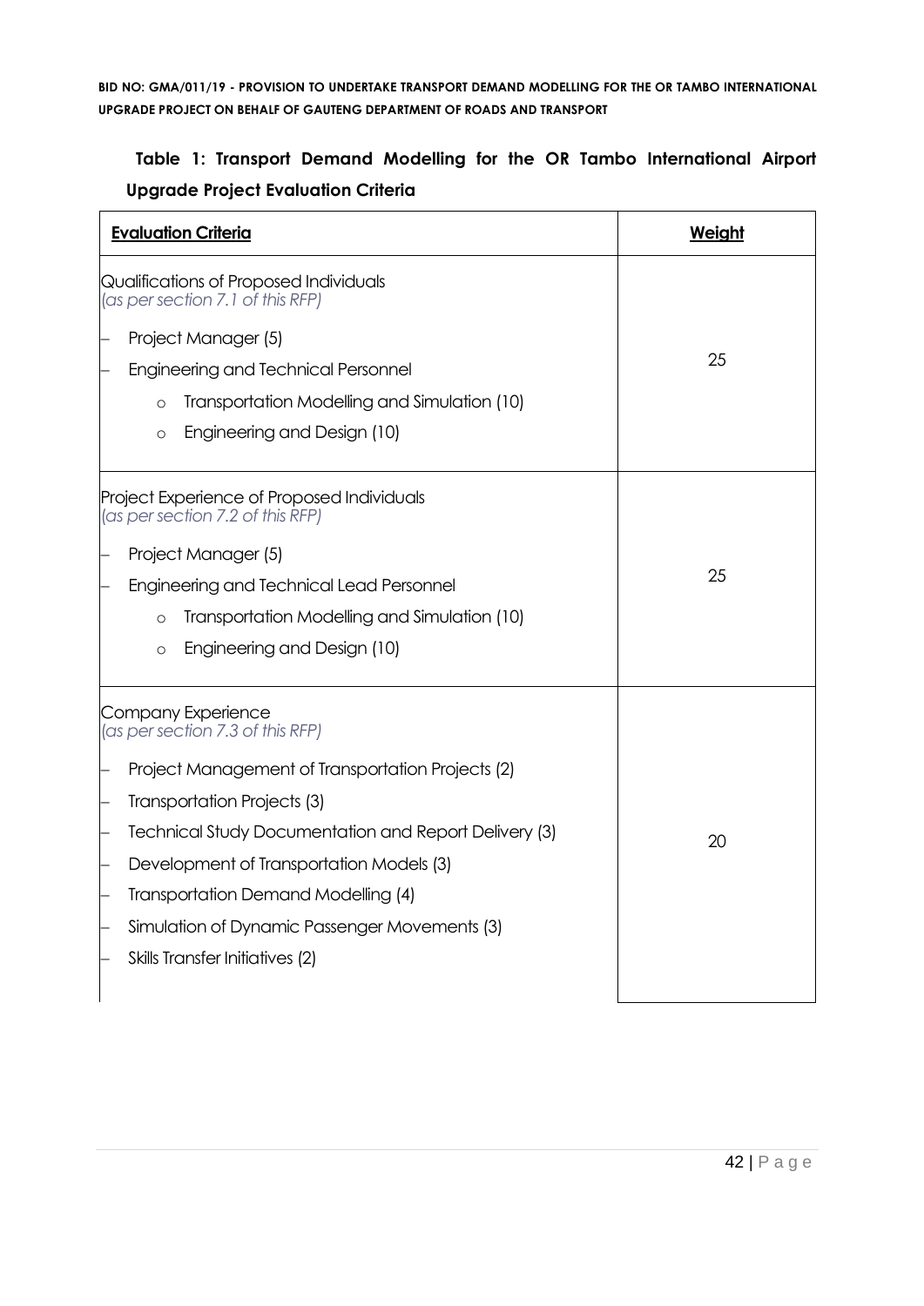**Table 1: Transport Demand Modelling for the OR Tambo International Airport Upgrade Project Evaluation Criteria**

| Evaluation Criteria | Weight |
|---|---|
| Qualifications of Proposed Individuals *(as per section 7.1 of this RFP)*<br>– Project Manager (5)<br>– Engineering and Technical Personnel<br>&nbsp;&nbsp;&nbsp;&nbsp;○ Transportation Modelling and Simulation (10)<br>&nbsp;&nbsp;&nbsp;&nbsp;○ Engineering and Design (10) | 25 |
| Project Experience of Proposed Individuals *(as per section 7.2 of this RFP)*<br>– Project Manager (5)<br>– Engineering and Technical Lead Personnel<br>&nbsp;&nbsp;&nbsp;&nbsp;○ Transportation Modelling and Simulation (10)<br>&nbsp;&nbsp;&nbsp;&nbsp;○ Engineering and Design (10) | 25 |
| Company Experience *(as per section 7.3 of this RFP)*<br>– Project Management of Transportation Projects (2)<br>– Transportation Projects (3)<br>– Technical Study Documentation and Report Delivery (3)<br>– Development of Transportation Models (3)<br>– Transportation Demand Modelling (4)<br>– Simulation of Dynamic Passenger Movements (3)<br>– Skills Transfer Initiatives (2) | 20 |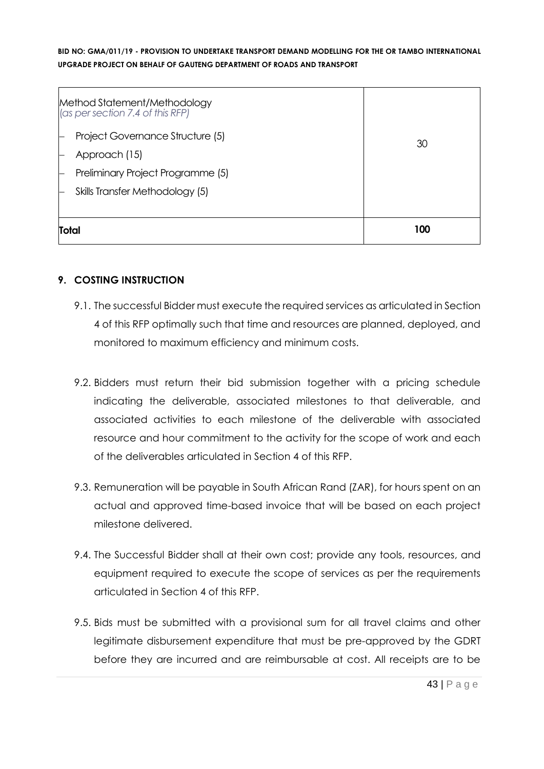| Method Statement/Methodology<br>*(as per section 7.4 of this RFP)*<br>– Project Governance Structure (5)<br>– Approach (15)<br>– Preliminary Project Programme (5)<br>– Skills Transfer Methodology (5) | 30 |
|---|---|
| **Total** | **100** |

## 9. COSTING INSTRUCTION

9.1. The successful Bidder must execute the required services as articulated in Section 4 of this RFP optimally such that time and resources are planned, deployed, and monitored to maximum efficiency and minimum costs.

9.2. Bidders must return their bid submission together with a pricing schedule indicating the deliverable, associated milestones to that deliverable, and associated activities to each milestone of the deliverable with associated resource and hour commitment to the activity for the scope of work and each of the deliverables articulated in Section 4 of this RFP.

9.3. Remuneration will be payable in South African Rand (ZAR), for hours spent on an actual and approved time-based invoice that will be based on each project milestone delivered.

9.4. The Successful Bidder shall at their own cost; provide any tools, resources, and equipment required to execute the scope of services as per the requirements articulated in Section 4 of this RFP.

9.5. Bids must be submitted with a provisional sum for all travel claims and other legitimate disbursement expenditure that must be pre-approved by the GDRT before they are incurred and are reimbursable at cost. All receipts are to be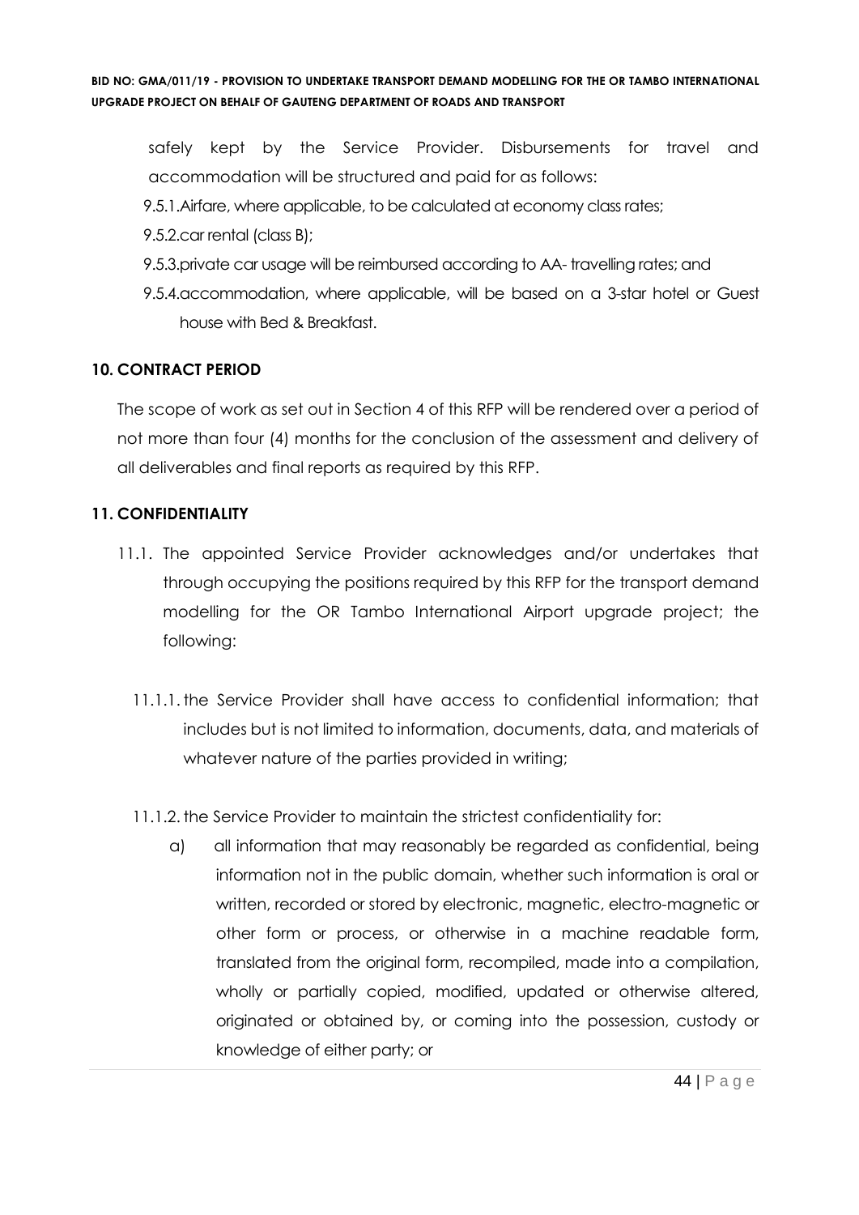safely kept by the Service Provider. Disbursements for travel and accommodation will be structured and paid for as follows:

9.5.1. Airfare, where applicable, to be calculated at economy class rates;

9.5.2. car rental (class B);

9.5.3. private car usage will be reimbursed according to AA- travelling rates; and

9.5.4. accommodation, where applicable, will be based on a 3-star hotel or Guest house with Bed & Breakfast.

## 10. CONTRACT PERIOD

The scope of work as set out in Section 4 of this RFP will be rendered over a period of not more than four (4) months for the conclusion of the assessment and delivery of all deliverables and final reports as required by this RFP.

## 11. CONFIDENTIALITY

11.1. The appointed Service Provider acknowledges and/or undertakes that through occupying the positions required by this RFP for the transport demand modelling for the OR Tambo International Airport upgrade project; the following:

11.1.1. the Service Provider shall have access to confidential information; that includes but is not limited to information, documents, data, and materials of whatever nature of the parties provided in writing;

11.1.2. the Service Provider to maintain the strictest confidentiality for:

a) all information that may reasonably be regarded as confidential, being information not in the public domain, whether such information is oral or written, recorded or stored by electronic, magnetic, electro-magnetic or other form or process, or otherwise in a machine readable form, translated from the original form, recompiled, made into a compilation, wholly or partially copied, modified, updated or otherwise altered, originated or obtained by, or coming into the possession, custody or knowledge of either party; or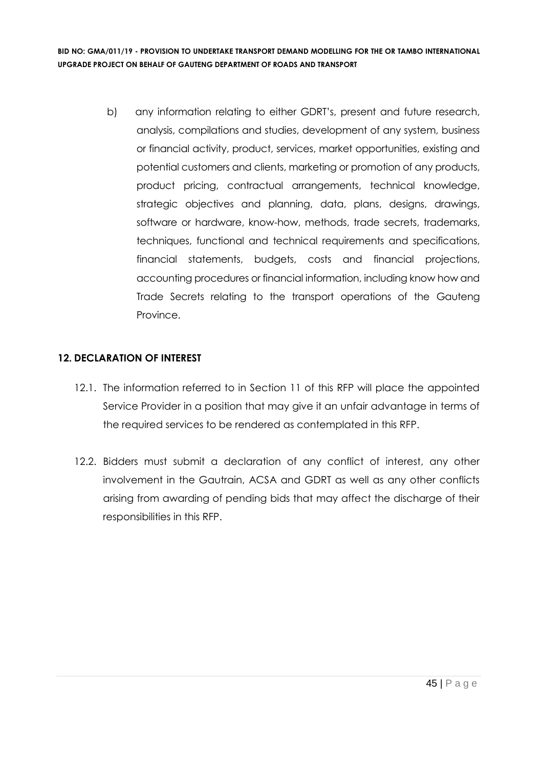b) any information relating to either GDRT's, present and future research, analysis, compilations and studies, development of any system, business or financial activity, product, services, market opportunities, existing and potential customers and clients, marketing or promotion of any products, product pricing, contractual arrangements, technical knowledge, strategic objectives and planning, data, plans, designs, drawings, software or hardware, know-how, methods, trade secrets, trademarks, techniques, functional and technical requirements and specifications, financial statements, budgets, costs and financial projections, accounting procedures or financial information, including know how and Trade Secrets relating to the transport operations of the Gauteng Province.

## 12. DECLARATION OF INTEREST

12.1. The information referred to in Section 11 of this RFP will place the appointed Service Provider in a position that may give it an unfair advantage in terms of the required services to be rendered as contemplated in this RFP.

12.2. Bidders must submit a declaration of any conflict of interest, any other involvement in the Gautrain, ACSA and GDRT as well as any other conflicts arising from awarding of pending bids that may affect the discharge of their responsibilities in this RFP.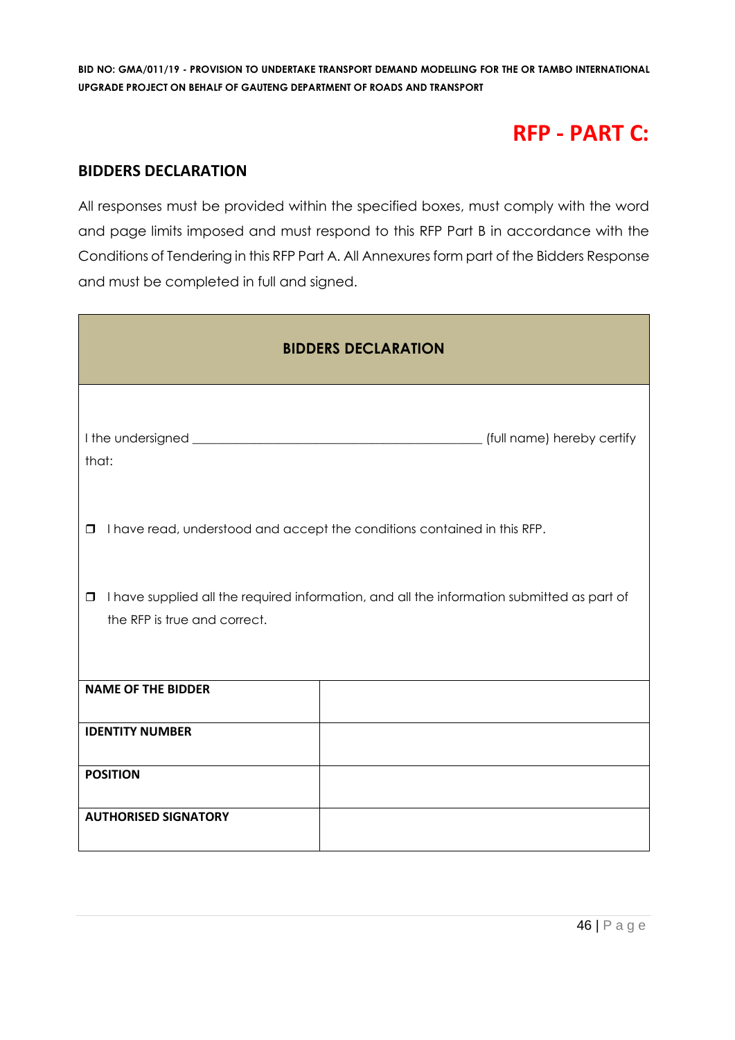# RFP - PART C:

## BIDDERS DECLARATION

All responses must be provided within the specified boxes, must comply with the word and page limits imposed and must respond to this RFP Part B in accordance with the Conditions of Tendering in this RFP Part A. All Annexures form part of the Bidders Response and must be completed in full and signed.

| **BIDDERS DECLARATION** | |
|---|---|
| I the undersigned _____________________________________________ (full name) hereby certify that:<br><br>❒ I have read, understood and accept the conditions contained in this RFP.<br><br>❒ I have supplied all the required information, and all the information submitted as part of the RFP is true and correct. | |
| **NAME OF THE BIDDER** | |
| **IDENTITY NUMBER** | |
| **POSITION** | |
| **AUTHORISED SIGNATORY** | |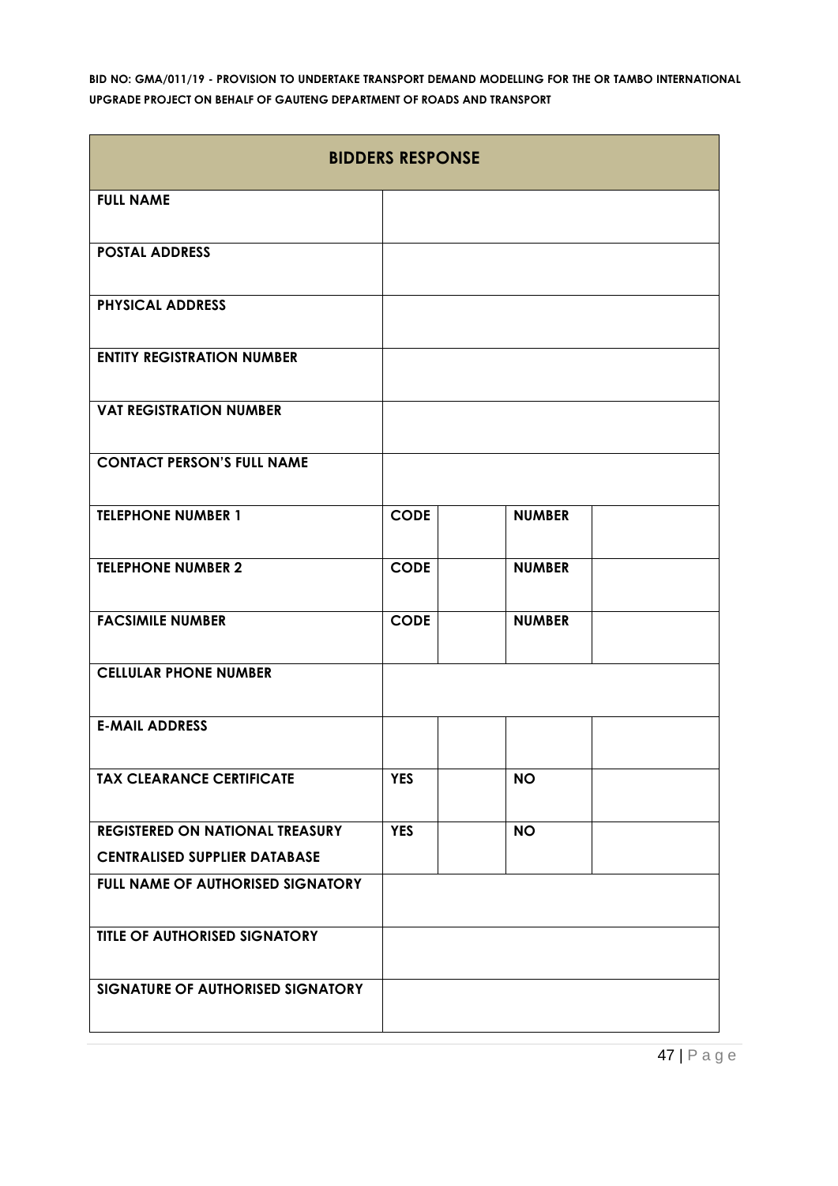**BID NO: GMA/011/19 - PROVISION TO UNDERTAKE TRANSPORT DEMAND MODELLING FOR THE OR TAMBO INTERNATIONAL UPGRADE PROJECT ON BEHALF OF GAUTENG DEPARTMENT OF ROADS AND TRANSPORT**

| **BIDDERS RESPONSE** | | | | |
|---|---|---|---|---|
| **FULL NAME** | | | | |
| **POSTAL ADDRESS** | | | | |
| **PHYSICAL ADDRESS** | | | | |
| **ENTITY REGISTRATION NUMBER** | | | | |
| **VAT REGISTRATION NUMBER** | | | | |
| **CONTACT PERSON'S FULL NAME** | | | | |
| **TELEPHONE NUMBER 1** | **CODE** | | **NUMBER** | |
| **TELEPHONE NUMBER 2** | **CODE** | | **NUMBER** | |
| **FACSIMILE NUMBER** | **CODE** | | **NUMBER** | |
| **CELLULAR PHONE NUMBER** | | | | |
| **E-MAIL ADDRESS** | | | | |
| **TAX CLEARANCE CERTIFICATE** | **YES** | | **NO** | |
| **REGISTERED ON NATIONAL TREASURY CENTRALISED SUPPLIER DATABASE** | **YES** | | **NO** | |
| **FULL NAME OF AUTHORISED SIGNATORY** | | | | |
| **TITLE OF AUTHORISED SIGNATORY** | | | | |
| **SIGNATURE OF AUTHORISED SIGNATORY** | | | | |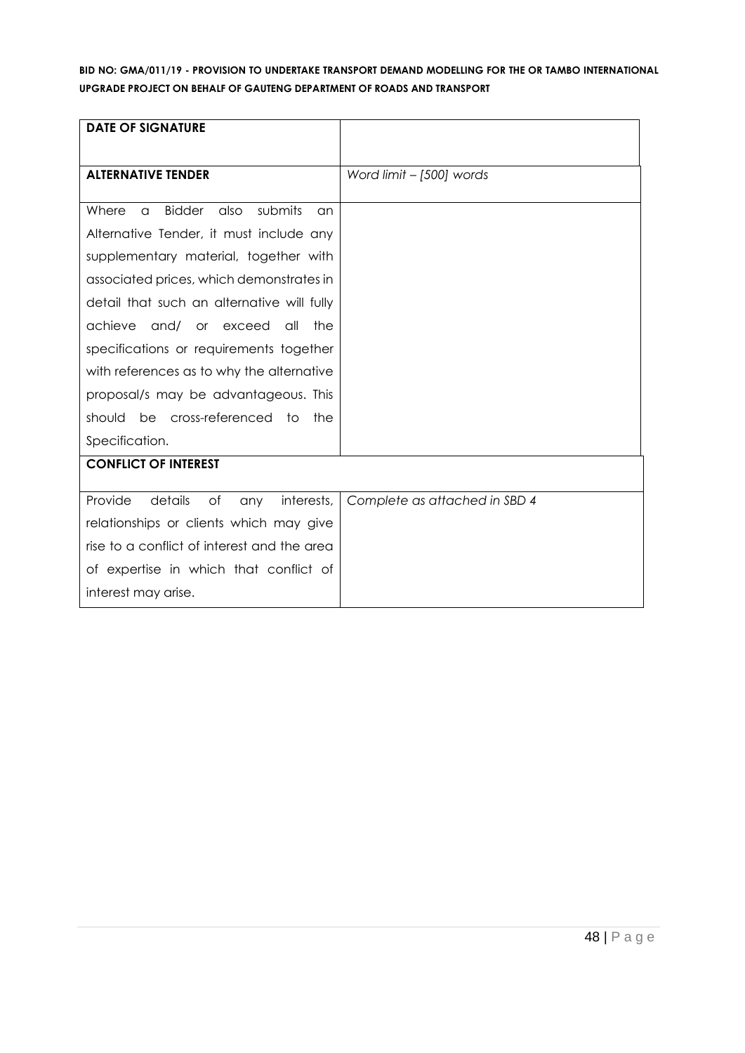| **DATE OF SIGNATURE** | |
|---|---|
| **ALTERNATIVE TENDER** | *Word limit – [500] words* |
| Where a Bidder also submits an Alternative Tender, it must include any supplementary material, together with associated prices, which demonstrates in detail that such an alternative will fully achieve and/ or exceed all the specifications or requirements together with references as to why the alternative proposal/s may be advantageous. This should be cross-referenced to the Specification. | |
| **CONFLICT OF INTEREST** | |
| Provide details of any interests, relationships or clients which may give rise to a conflict of interest and the area of expertise in which that conflict of interest may arise. | *Complete as attached in SBD 4* |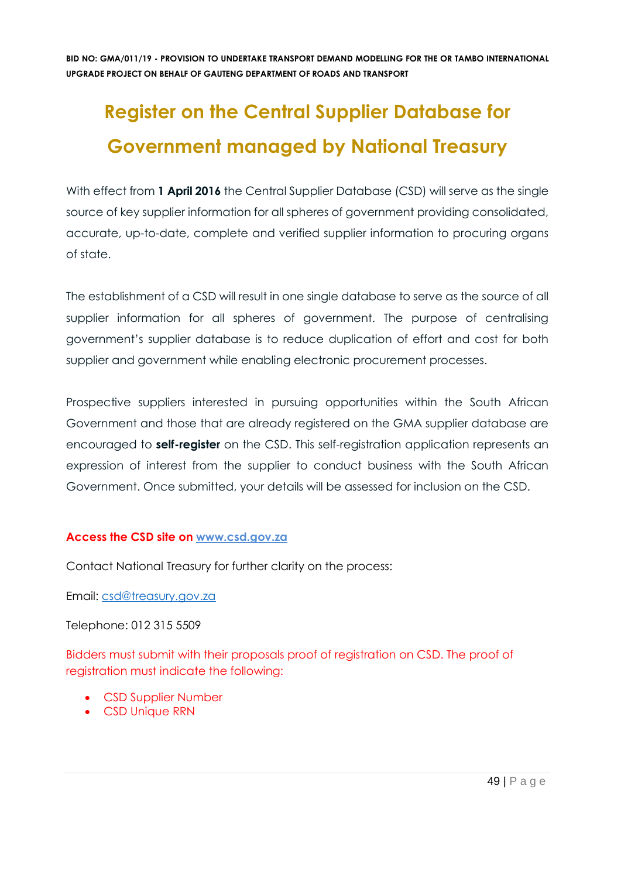# Register on the Central Supplier Database for Government managed by National Treasury

With effect from **1 April 2016** the Central Supplier Database (CSD) will serve as the single source of key supplier information for all spheres of government providing consolidated, accurate, up-to-date, complete and verified supplier information to procuring organs of state.

The establishment of a CSD will result in one single database to serve as the source of all supplier information for all spheres of government. The purpose of centralising government's supplier database is to reduce duplication of effort and cost for both supplier and government while enabling electronic procurement processes.

Prospective suppliers interested in pursuing opportunities within the South African Government and those that are already registered on the GMA supplier database are encouraged to **self-register** on the CSD. This self-registration application represents an expression of interest from the supplier to conduct business with the South African Government. Once submitted, your details will be assessed for inclusion on the CSD.

**Access the CSD site on [www.csd.gov.za](http://www.csd.gov.za)**

Contact National Treasury for further clarity on the process:

Email: [csd@treasury.gov.za](mailto:csd@treasury.gov.za)

Telephone: 012 315 5509

Bidders must submit with their proposals proof of registration on CSD. The proof of registration must indicate the following:

- CSD Supplier Number
- CSD Unique RRN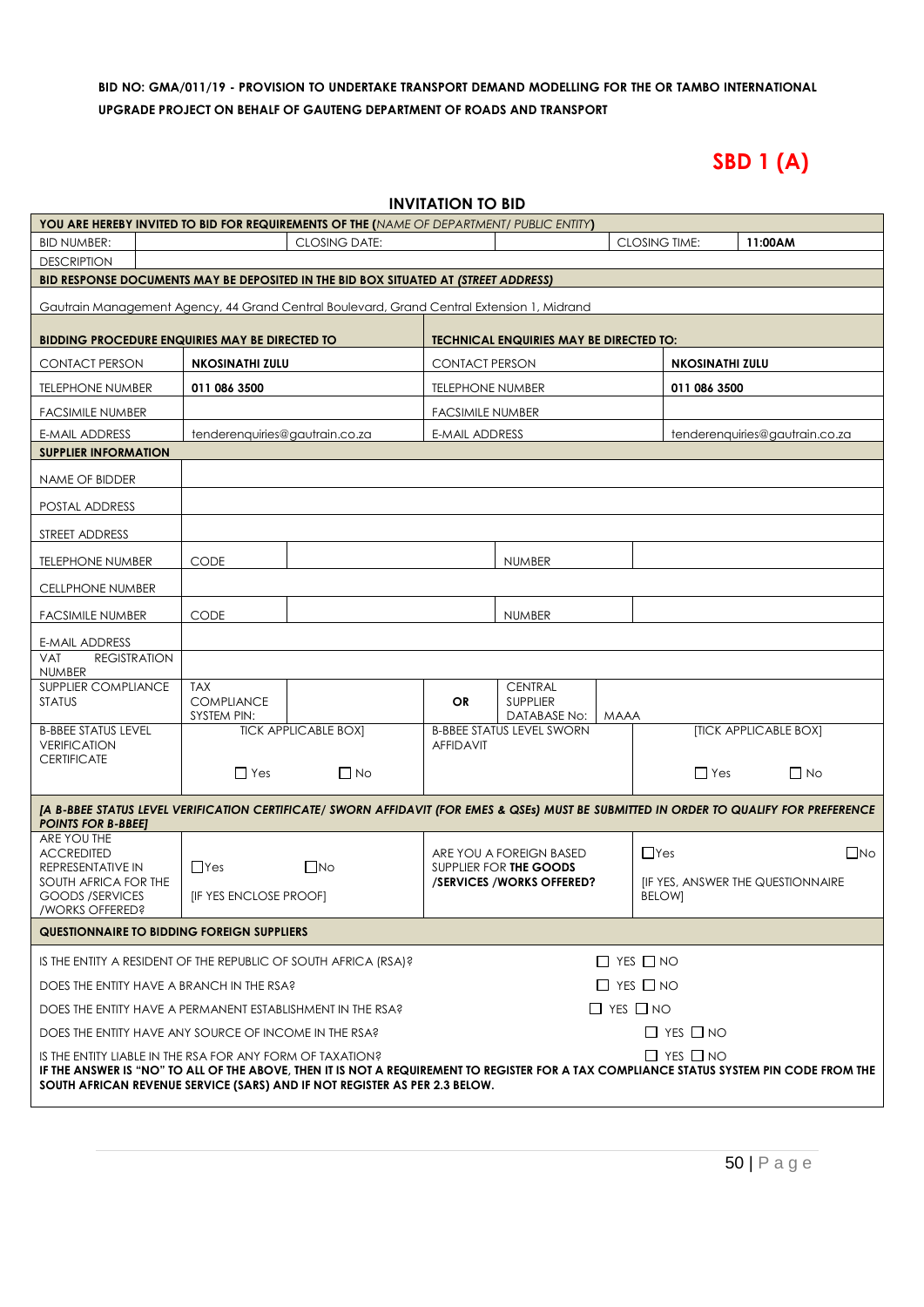**BID NO: GMA/011/19 - PROVISION TO UNDERTAKE TRANSPORT DEMAND MODELLING FOR THE OR TAMBO INTERNATIONAL UPGRADE PROJECT ON BEHALF OF GAUTENG DEPARTMENT OF ROADS AND TRANSPORT**

# SBD 1 (A)

## INVITATION TO BID

| YOU ARE HEREBY INVITED TO BID FOR REQUIREMENTS OF THE (*NAME OF DEPARTMENT/ PUBLIC ENTITY*) | | | | | | | |
|---|---|---|---|---|---|---|---|
| BID NUMBER: | | CLOSING DATE: | | | CLOSING TIME: | **11:00AM** | |
| DESCRIPTION | | | | | | | |
| **BID RESPONSE DOCUMENTS MAY BE DEPOSITED IN THE BID BOX SITUATED AT (*STREET ADDRESS*)** | | | | | | | |
| Gautrain Management Agency, 44 Grand Central Boulevard, Grand Central Extension 1, Midrand | | | | | | | |
| **BIDDING PROCEDURE ENQUIRIES MAY BE DIRECTED TO** | | | **TECHNICAL ENQUIRIES MAY BE DIRECTED TO:** | | | | |
| CONTACT PERSON | **NKOSINATHI ZULU** | | CONTACT PERSON | | | **NKOSINATHI ZULU** | |
| TELEPHONE NUMBER | **011 086 3500** | | TELEPHONE NUMBER | | | **011 086 3500** | |
| FACSIMILE NUMBER | | | FACSIMILE NUMBER | | | | |
| E-MAIL ADDRESS | tenderenquiries@gautrain.co.za | | E-MAIL ADDRESS | | | tenderenquiries@gautrain.co.za | |
| **SUPPLIER INFORMATION** | | | | | | | |
| NAME OF BIDDER | | | | | | | |
| POSTAL ADDRESS | | | | | | | |
| STREET ADDRESS | | | | | | | |
| TELEPHONE NUMBER | CODE | | | NUMBER | | | |
| CELLPHONE NUMBER | | | | | | | |
| FACSIMILE NUMBER | CODE | | | NUMBER | | | |
| E-MAIL ADDRESS | | | | | | | |
| VAT REGISTRATION NUMBER | | | | | | | |
| SUPPLIER COMPLIANCE STATUS | TAX COMPLIANCE SYSTEM PIN: | | **OR** | CENTRAL SUPPLIER DATABASE No: | MAAA | | |
| B-BBEE STATUS LEVEL VERIFICATION CERTIFICATE | TICK APPLICABLE BOX] ☐ Yes ☐ No | | B-BBEE STATUS LEVEL SWORN AFFIDAVIT | | | [TICK APPLICABLE BOX] ☐ Yes ☐ No | |
| ***[A B-BBEE STATUS LEVEL VERIFICATION CERTIFICATE/ SWORN AFFIDAVIT (FOR EMES & QSEs) MUST BE SUBMITTED IN ORDER TO QUALIFY FOR PREFERENCE POINTS FOR B-BBEE]*** | | | | | | | |
| ARE YOU THE ACCREDITED REPRESENTATIVE IN SOUTH AFRICA FOR THE GOODS /SERVICES /WORKS OFFERED? | ☐Yes ☐No [IF YES ENCLOSE PROOF] | | ARE YOU A FOREIGN BASED SUPPLIER FOR **THE GOODS /SERVICES /WORKS OFFERED?** | | | ☐Yes ☐No [IF YES, ANSWER THE QUESTIONNAIRE BELOW] | |
| **QUESTIONNAIRE TO BIDDING FOREIGN SUPPLIERS** | | | | | | | |
| IS THE ENTITY A RESIDENT OF THE REPUBLIC OF SOUTH AFRICA (RSA)? | | | | | ☐ YES ☐ NO | | |
| DOES THE ENTITY HAVE A BRANCH IN THE RSA? | | | | | ☐ YES ☐ NO | | |
| DOES THE ENTITY HAVE A PERMANENT ESTABLISHMENT IN THE RSA? | | | | | ☐ YES ☐ NO | | |
| DOES THE ENTITY HAVE ANY SOURCE OF INCOME IN THE RSA? | | | | | ☐ YES ☐ NO | | |
| IS THE ENTITY LIABLE IN THE RSA FOR ANY FORM OF TAXATION? | | | | | ☐ YES ☐ NO | | |
| **IF THE ANSWER IS "NO" TO ALL OF THE ABOVE, THEN IT IS NOT A REQUIREMENT TO REGISTER FOR A TAX COMPLIANCE STATUS SYSTEM PIN CODE FROM THE SOUTH AFRICAN REVENUE SERVICE (SARS) AND IF NOT REGISTER AS PER 2.3 BELOW.** | | | | | | | |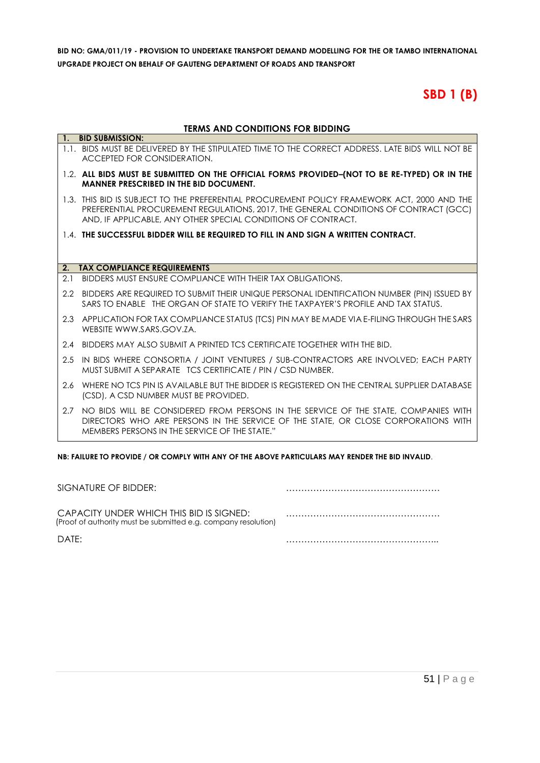**BID NO: GMA/011/19 - PROVISION TO UNDERTAKE TRANSPORT DEMAND MODELLING FOR THE OR TAMBO INTERNATIONAL UPGRADE PROJECT ON BEHALF OF GAUTENG DEPARTMENT OF ROADS AND TRANSPORT**

# SBD 1 (B)

## TERMS AND CONDITIONS FOR BIDDING

### 1. BID SUBMISSION:

1.1. BIDS MUST BE DELIVERED BY THE STIPULATED TIME TO THE CORRECT ADDRESS. LATE BIDS WILL NOT BE ACCEPTED FOR CONSIDERATION.

1.2. **ALL BIDS MUST BE SUBMITTED ON THE OFFICIAL FORMS PROVIDED–(NOT TO BE RE-TYPED) OR IN THE MANNER PRESCRIBED IN THE BID DOCUMENT.**

1.3. THIS BID IS SUBJECT TO THE PREFERENTIAL PROCUREMENT POLICY FRAMEWORK ACT, 2000 AND THE PREFERENTIAL PROCUREMENT REGULATIONS, 2017, THE GENERAL CONDITIONS OF CONTRACT (GCC) AND, IF APPLICABLE, ANY OTHER SPECIAL CONDITIONS OF CONTRACT.

1.4. **THE SUCCESSFUL BIDDER WILL BE REQUIRED TO FILL IN AND SIGN A WRITTEN CONTRACT.**

### 2. TAX COMPLIANCE REQUIREMENTS

2.1 BIDDERS MUST ENSURE COMPLIANCE WITH THEIR TAX OBLIGATIONS.

2.2 BIDDERS ARE REQUIRED TO SUBMIT THEIR UNIQUE PERSONAL IDENTIFICATION NUMBER (PIN) ISSUED BY SARS TO ENABLE THE ORGAN OF STATE TO VERIFY THE TAXPAYER'S PROFILE AND TAX STATUS.

2.3 APPLICATION FOR TAX COMPLIANCE STATUS (TCS) PIN MAY BE MADE VIA E-FILING THROUGH THE SARS WEBSITE WWW.SARS.GOV.ZA.

2.4 BIDDERS MAY ALSO SUBMIT A PRINTED TCS CERTIFICATE TOGETHER WITH THE BID.

2.5 IN BIDS WHERE CONSORTIA / JOINT VENTURES / SUB-CONTRACTORS ARE INVOLVED; EACH PARTY MUST SUBMIT A SEPARATE TCS CERTIFICATE / PIN / CSD NUMBER.

2.6 WHERE NO TCS PIN IS AVAILABLE BUT THE BIDDER IS REGISTERED ON THE CENTRAL SUPPLIER DATABASE (CSD), A CSD NUMBER MUST BE PROVIDED.

2.7 NO BIDS WILL BE CONSIDERED FROM PERSONS IN THE SERVICE OF THE STATE, COMPANIES WITH DIRECTORS WHO ARE PERSONS IN THE SERVICE OF THE STATE, OR CLOSE CORPORATIONS WITH MEMBERS PERSONS IN THE SERVICE OF THE STATE."

**NB: FAILURE TO PROVIDE / OR COMPLY WITH ANY OF THE ABOVE PARTICULARS MAY RENDER THE BID INVALID**.

SIGNATURE OF BIDDER: ……………………………………………

CAPACITY UNDER WHICH THIS BID IS SIGNED: ……………………………………………
(Proof of authority must be submitted e.g. company resolution)

DATE: …………………………………………...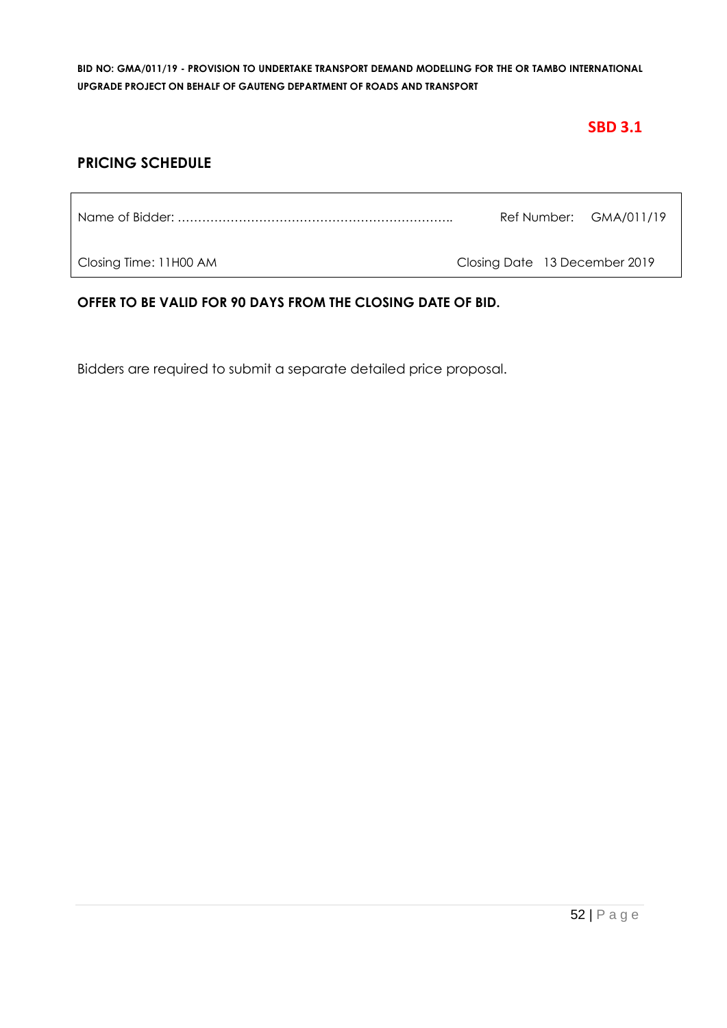**SBD 3.1**

## PRICING SCHEDULE

| | |
|---|---|
| Name of Bidder: ………………………………………………………….. | Ref Number: GMA/011/19 |
| Closing Time: 11H00 AM | Closing Date 13 December 2019 |

**OFFER TO BE VALID FOR 90 DAYS FROM THE CLOSING DATE OF BID.**

Bidders are required to submit a separate detailed price proposal.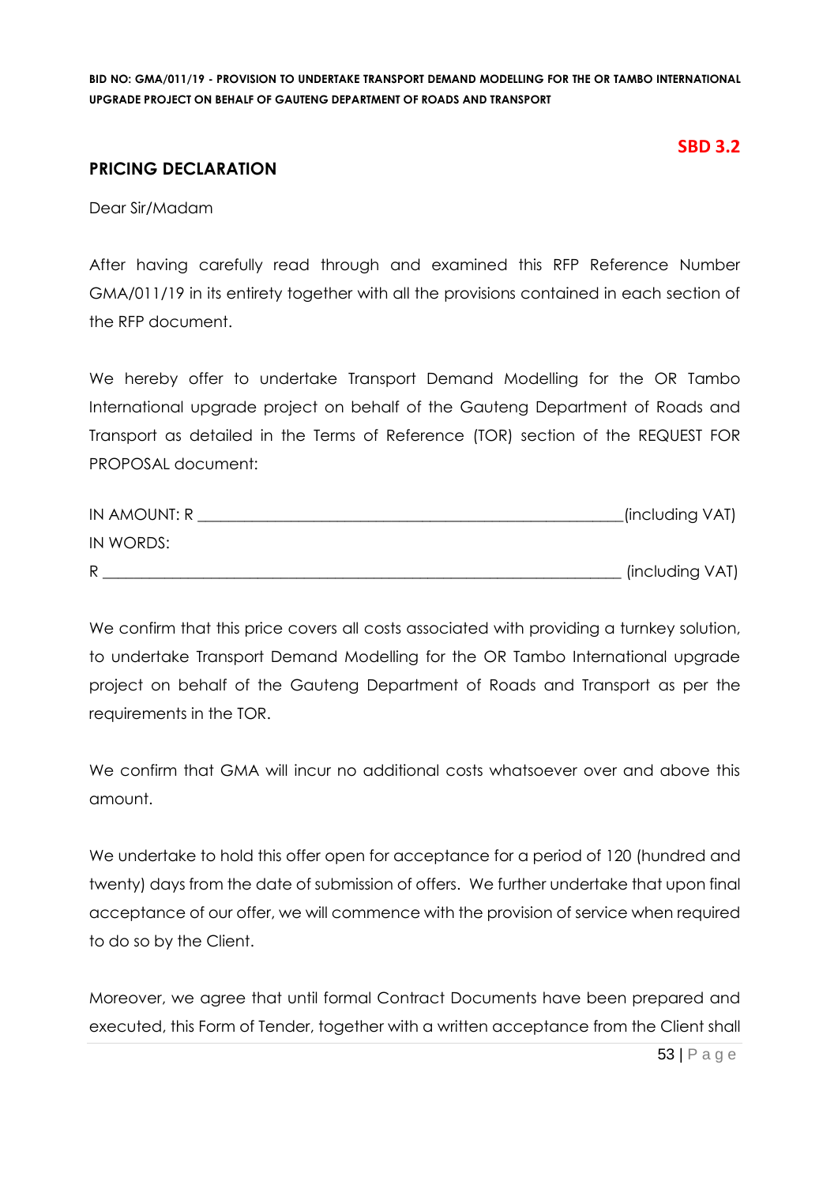**SBD 3.2**

## PRICING DECLARATION

Dear Sir/Madam

After having carefully read through and examined this RFP Reference Number GMA/011/19 in its entirety together with all the provisions contained in each section of the RFP document.

We hereby offer to undertake Transport Demand Modelling for the OR Tambo International upgrade project on behalf of the Gauteng Department of Roads and Transport as detailed in the Terms of Reference (TOR) section of the REQUEST FOR PROPOSAL document:

IN AMOUNT: R \_\_\_\_\_\_\_\_\_\_\_\_\_\_\_\_\_\_\_\_\_\_\_\_\_\_\_\_\_\_\_\_\_\_\_\_\_\_\_\_\_\_\_\_\_\_\_\_\_\_(including VAT)

IN WORDS:

R \_\_\_\_\_\_\_\_\_\_\_\_\_\_\_\_\_\_\_\_\_\_\_\_\_\_\_\_\_\_\_\_\_\_\_\_\_\_\_\_\_\_\_\_\_\_\_\_\_\_\_\_\_\_\_\_\_\_\_\_ (including VAT)

We confirm that this price covers all costs associated with providing a turnkey solution, to undertake Transport Demand Modelling for the OR Tambo International upgrade project on behalf of the Gauteng Department of Roads and Transport as per the requirements in the TOR.

We confirm that GMA will incur no additional costs whatsoever over and above this amount.

We undertake to hold this offer open for acceptance for a period of 120 (hundred and twenty) days from the date of submission of offers. We further undertake that upon final acceptance of our offer, we will commence with the provision of service when required to do so by the Client.

Moreover, we agree that until formal Contract Documents have been prepared and executed, this Form of Tender, together with a written acceptance from the Client shall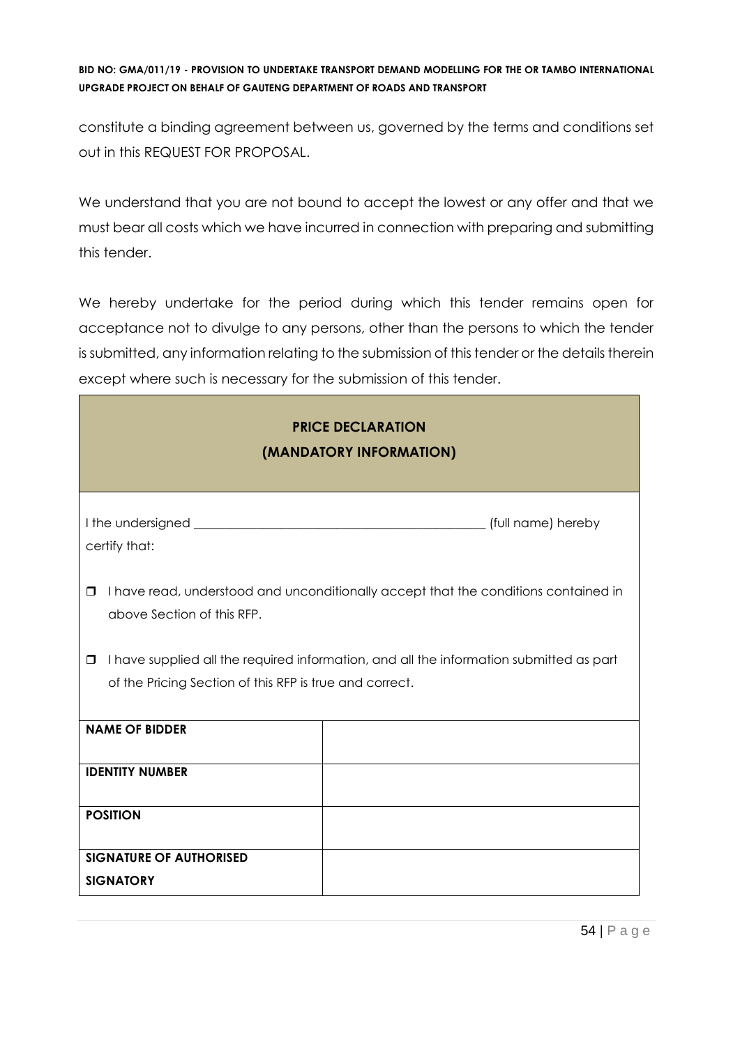constitute a binding agreement between us, governed by the terms and conditions set out in this REQUEST FOR PROPOSAL.

We understand that you are not bound to accept the lowest or any offer and that we must bear all costs which we have incurred in connection with preparing and submitting this tender.

We hereby undertake for the period during which this tender remains open for acceptance not to divulge to any persons, other than the persons to which the tender is submitted, any information relating to the submission of this tender or the details therein except where such is necessary for the submission of this tender.

**PRICE DECLARATION**
**(MANDATORY INFORMATION)**

I the undersigned _______________________________________________ (full name) hereby certify that:

- ☐ I have read, understood and unconditionally accept that the conditions contained in above Section of this RFP.
- ☐ I have supplied all the required information, and all the information submitted as part of the Pricing Section of this RFP is true and correct.

| | |
|---|---|
| **NAME OF BIDDER** | |
| **IDENTITY NUMBER** | |
| **POSITION** | |
| **SIGNATURE OF AUTHORISED SIGNATORY** | |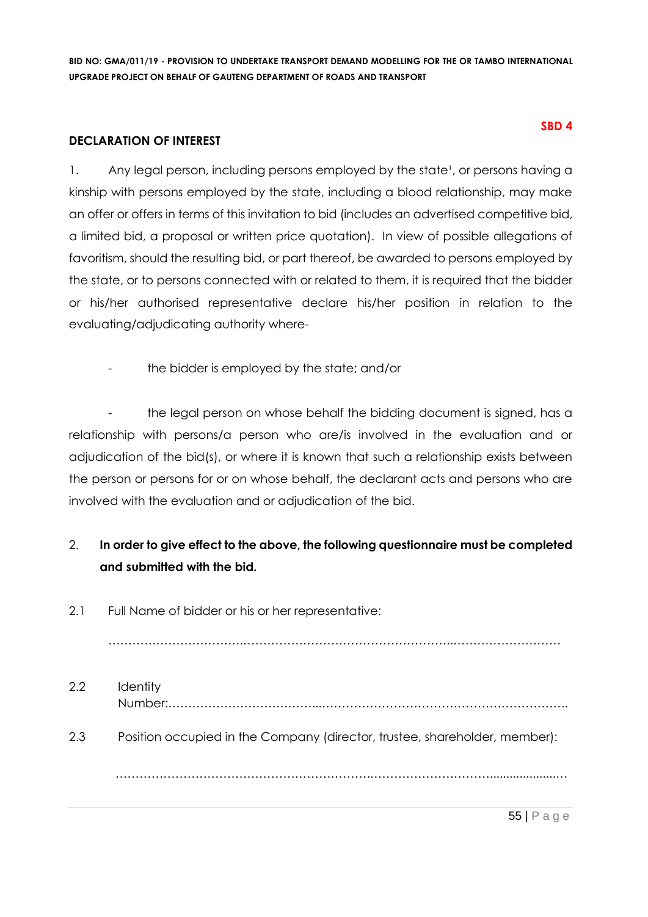**SBD 4**

**DECLARATION OF INTEREST**

1. Any legal person, including persons employed by the state[1], or persons having a kinship with persons employed by the state, including a blood relationship, may make an offer or offers in terms of this invitation to bid (includes an advertised competitive bid, a limited bid, a proposal or written price quotation). In view of possible allegations of favoritism, should the resulting bid, or part thereof, be awarded to persons employed by the state, or to persons connected with or related to them, it is required that the bidder or his/her authorised representative declare his/her position in relation to the evaluating/adjudicating authority where-

- the bidder is employed by the state; and/or

- the legal person on whose behalf the bidding document is signed, has a relationship with persons/a person who are/is involved in the evaluation and or adjudication of the bid(s), or where it is known that such a relationship exists between the person or persons for or on whose behalf, the declarant acts and persons who are involved with the evaluation and or adjudication of the bid.

2. **In order to give effect to the above, the following questionnaire must be completed and submitted with the bid.**

2.1 Full Name of bidder or his or her representative:

……………………………………………………………………………………………………………

2.2 Identity Number:……………………………………………………………………………………….

2.3 Position occupied in the Company (director, trustee, shareholder, member):

……………………………………………………………………………………………………………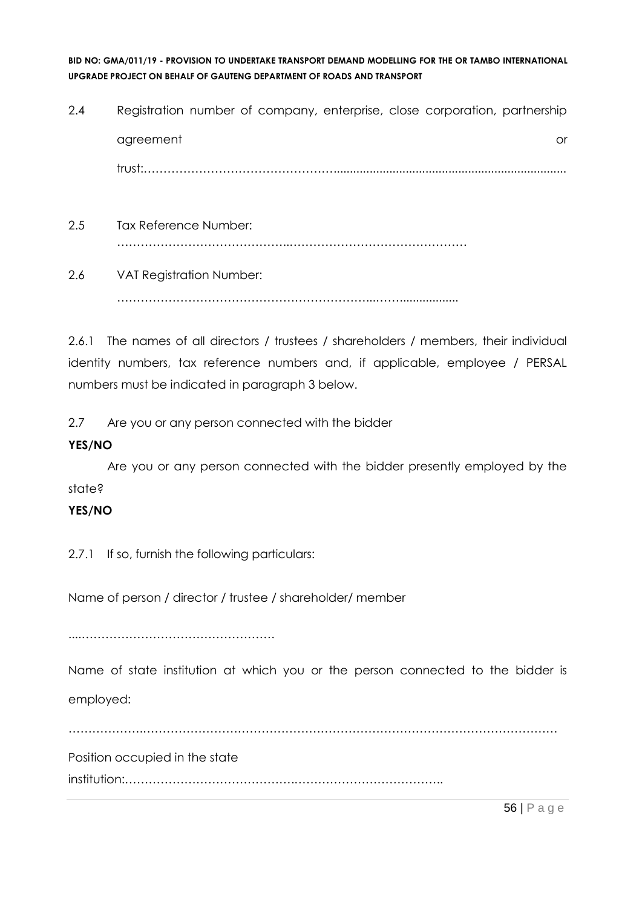2.4 Registration number of company, enterprise, close corporation, partnership agreement or trust:………………………………………….....................................................................

2.5 Tax Reference Number: ……………………………………..………………………………………

2.6 VAT Registration Number: ………………………………………………………..……..................

2.6.1 The names of all directors / trustees / shareholders / members, their individual identity numbers, tax reference numbers and, if applicable, employee / PERSAL numbers must be indicated in paragraph 3 below.

2.7 Are you or any person connected with the bidder

**YES/NO**

Are you or any person connected with the bidder presently employed by the state?

**YES/NO**

2.7.1 If so, furnish the following particulars:

Name of person / director / trustee / shareholder/ member

....……………………………………………

Name of state institution at which you or the person connected to the bidder is employed:

……………….……………………………………………………………………………………………

Position occupied in the state institution:……………………………………….………………………………..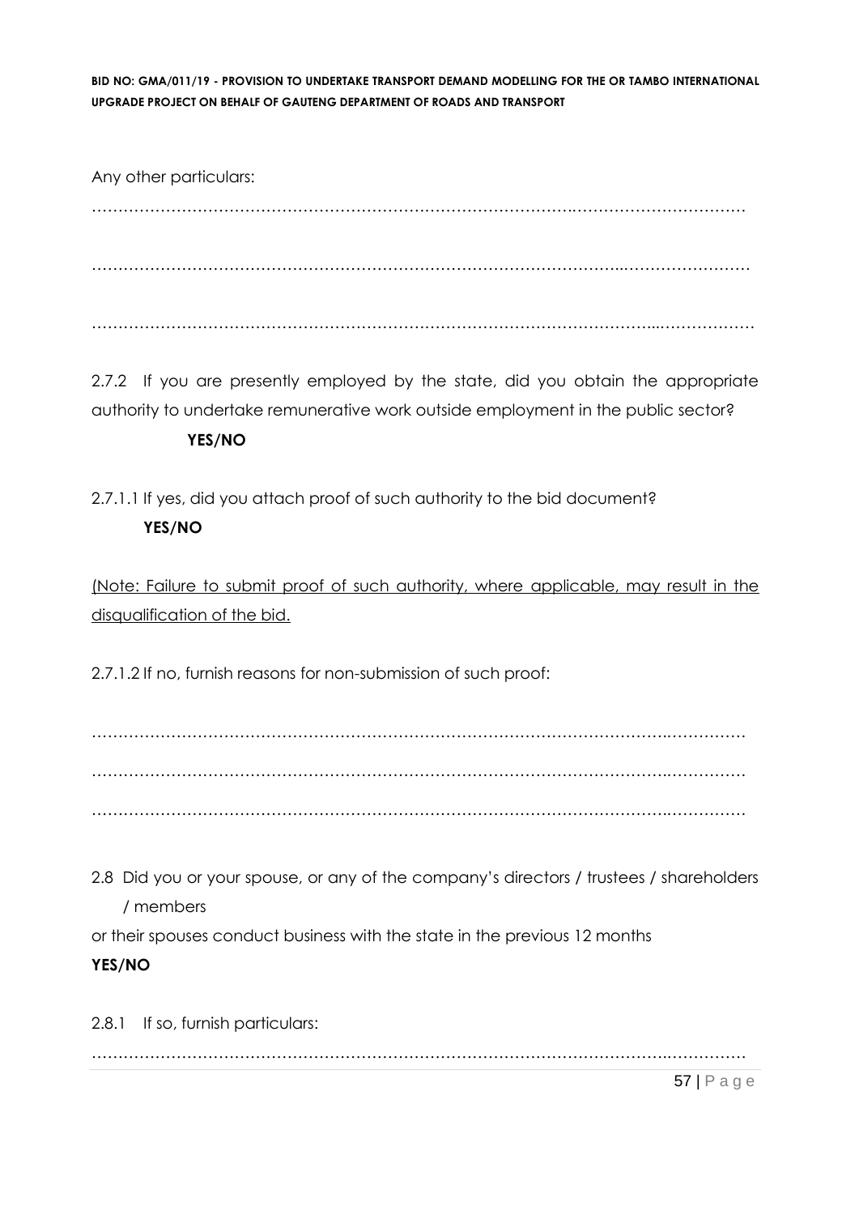Any other particulars:

…………………………………………………………………………………………………………………

…………………………………………………………………………………………………………………

…………………………………………………………………………………………………………………

2.7.2 If you are presently employed by the state, did you obtain the appropriate authority to undertake remunerative work outside employment in the public sector?
**YES/NO**

2.7.1.1 If yes, did you attach proof of such authority to the bid document?
**YES/NO**

<u>(Note: Failure to submit proof of such authority, where applicable, may result in the disqualification of the bid.</u>

2.7.1.2 If no, furnish reasons for non-submission of such proof:

…………………………………………………………………………………………………………………

…………………………………………………………………………………………………………………

…………………………………………………………………………………………………………………

2.8 Did you or your spouse, or any of the company's directors / trustees / shareholders / members
or their spouses conduct business with the state in the previous 12 months
**YES/NO**

2.8.1 If so, furnish particulars:

…………………………………………………………………………………………………………………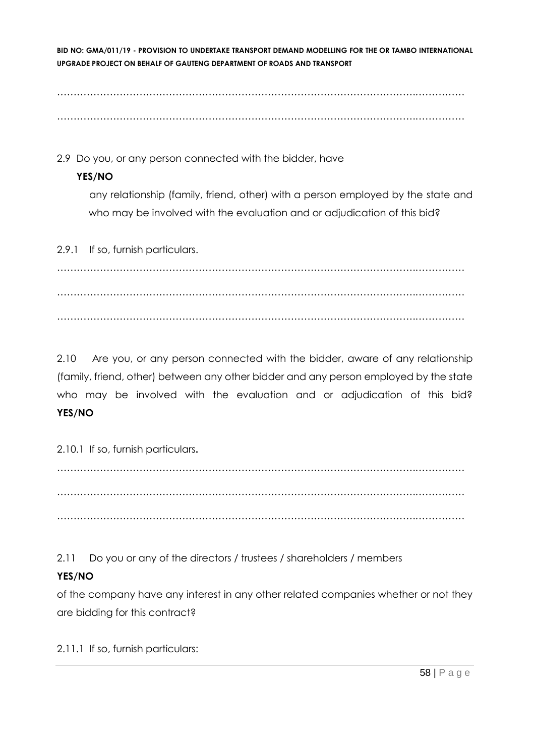…………………………………………………………………………………………………………

…………………………………………………………………………………………………………

2.9 Do you, or any person connected with the bidder, have **YES/NO**
any relationship (family, friend, other) with a person employed by the state and who may be involved with the evaluation and or adjudication of this bid?

2.9.1 If so, furnish particulars.

…………………………………………………………………………………………………………

…………………………………………………………………………………………………………

…………………………………………………………………………………………………………

2.10 Are you, or any person connected with the bidder, aware of any relationship (family, friend, other) between any other bidder and any person employed by the state who may be involved with the evaluation and or adjudication of this bid? **YES/NO**

2.10.1 If so, furnish particulars.

…………………………………………………………………………………………………………

…………………………………………………………………………………………………………

…………………………………………………………………………………………………………

2.11 Do you or any of the directors / trustees / shareholders / members **YES/NO**
of the company have any interest in any other related companies whether or not they are bidding for this contract?

2.11.1 If so, furnish particulars: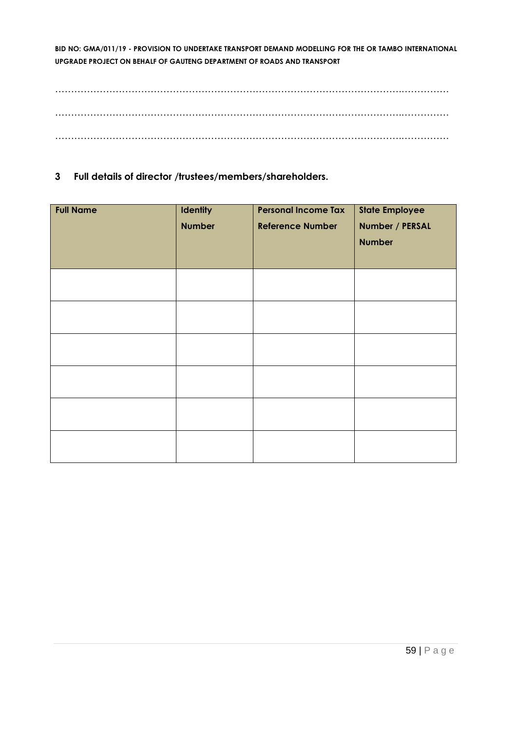…………………………………………………………………………………………………………………………

…………………………………………………………………………………………………………………………

…………………………………………………………………………………………………………………………

## 3 Full details of director /trustees/members/shareholders.

| Full Name | Identity Number | Personal Income Tax Reference Number | State Employee Number / PERSAL Number |
|---|---|---|---|
| | | | |
| | | | |
| | | | |
| | | | |
| | | | |
| | | | |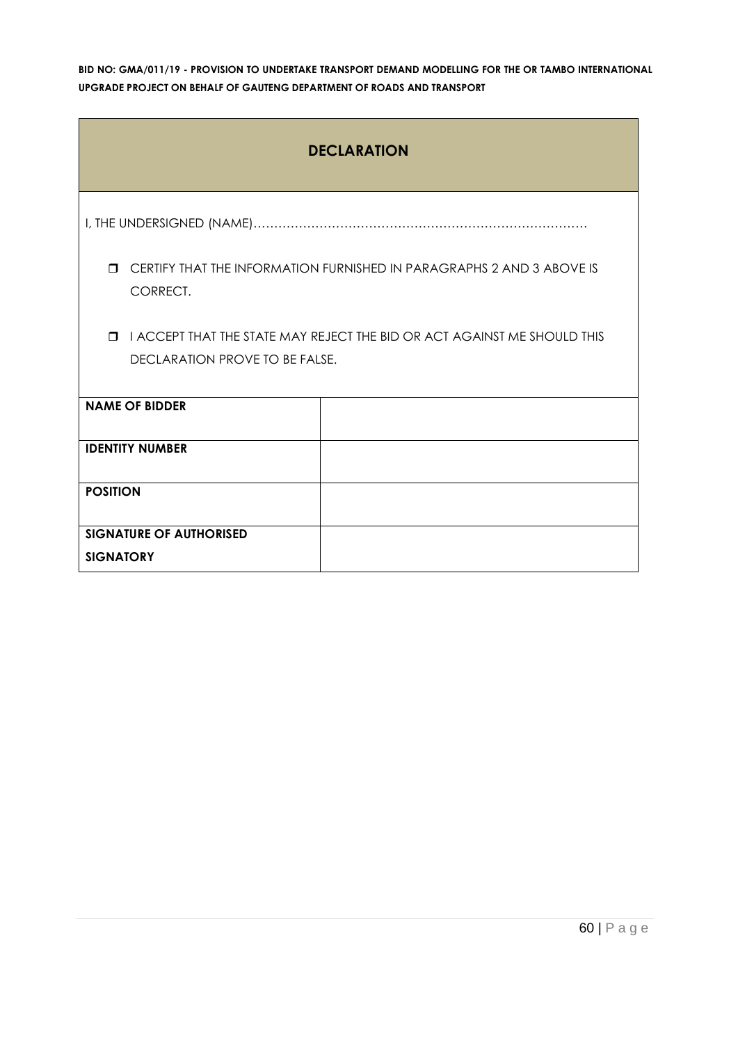## DECLARATION

I, THE UNDERSIGNED (NAME)………………………………………………………………………

- ☐ CERTIFY THAT THE INFORMATION FURNISHED IN PARAGRAPHS 2 AND 3 ABOVE IS CORRECT.
- ☐ I ACCEPT THAT THE STATE MAY REJECT THE BID OR ACT AGAINST ME SHOULD THIS DECLARATION PROVE TO BE FALSE.

| **NAME OF BIDDER** | |
|---|---|
| **IDENTITY NUMBER** | |
| **POSITION** | |
| **SIGNATURE OF AUTHORISED SIGNATORY** | |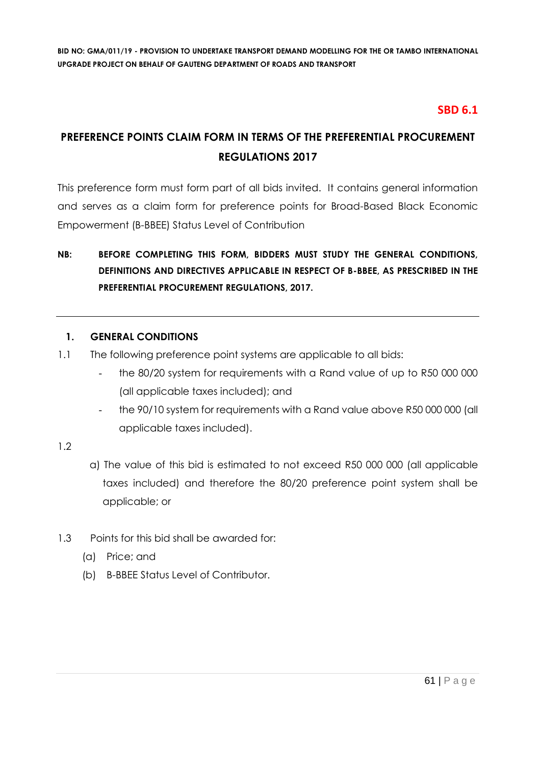**SBD 6.1**

## PREFERENCE POINTS CLAIM FORM IN TERMS OF THE PREFERENTIAL PROCUREMENT REGULATIONS 2017

This preference form must form part of all bids invited. It contains general information and serves as a claim form for preference points for Broad-Based Black Economic Empowerment (B-BBEE) Status Level of Contribution

**NB: BEFORE COMPLETING THIS FORM, BIDDERS MUST STUDY THE GENERAL CONDITIONS, DEFINITIONS AND DIRECTIVES APPLICABLE IN RESPECT OF B-BBEE, AS PRESCRIBED IN THE PREFERENTIAL PROCUREMENT REGULATIONS, 2017.**

---

### 1. GENERAL CONDITIONS

1.1 The following preference point systems are applicable to all bids:

- the 80/20 system for requirements with a Rand value of up to R50 000 000 (all applicable taxes included); and
- the 90/10 system for requirements with a Rand value above R50 000 000 (all applicable taxes included).

1.2

a) The value of this bid is estimated to not exceed R50 000 000 (all applicable taxes included) and therefore the 80/20 preference point system shall be applicable; or

1.3 Points for this bid shall be awarded for:

(a) Price; and

(b) B-BBEE Status Level of Contributor.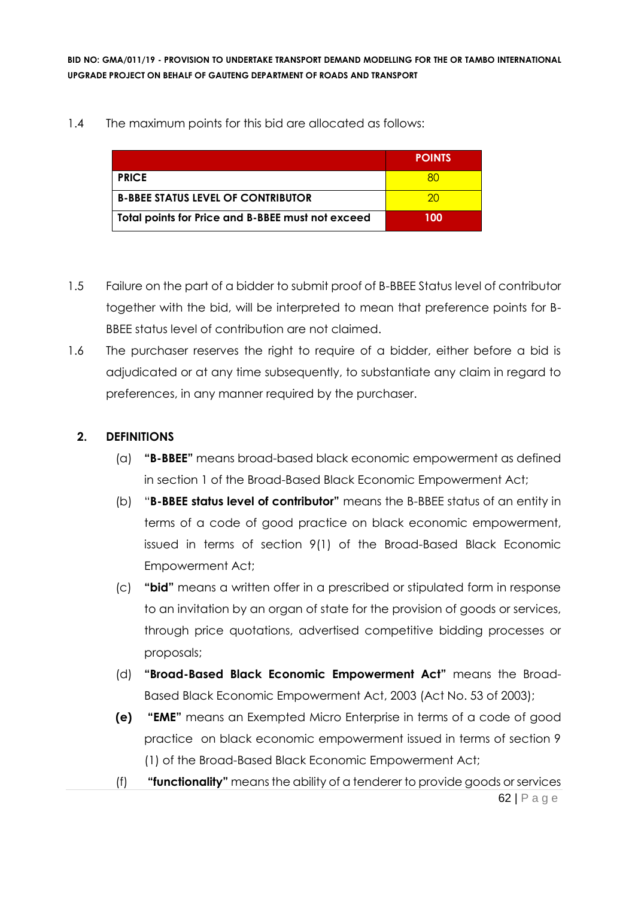1.4 The maximum points for this bid are allocated as follows:

| | POINTS |
|---|---|
| **PRICE** | 80 |
| **B-BBEE STATUS LEVEL OF CONTRIBUTOR** | 20 |
| **Total points for Price and B-BBEE must not exceed** | **100** |

1.5 Failure on the part of a bidder to submit proof of B-BBEE Status level of contributor together with the bid, will be interpreted to mean that preference points for B-BBEE status level of contribution are not claimed.

1.6 The purchaser reserves the right to require of a bidder, either before a bid is adjudicated or at any time subsequently, to substantiate any claim in regard to preferences, in any manner required by the purchaser.

## 2. DEFINITIONS

(a) **"B-BBEE"** means broad-based black economic empowerment as defined in section 1 of the Broad-Based Black Economic Empowerment Act;

(b) "**B-BBEE status level of contributor"** means the B-BBEE status of an entity in terms of a code of good practice on black economic empowerment, issued in terms of section 9(1) of the Broad-Based Black Economic Empowerment Act;

(c) **"bid"** means a written offer in a prescribed or stipulated form in response to an invitation by an organ of state for the provision of goods or services, through price quotations, advertised competitive bidding processes or proposals;

(d) **"Broad-Based Black Economic Empowerment Act"** means the Broad-Based Black Economic Empowerment Act, 2003 (Act No. 53 of 2003);

**(e)** **"EME"** means an Exempted Micro Enterprise in terms of a code of good practice on black economic empowerment issued in terms of section 9 (1) of the Broad-Based Black Economic Empowerment Act;

(f) **"functionality"** means the ability of a tenderer to provide goods or services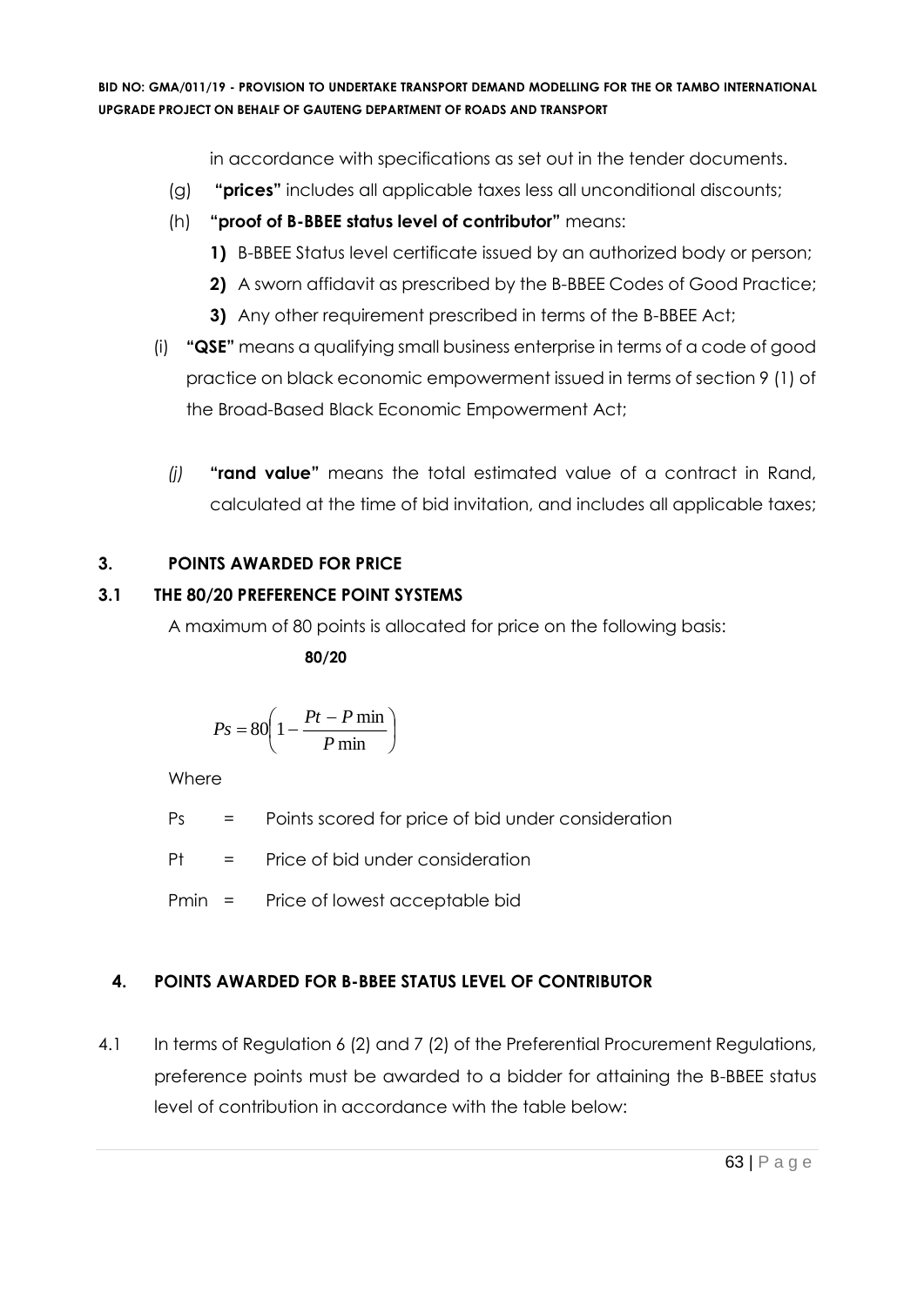in accordance with specifications as set out in the tender documents.

(g) **"prices"** includes all applicable taxes less all unconditional discounts;

(h) **"proof of B-BBEE status level of contributor"** means:

1) B-BBEE Status level certificate issued by an authorized body or person;
2) A sworn affidavit as prescribed by the B-BBEE Codes of Good Practice;
3) Any other requirement prescribed in terms of the B-BBEE Act;

(i) **"QSE"** means a qualifying small business enterprise in terms of a code of good practice on black economic empowerment issued in terms of section 9 (1) of the Broad-Based Black Economic Empowerment Act;

*(j)* **"rand value"** means the total estimated value of a contract in Rand, calculated at the time of bid invitation, and includes all applicable taxes;

## 3. POINTS AWARDED FOR PRICE

### 3.1 THE 80/20 PREFERENCE POINT SYSTEMS

A maximum of 80 points is allocated for price on the following basis:

**80/20**

$$Ps = 80\left(1 - \frac{Pt - P\min}{P\min}\right)$$

Where

Ps = Points scored for price of bid under consideration

Pt = Price of bid under consideration

Pmin = Price of lowest acceptable bid

## 4. POINTS AWARDED FOR B-BBEE STATUS LEVEL OF CONTRIBUTOR

4.1 In terms of Regulation 6 (2) and 7 (2) of the Preferential Procurement Regulations, preference points must be awarded to a bidder for attaining the B-BBEE status level of contribution in accordance with the table below: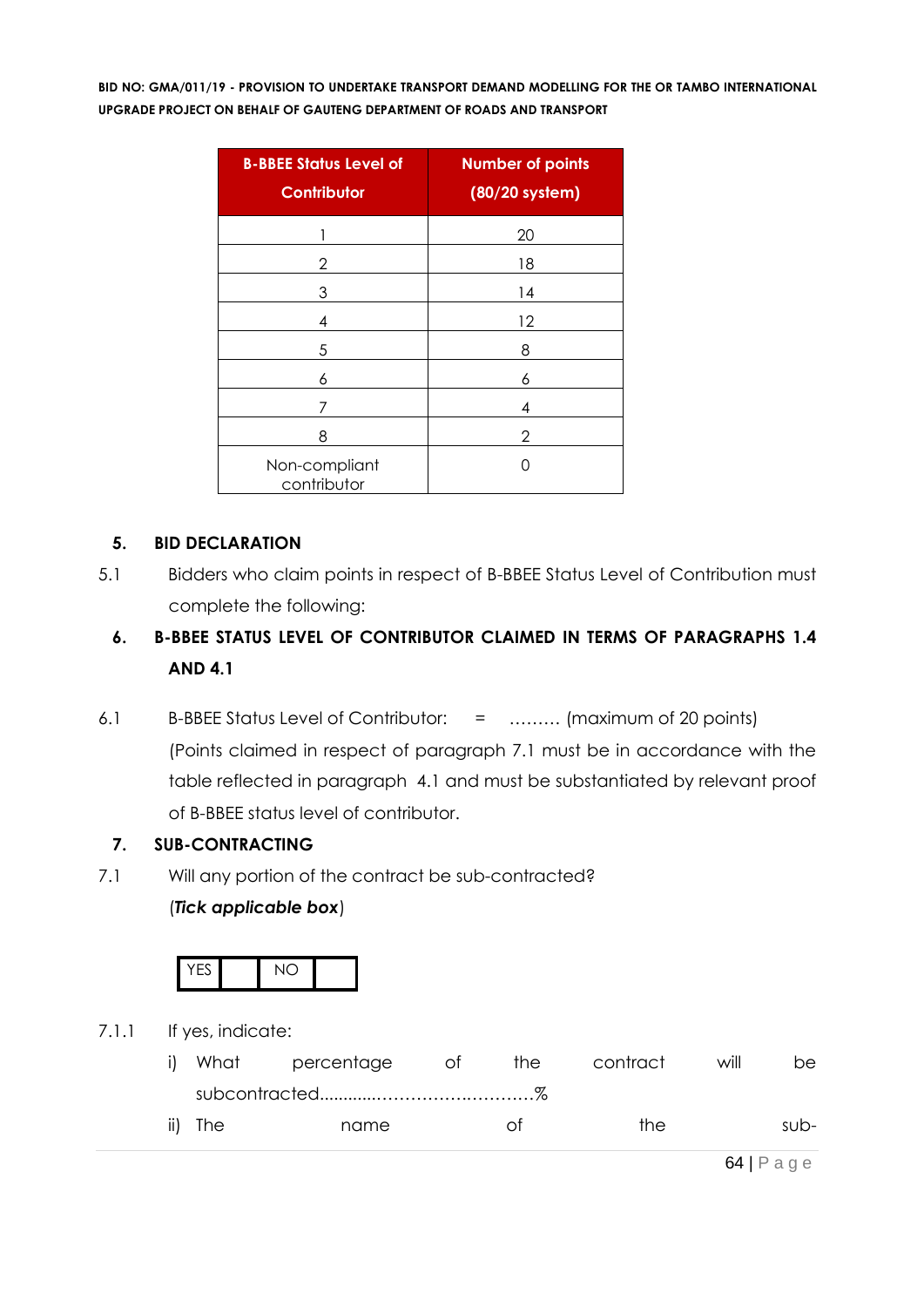| B-BBEE Status Level of Contributor | Number of points (80/20 system) |
|---|---|
| 1 | 20 |
| 2 | 18 |
| 3 | 14 |
| 4 | 12 |
| 5 | 8 |
| 6 | 6 |
| 7 | 4 |
| 8 | 2 |
| Non-compliant contributor | 0 |

## 5. BID DECLARATION

5.1 Bidders who claim points in respect of B-BBEE Status Level of Contribution must complete the following:

## 6. B-BBEE STATUS LEVEL OF CONTRIBUTOR CLAIMED IN TERMS OF PARAGRAPHS 1.4 AND 4.1

6.1 B-BBEE Status Level of Contributor: = ……… (maximum of 20 points)

(Points claimed in respect of paragraph 7.1 must be in accordance with the table reflected in paragraph 4.1 and must be substantiated by relevant proof of B-BBEE status level of contributor.

## 7. SUB-CONTRACTING

7.1 Will any portion of the contract be sub-contracted?

(***Tick applicable box***)

| YES | | NO | |
|---|---|---|---|

7.1.1 If yes, indicate:

i) What percentage of the contract will be subcontracted............……………….…………%

ii) The name of the sub-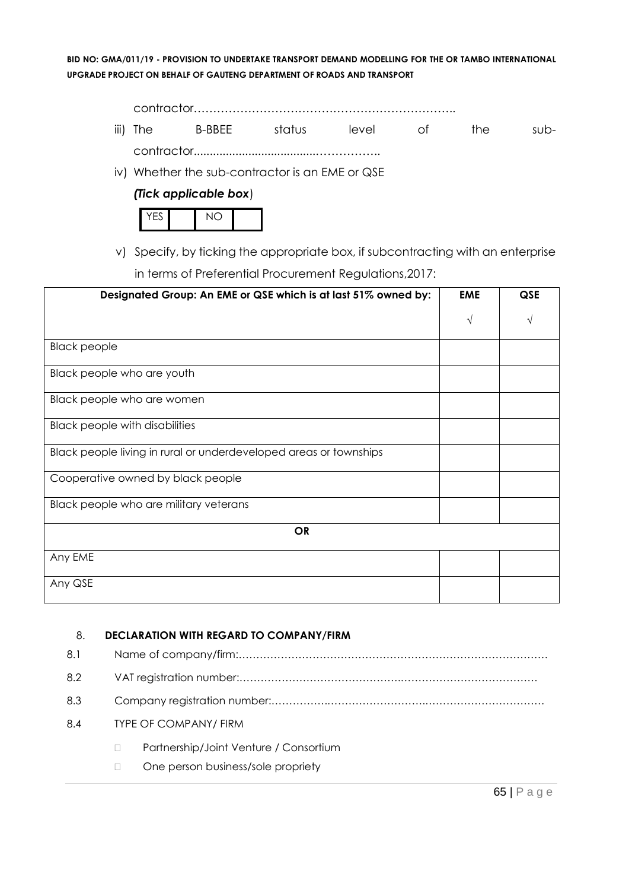contractor……………………………………………………………..

iii) The B-BBEE status level of the sub-contractor.....................................……………..

iv) Whether the sub-contractor is an EME or QSE

*(Tick applicable box*)

| YES | | NO | |
|---|---|---|---|

v) Specify, by ticking the appropriate box, if subcontracting with an enterprise in terms of Preferential Procurement Regulations,2017:

| Designated Group: An EME or QSE which is at last 51% owned by: | EME | QSE |
|---|---|---|
| | √ | √ |
| Black people | | |
| Black people who are youth | | |
| Black people who are women | | |
| Black people with disabilities | | |
| Black people living in rural or underdeveloped areas or townships | | |
| Cooperative owned by black people | | |
| Black people who are military veterans | | |
| **OR** | | |
| Any EME | | |
| Any QSE | | |

8. **DECLARATION WITH REGARD TO COMPANY/FIRM**

8.1 Name of company/firm:……………………………………………………………………………

8.2 VAT registration number:……………………………………..………………………………

8.3 Company registration number:…………….……………………….……………………………

8.4 TYPE OF COMPANY/ FIRM

- Partnership/Joint Venture / Consortium
- One person business/sole propriety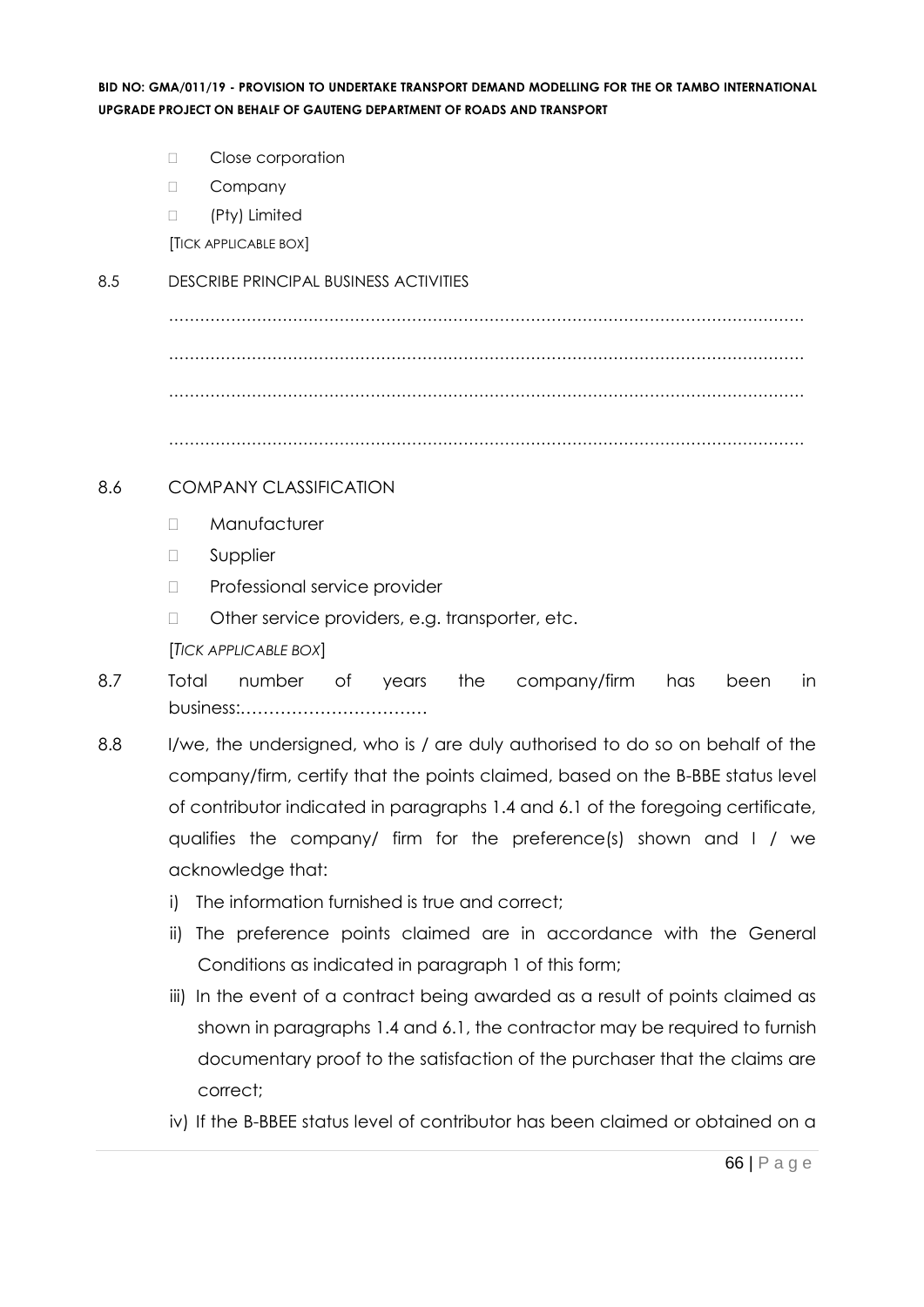- ☐ Close corporation
- ☐ Company
- ☐ (Pty) Limited

[TICK APPLICABLE BOX]

8.5 DESCRIBE PRINCIPAL BUSINESS ACTIVITIES

………………………………………………………………………………………………………………

………………………………………………………………………………………………………………

………………………………………………………………………………………………………………

………………………………………………………………………………………………………………

8.6 COMPANY CLASSIFICATION

- ☐ Manufacturer
- ☐ Supplier
- ☐ Professional service provider
- ☐ Other service providers, e.g. transporter, etc.

[*TICK APPLICABLE BOX*]

8.7 Total number of years the company/firm has been in business:……………………………

8.8 I/we, the undersigned, who is / are duly authorised to do so on behalf of the company/firm, certify that the points claimed, based on the B-BBE status level of contributor indicated in paragraphs 1.4 and 6.1 of the foregoing certificate, qualifies the company/ firm for the preference(s) shown and I / we acknowledge that:

i) The information furnished is true and correct;

ii) The preference points claimed are in accordance with the General Conditions as indicated in paragraph 1 of this form;

iii) In the event of a contract being awarded as a result of points claimed as shown in paragraphs 1.4 and 6.1, the contractor may be required to furnish documentary proof to the satisfaction of the purchaser that the claims are correct;

iv) If the B-BBEE status level of contributor has been claimed or obtained on a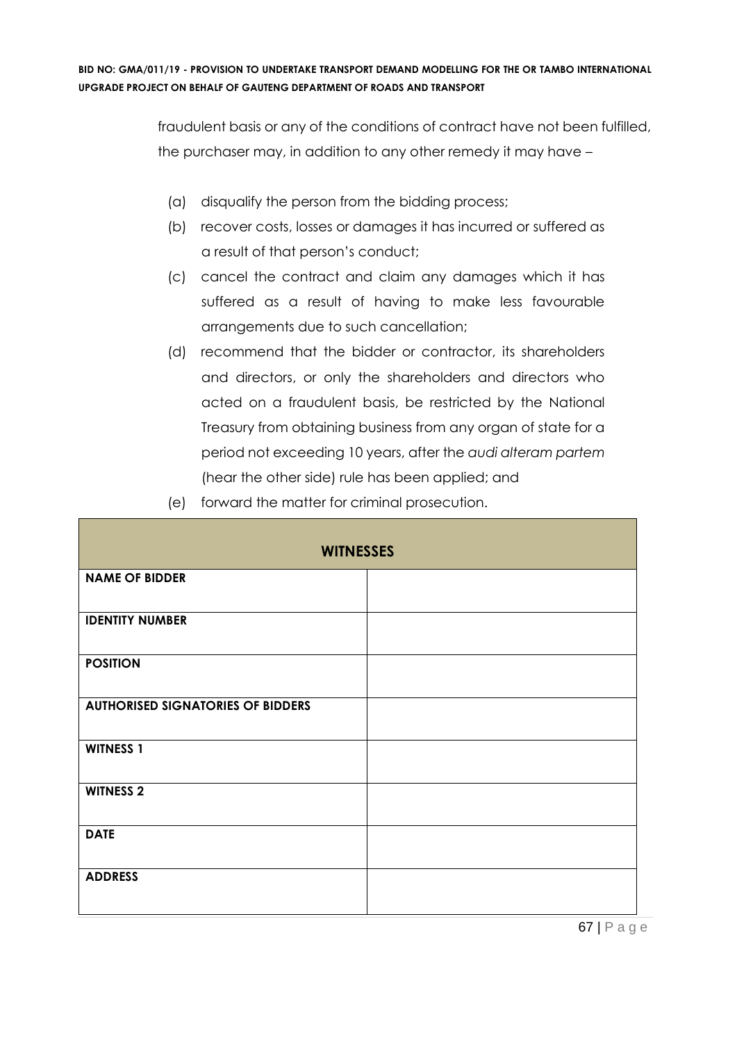fraudulent basis or any of the conditions of contract have not been fulfilled, the purchaser may, in addition to any other remedy it may have –

(a) disqualify the person from the bidding process;

(b) recover costs, losses or damages it has incurred or suffered as a result of that person's conduct;

(c) cancel the contract and claim any damages which it has suffered as a result of having to make less favourable arrangements due to such cancellation;

(d) recommend that the bidder or contractor, its shareholders and directors, or only the shareholders and directors who acted on a fraudulent basis, be restricted by the National Treasury from obtaining business from any organ of state for a period not exceeding 10 years, after the *audi alteram partem* (hear the other side) rule has been applied; and

(e) forward the matter for criminal prosecution.

| **WITNESSES** | |
|---|---|
| **NAME OF BIDDER** | |
| **IDENTITY NUMBER** | |
| **POSITION** | |
| **AUTHORISED SIGNATORIES OF BIDDERS** | |
| **WITNESS 1** | |
| **WITNESS 2** | |
| **DATE** | |
| **ADDRESS** | |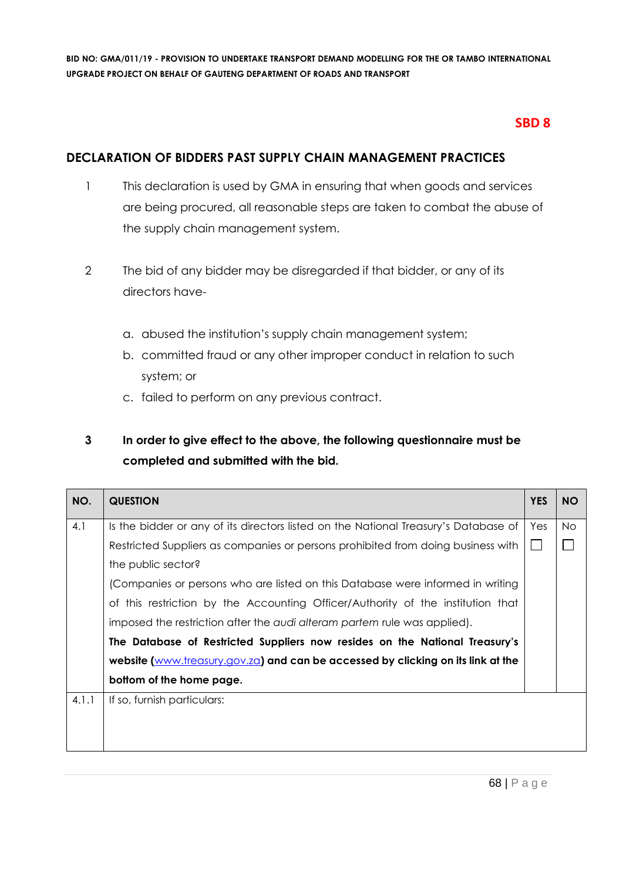**BID NO: GMA/011/19 - PROVISION TO UNDERTAKE TRANSPORT DEMAND MODELLING FOR THE OR TAMBO INTERNATIONAL UPGRADE PROJECT ON BEHALF OF GAUTENG DEPARTMENT OF ROADS AND TRANSPORT**

**SBD 8**

## DECLARATION OF BIDDERS PAST SUPPLY CHAIN MANAGEMENT PRACTICES

1. This declaration is used by GMA in ensuring that when goods and services are being procured, all reasonable steps are taken to combat the abuse of the supply chain management system.

2. The bid of any bidder may be disregarded if that bidder, or any of its directors have-

   a. abused the institution's supply chain management system;
   b. committed fraud or any other improper conduct in relation to such system; or
   c. failed to perform on any previous contract.

3. **In order to give effect to the above, the following questionnaire must be completed and submitted with the bid.**

| NO. | QUESTION | YES | NO |
|---|---|---|---|
| 4.1 | Is the bidder or any of its directors listed on the National Treasury's Database of Restricted Suppliers as companies or persons prohibited from doing business with the public sector?<br>(Companies or persons who are listed on this Database were informed in writing of this restriction by the Accounting Officer/Authority of the institution that imposed the restriction after the *audi alteram partem* rule was applied).<br>**The Database of Restricted Suppliers now resides on the National Treasury's website (www.treasury.gov.za) and can be accessed by clicking on its link at the bottom of the home page.** | Yes ☐ | No ☐ |
| 4.1.1 | If so, furnish particulars: | | |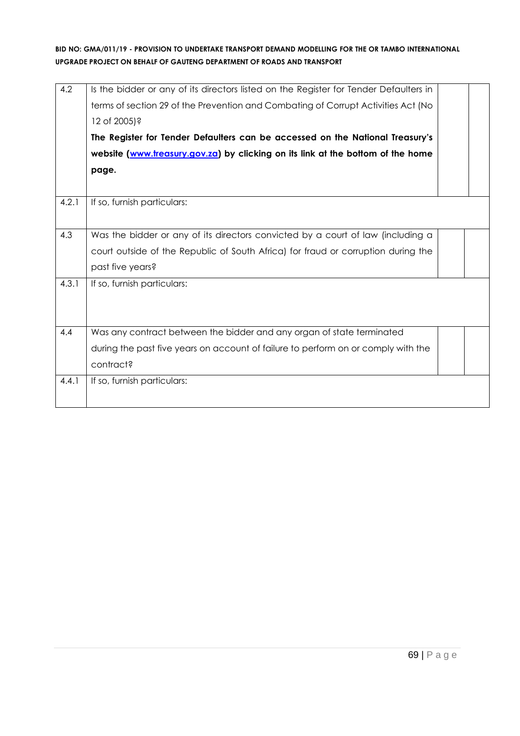| | | | |
|---|---|---|---|
| 4.2 | Is the bidder or any of its directors listed on the Register for Tender Defaulters in terms of section 29 of the Prevention and Combating of Corrupt Activities Act (No 12 of 2005)? **The Register for Tender Defaulters can be accessed on the National Treasury's website ([www.treasury.gov.za](http://www.treasury.gov.za)) by clicking on its link at the bottom of the home page.** | | |
| 4.2.1 | If so, furnish particulars: | | |
| 4.3 | Was the bidder or any of its directors convicted by a court of law (including a court outside of the Republic of South Africa) for fraud or corruption during the past five years? | | |
| 4.3.1 | If so, furnish particulars: | | |
| 4.4 | Was any contract between the bidder and any organ of state terminated during the past five years on account of failure to perform on or comply with the contract? | | |
| 4.4.1 | If so, furnish particulars: | | |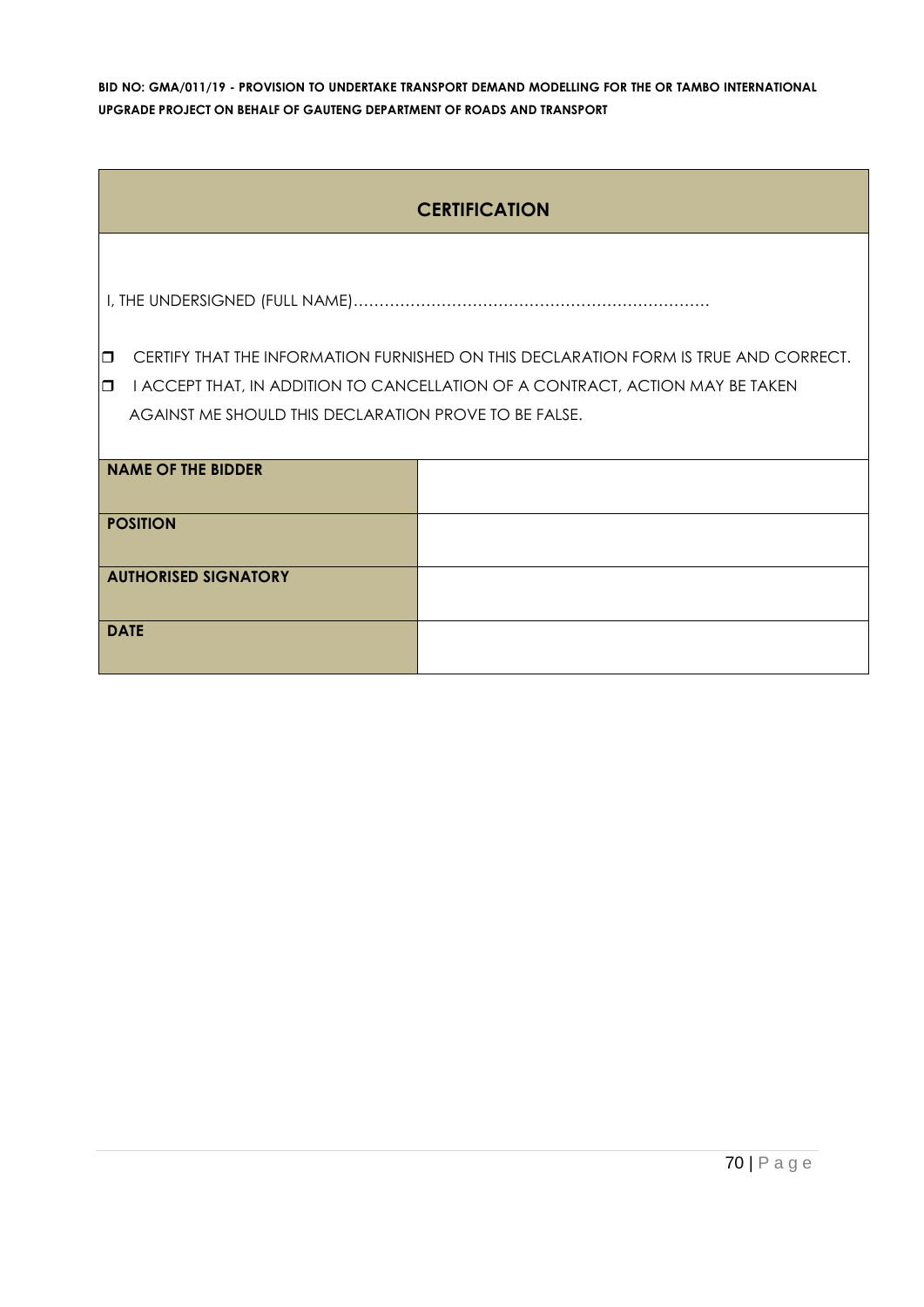## CERTIFICATION

I, THE UNDERSIGNED (FULL NAME)…………………………………………………………………

- ❒ CERTIFY THAT THE INFORMATION FURNISHED ON THIS DECLARATION FORM IS TRUE AND CORRECT.
- ❒ I ACCEPT THAT, IN ADDITION TO CANCELLATION OF A CONTRACT, ACTION MAY BE TAKEN AGAINST ME SHOULD THIS DECLARATION PROVE TO BE FALSE.

| | |
|---|---|
| **NAME OF THE BIDDER** | |
| **POSITION** | |
| **AUTHORISED SIGNATORY** | |
| **DATE** | |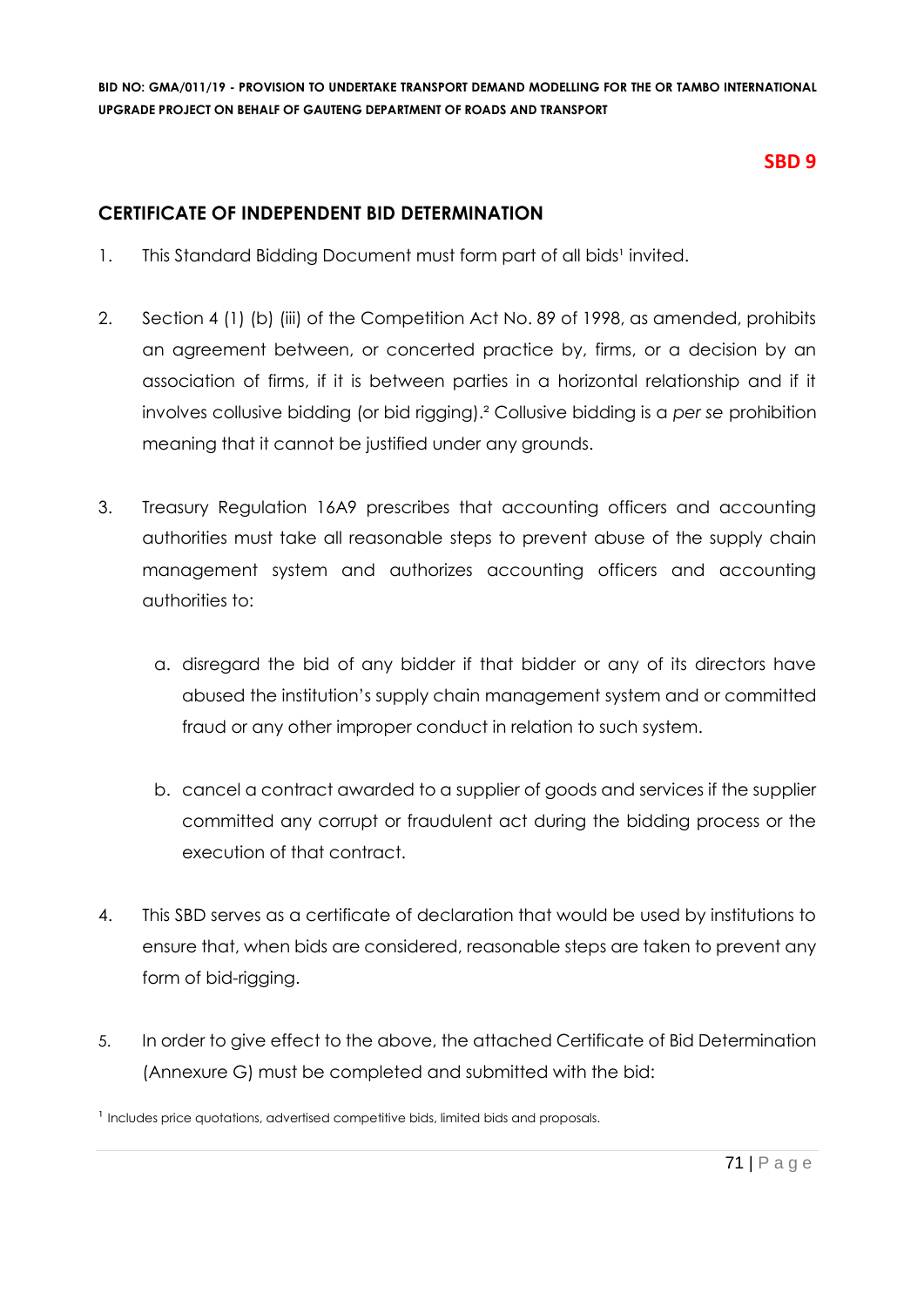**SBD 9**

## CERTIFICATE OF INDEPENDENT BID DETERMINATION

1. This Standard Bidding Document must form part of all bids[1] invited.

2. Section 4 (1) (b) (iii) of the Competition Act No. 89 of 1998, as amended, prohibits an agreement between, or concerted practice by, firms, or a decision by an association of firms, if it is between parties in a horizontal relationship and if it involves collusive bidding (or bid rigging).[2] Collusive bidding is a *per se* prohibition meaning that it cannot be justified under any grounds.

3. Treasury Regulation 16A9 prescribes that accounting officers and accounting authorities must take all reasonable steps to prevent abuse of the supply chain management system and authorizes accounting officers and accounting authorities to:

   a. disregard the bid of any bidder if that bidder or any of its directors have abused the institution's supply chain management system and or committed fraud or any other improper conduct in relation to such system.

   b. cancel a contract awarded to a supplier of goods and services if the supplier committed any corrupt or fraudulent act during the bidding process or the execution of that contract.

4. This SBD serves as a certificate of declaration that would be used by institutions to ensure that, when bids are considered, reasonable steps are taken to prevent any form of bid-rigging.

5. In order to give effect to the above, the attached Certificate of Bid Determination (Annexure G) must be completed and submitted with the bid:

[1] Includes price quotations, advertised competitive bids, limited bids and proposals.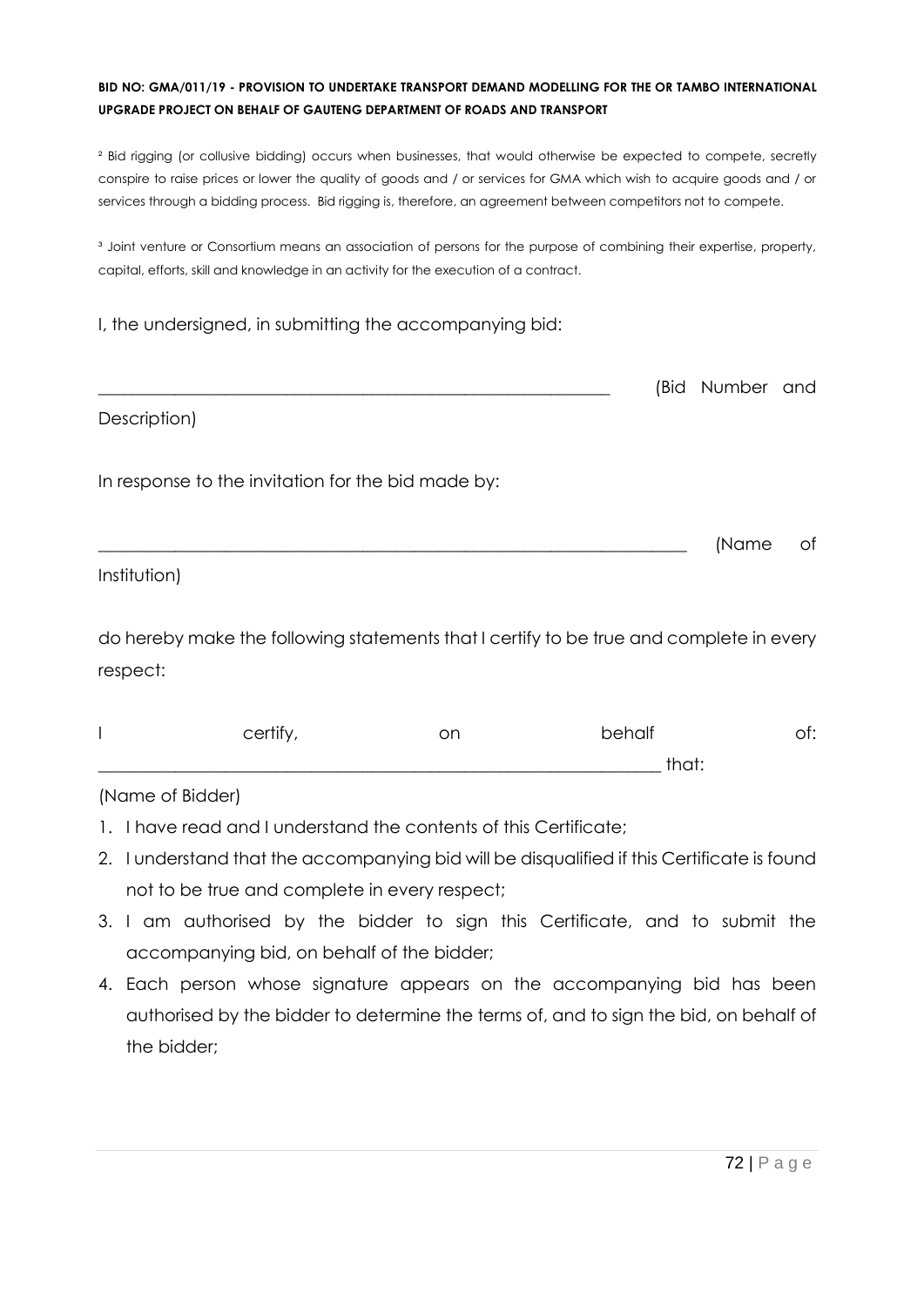**BID NO: GMA/011/19 - PROVISION TO UNDERTAKE TRANSPORT DEMAND MODELLING FOR THE OR TAMBO INTERNATIONAL UPGRADE PROJECT ON BEHALF OF GAUTENG DEPARTMENT OF ROADS AND TRANSPORT**

[2] Bid rigging (or collusive bidding) occurs when businesses, that would otherwise be expected to compete, secretly conspire to raise prices or lower the quality of goods and / or services for GMA which wish to acquire goods and / or services through a bidding process. Bid rigging is, therefore, an agreement between competitors not to compete.

[3] Joint venture or Consortium means an association of persons for the purpose of combining their expertise, property, capital, efforts, skill and knowledge in an activity for the execution of a contract.

I, the undersigned, in submitting the accompanying bid:

\_\_\_\_\_\_\_\_\_\_\_\_\_\_\_\_\_\_\_\_\_\_\_\_\_\_\_\_\_\_\_\_\_\_\_\_\_\_\_\_\_\_\_\_\_\_\_\_\_\_\_\_\_\_\_\_\_\_\_ (Bid Number and Description)

In response to the invitation for the bid made by:

\_\_\_\_\_\_\_\_\_\_\_\_\_\_\_\_\_\_\_\_\_\_\_\_\_\_\_\_\_\_\_\_\_\_\_\_\_\_\_\_\_\_\_\_\_\_\_\_\_\_\_\_\_\_\_\_\_\_\_\_\_\_\_\_\_ (Name of Institution)

do hereby make the following statements that I certify to be true and complete in every respect:

I certify, on behalf of: \_\_\_\_\_\_\_\_\_\_\_\_\_\_\_\_\_\_\_\_\_\_\_\_\_\_\_\_\_\_\_\_\_\_\_\_\_\_\_\_\_\_\_\_\_\_\_\_\_\_\_\_\_\_\_\_\_\_\_\_\_\_\_ that:

(Name of Bidder)

1. I have read and I understand the contents of this Certificate;
2. I understand that the accompanying bid will be disqualified if this Certificate is found not to be true and complete in every respect;
3. I am authorised by the bidder to sign this Certificate, and to submit the accompanying bid, on behalf of the bidder;
4. Each person whose signature appears on the accompanying bid has been authorised by the bidder to determine the terms of, and to sign the bid, on behalf of the bidder;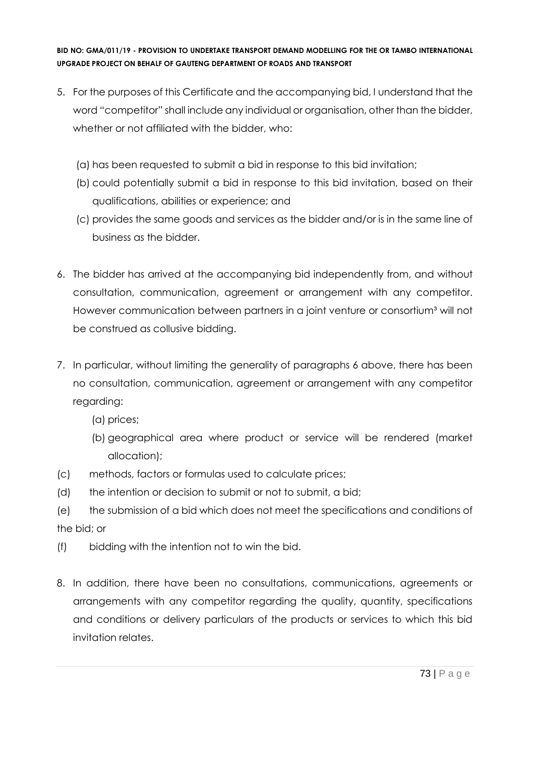5. For the purposes of this Certificate and the accompanying bid, I understand that the word "competitor" shall include any individual or organisation, other than the bidder, whether or not affiliated with the bidder, who:

    (a) has been requested to submit a bid in response to this bid invitation;
    (b) could potentially submit a bid in response to this bid invitation, based on their qualifications, abilities or experience; and
    (c) provides the same goods and services as the bidder and/or is in the same line of business as the bidder.

6. The bidder has arrived at the accompanying bid independently from, and without consultation, communication, agreement or arrangement with any competitor. However communication between partners in a joint venture or consortium[3] will not be construed as collusive bidding.

7. In particular, without limiting the generality of paragraphs 6 above, there has been no consultation, communication, agreement or arrangement with any competitor regarding:

    (a) prices;
    (b) geographical area where product or service will be rendered (market allocation);

(c) methods, factors or formulas used to calculate prices;

(d) the intention or decision to submit or not to submit, a bid;

(e) the submission of a bid which does not meet the specifications and conditions of the bid; or

(f) bidding with the intention not to win the bid.

8. In addition, there have been no consultations, communications, agreements or arrangements with any competitor regarding the quality, quantity, specifications and conditions or delivery particulars of the products or services to which this bid invitation relates.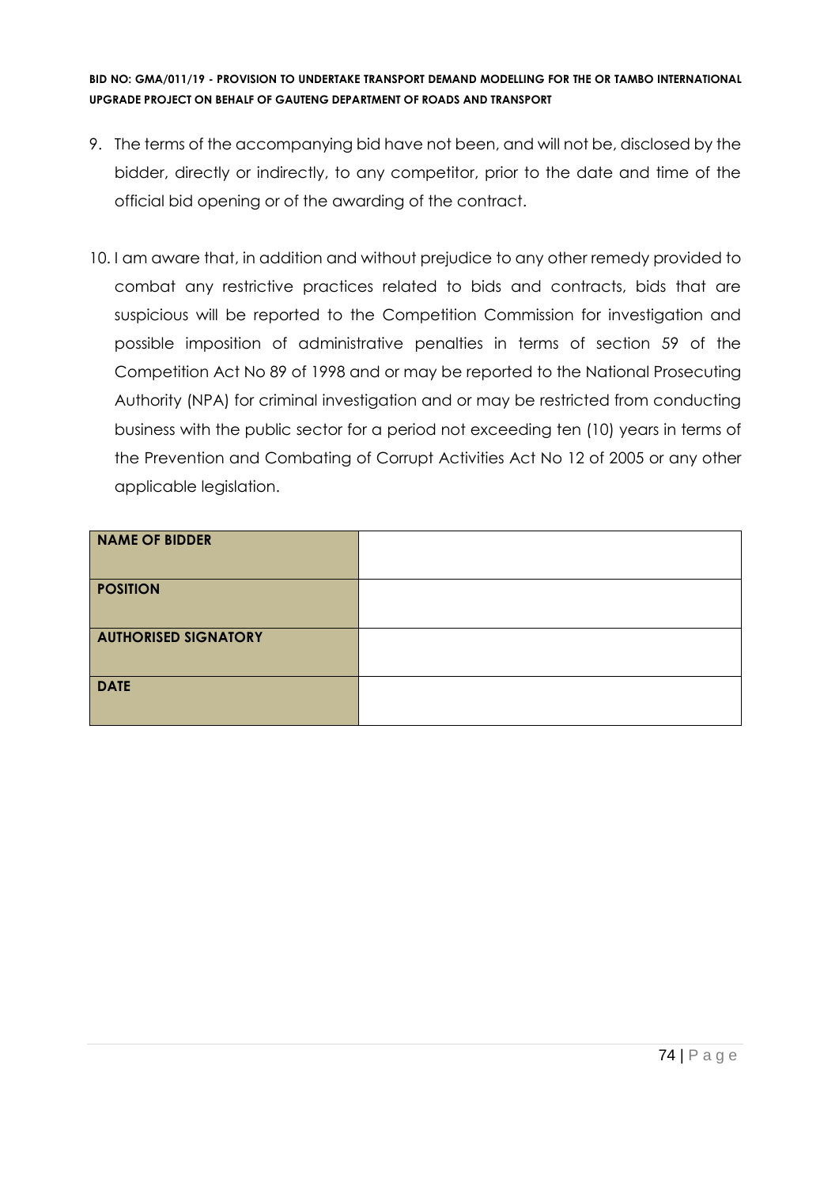9. The terms of the accompanying bid have not been, and will not be, disclosed by the bidder, directly or indirectly, to any competitor, prior to the date and time of the official bid opening or of the awarding of the contract.

10. I am aware that, in addition and without prejudice to any other remedy provided to combat any restrictive practices related to bids and contracts, bids that are suspicious will be reported to the Competition Commission for investigation and possible imposition of administrative penalties in terms of section 59 of the Competition Act No 89 of 1998 and or may be reported to the National Prosecuting Authority (NPA) for criminal investigation and or may be restricted from conducting business with the public sector for a period not exceeding ten (10) years in terms of the Prevention and Combating of Corrupt Activities Act No 12 of 2005 or any other applicable legislation.

| **NAME OF BIDDER** | |
|---|---|
| **POSITION** | |
| **AUTHORISED SIGNATORY** | |
| **DATE** | |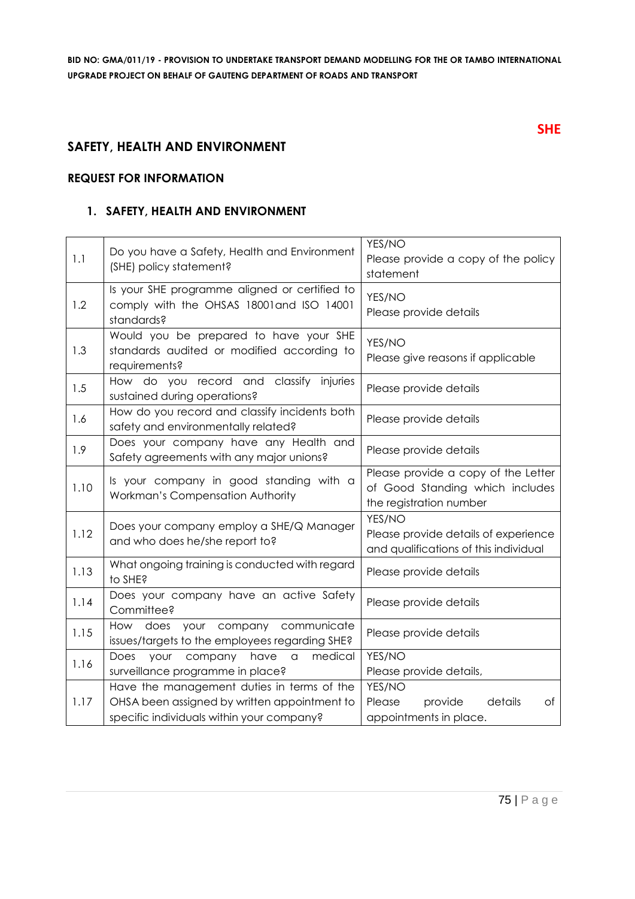SHE

## SAFETY, HEALTH AND ENVIRONMENT

### REQUEST FOR INFORMATION

### 1. SAFETY, HEALTH AND ENVIRONMENT

| | | |
|---|---|---|
| 1.1 | Do you have a Safety, Health and Environment (SHE) policy statement? | YES/NO<br>Please provide a copy of the policy statement |
| 1.2 | Is your SHE programme aligned or certified to comply with the OHSAS 18001and ISO 14001 standards? | YES/NO<br>Please provide details |
| 1.3 | Would you be prepared to have your SHE standards audited or modified according to requirements? | YES/NO<br>Please give reasons if applicable |
| 1.5 | How do you record and classify injuries sustained during operations? | Please provide details |
| 1.6 | How do you record and classify incidents both safety and environmentally related? | Please provide details |
| 1.9 | Does your company have any Health and Safety agreements with any major unions? | Please provide details |
| 1.10 | Is your company in good standing with a Workman's Compensation Authority | Please provide a copy of the Letter of Good Standing which includes the registration number |
| 1.12 | Does your company employ a SHE/Q Manager and who does he/she report to? | YES/NO<br>Please provide details of experience and qualifications of this individual |
| 1.13 | What ongoing training is conducted with regard to SHE? | Please provide details |
| 1.14 | Does your company have an active Safety Committee? | Please provide details |
| 1.15 | How does your company communicate issues/targets to the employees regarding SHE? | Please provide details |
| 1.16 | Does your company have a medical surveillance programme in place? | YES/NO<br>Please provide details, |
| 1.17 | Have the management duties in terms of the OHSA been assigned by written appointment to specific individuals within your company? | YES/NO<br>Please provide details of appointments in place. |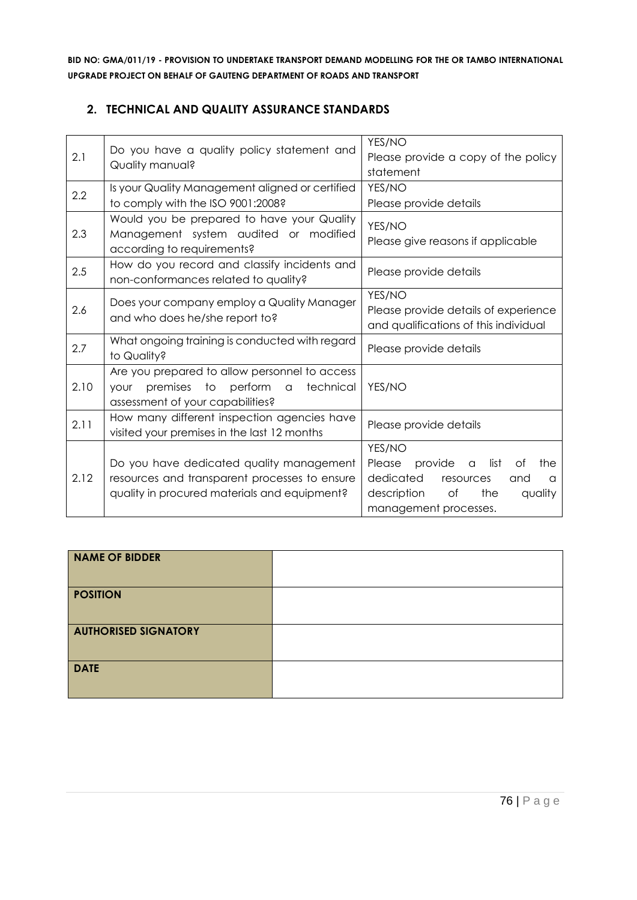## 2. TECHNICAL AND QUALITY ASSURANCE STANDARDS

| | | |
|---|---|---|
| 2.1 | Do you have a quality policy statement and Quality manual? | YES/NO<br>Please provide a copy of the policy statement |
| 2.2 | Is your Quality Management aligned or certified to comply with the ISO 9001:2008? | YES/NO<br>Please provide details |
| 2.3 | Would you be prepared to have your Quality Management system audited or modified according to requirements? | YES/NO<br>Please give reasons if applicable |
| 2.5 | How do you record and classify incidents and non-conformances related to quality? | Please provide details |
| 2.6 | Does your company employ a Quality Manager and who does he/she report to? | YES/NO<br>Please provide details of experience and qualifications of this individual |
| 2.7 | What ongoing training is conducted with regard to Quality? | Please provide details |
| 2.10 | Are you prepared to allow personnel to access your premises to perform a technical assessment of your capabilities? | YES/NO |
| 2.11 | How many different inspection agencies have visited your premises in the last 12 months | Please provide details |
| 2.12 | Do you have dedicated quality management resources and transparent processes to ensure quality in procured materials and equipment? | YES/NO<br>Please provide a list of the dedicated resources and a description of the quality management processes. |

| | |
|---|---|
| **NAME OF BIDDER** | |
| **POSITION** | |
| **AUTHORISED SIGNATORY** | |
| **DATE** | |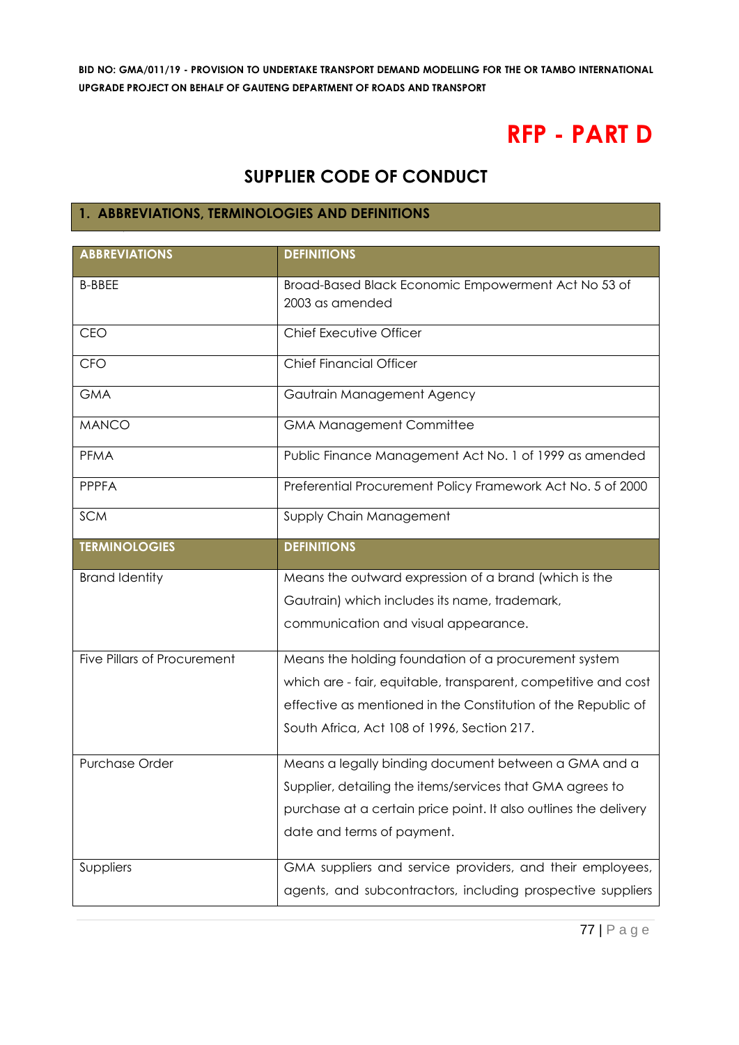# RFP - PART D

## SUPPLIER CODE OF CONDUCT

### 1. ABBREVIATIONS, TERMINOLOGIES AND DEFINITIONS

| ABBREVIATIONS | DEFINITIONS |
| --- | --- |
| B-BBEE | Broad-Based Black Economic Empowerment Act No 53 of 2003 as amended |
| CEO | Chief Executive Officer |
| CFO | Chief Financial Officer |
| GMA | Gautrain Management Agency |
| MANCO | GMA Management Committee |
| PFMA | Public Finance Management Act No. 1 of 1999 as amended |
| PPPFA | Preferential Procurement Policy Framework Act No. 5 of 2000 |
| SCM | Supply Chain Management |
| **TERMINOLOGIES** | **DEFINITIONS** |
| Brand Identity | Means the outward expression of a brand (which is the Gautrain) which includes its name, trademark, communication and visual appearance. |
| Five Pillars of Procurement | Means the holding foundation of a procurement system which are - fair, equitable, transparent, competitive and cost effective as mentioned in the Constitution of the Republic of South Africa, Act 108 of 1996, Section 217. |
| Purchase Order | Means a legally binding document between a GMA and a Supplier, detailing the items/services that GMA agrees to purchase at a certain price point. It also outlines the delivery date and terms of payment. |
| Suppliers | GMA suppliers and service providers, and their employees, agents, and subcontractors, including prospective suppliers |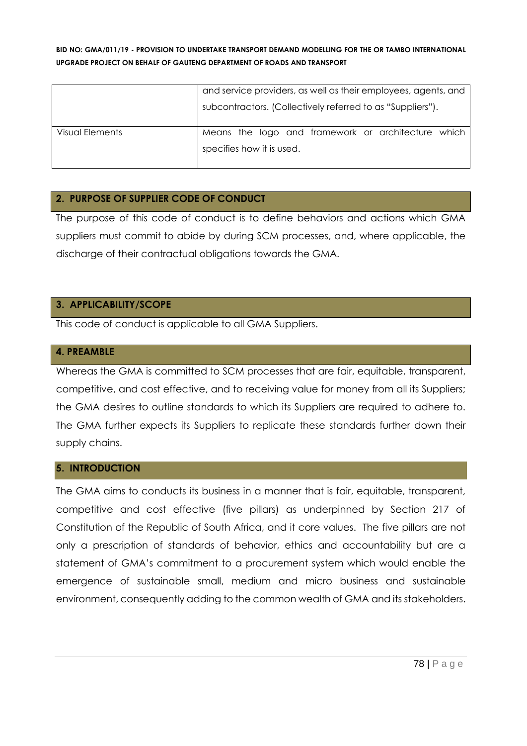|  |  |
|---|---|
|  | and service providers, as well as their employees, agents, and subcontractors. (Collectively referred to as "Suppliers"). |
| Visual Elements | Means the logo and framework or architecture which specifies how it is used. |

## 2. PURPOSE OF SUPPLIER CODE OF CONDUCT

The purpose of this code of conduct is to define behaviors and actions which GMA suppliers must commit to abide by during SCM processes, and, where applicable, the discharge of their contractual obligations towards the GMA.

## 3. APPLICABILITY/SCOPE

This code of conduct is applicable to all GMA Suppliers.

## 4. PREAMBLE

Whereas the GMA is committed to SCM processes that are fair, equitable, transparent, competitive, and cost effective, and to receiving value for money from all its Suppliers; the GMA desires to outline standards to which its Suppliers are required to adhere to. The GMA further expects its Suppliers to replicate these standards further down their supply chains.

## 5. INTRODUCTION

The GMA aims to conducts its business in a manner that is fair, equitable, transparent, competitive and cost effective (five pillars) as underpinned by Section 217 of Constitution of the Republic of South Africa, and it core values. The five pillars are not only a prescription of standards of behavior, ethics and accountability but are a statement of GMA's commitment to a procurement system which would enable the emergence of sustainable small, medium and micro business and sustainable environment, consequently adding to the common wealth of GMA and its stakeholders.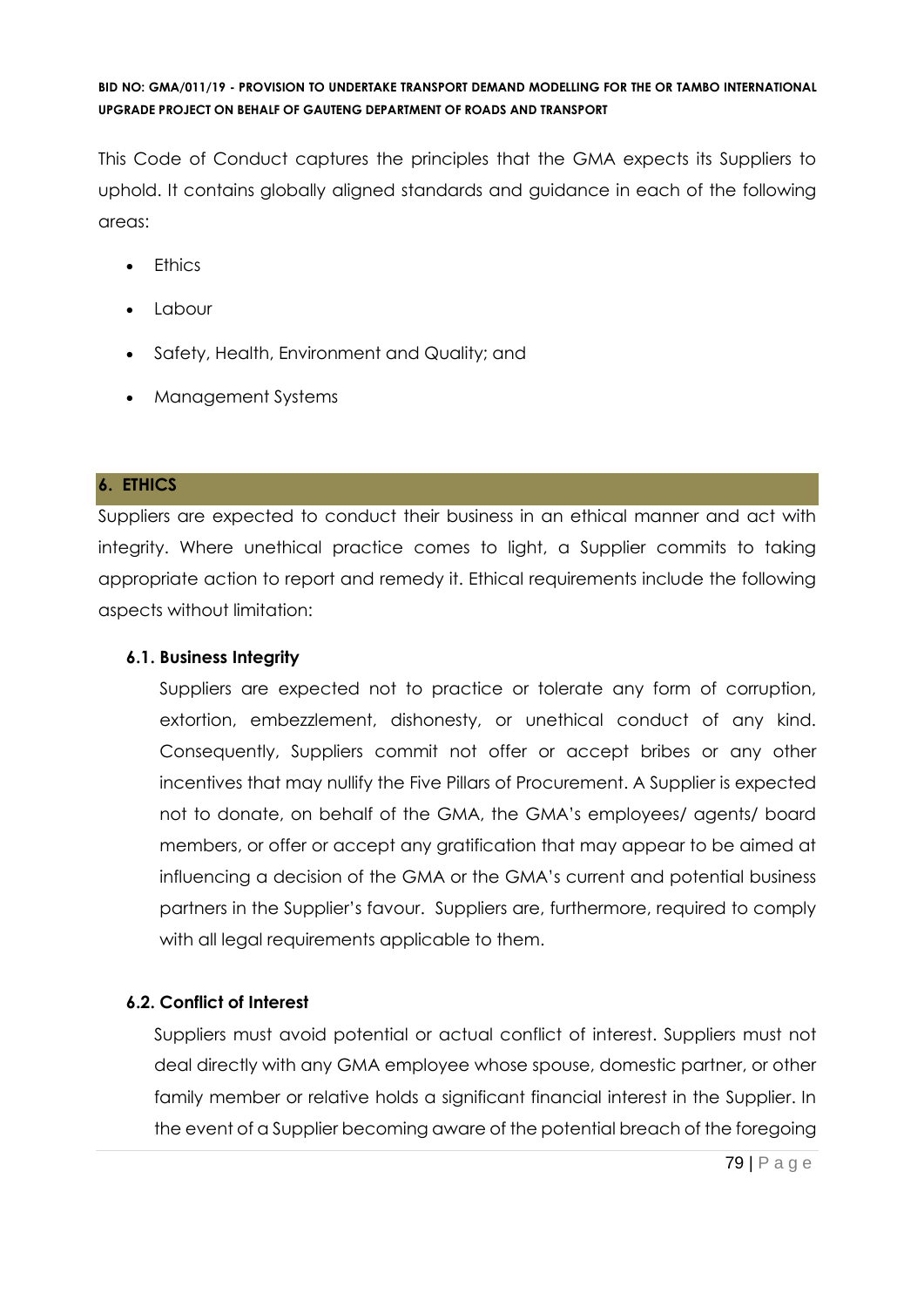This Code of Conduct captures the principles that the GMA expects its Suppliers to uphold. It contains globally aligned standards and guidance in each of the following areas:

- Ethics
- Labour
- Safety, Health, Environment and Quality; and
- Management Systems

## 6. ETHICS

Suppliers are expected to conduct their business in an ethical manner and act with integrity. Where unethical practice comes to light, a Supplier commits to taking appropriate action to report and remedy it. Ethical requirements include the following aspects without limitation:

### 6.1. Business Integrity

Suppliers are expected not to practice or tolerate any form of corruption, extortion, embezzlement, dishonesty, or unethical conduct of any kind. Consequently, Suppliers commit not offer or accept bribes or any other incentives that may nullify the Five Pillars of Procurement. A Supplier is expected not to donate, on behalf of the GMA, the GMA's employees/ agents/ board members, or offer or accept any gratification that may appear to be aimed at influencing a decision of the GMA or the GMA's current and potential business partners in the Supplier's favour. Suppliers are, furthermore, required to comply with all legal requirements applicable to them.

### 6.2. Conflict of Interest

Suppliers must avoid potential or actual conflict of interest. Suppliers must not deal directly with any GMA employee whose spouse, domestic partner, or other family member or relative holds a significant financial interest in the Supplier. In the event of a Supplier becoming aware of the potential breach of the foregoing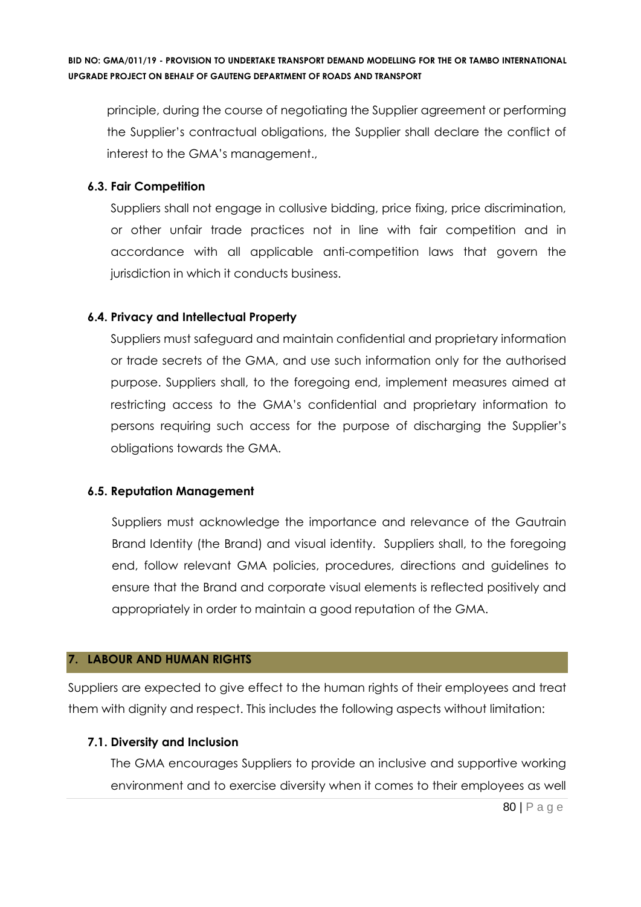principle, during the course of negotiating the Supplier agreement or performing the Supplier's contractual obligations, the Supplier shall declare the conflict of interest to the GMA's management.,

### 6.3. Fair Competition

Suppliers shall not engage in collusive bidding, price fixing, price discrimination, or other unfair trade practices not in line with fair competition and in accordance with all applicable anti-competition laws that govern the jurisdiction in which it conducts business.

### 6.4. Privacy and Intellectual Property

Suppliers must safeguard and maintain confidential and proprietary information or trade secrets of the GMA, and use such information only for the authorised purpose. Suppliers shall, to the foregoing end, implement measures aimed at restricting access to the GMA's confidential and proprietary information to persons requiring such access for the purpose of discharging the Supplier's obligations towards the GMA.

### 6.5. Reputation Management

Suppliers must acknowledge the importance and relevance of the Gautrain Brand Identity (the Brand) and visual identity. Suppliers shall, to the foregoing end, follow relevant GMA policies, procedures, directions and guidelines to ensure that the Brand and corporate visual elements is reflected positively and appropriately in order to maintain a good reputation of the GMA.

## 7. LABOUR AND HUMAN RIGHTS

Suppliers are expected to give effect to the human rights of their employees and treat them with dignity and respect. This includes the following aspects without limitation:

### 7.1. Diversity and Inclusion

The GMA encourages Suppliers to provide an inclusive and supportive working environment and to exercise diversity when it comes to their employees as well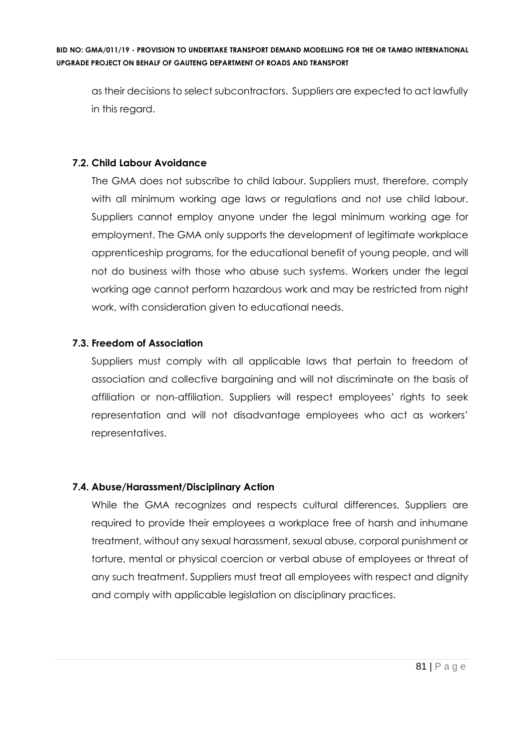as their decisions to select subcontractors. Suppliers are expected to act lawfully in this regard.

### 7.2. Child Labour Avoidance

The GMA does not subscribe to child labour. Suppliers must, therefore, comply with all minimum working age laws or regulations and not use child labour. Suppliers cannot employ anyone under the legal minimum working age for employment. The GMA only supports the development of legitimate workplace apprenticeship programs, for the educational benefit of young people, and will not do business with those who abuse such systems. Workers under the legal working age cannot perform hazardous work and may be restricted from night work, with consideration given to educational needs.

### 7.3. Freedom of Association

Suppliers must comply with all applicable laws that pertain to freedom of association and collective bargaining and will not discriminate on the basis of affiliation or non-affiliation. Suppliers will respect employees' rights to seek representation and will not disadvantage employees who act as workers' representatives.

### 7.4. Abuse/Harassment/Disciplinary Action

While the GMA recognizes and respects cultural differences, Suppliers are required to provide their employees a workplace free of harsh and inhumane treatment, without any sexual harassment, sexual abuse, corporal punishment or torture, mental or physical coercion or verbal abuse of employees or threat of any such treatment. Suppliers must treat all employees with respect and dignity and comply with applicable legislation on disciplinary practices.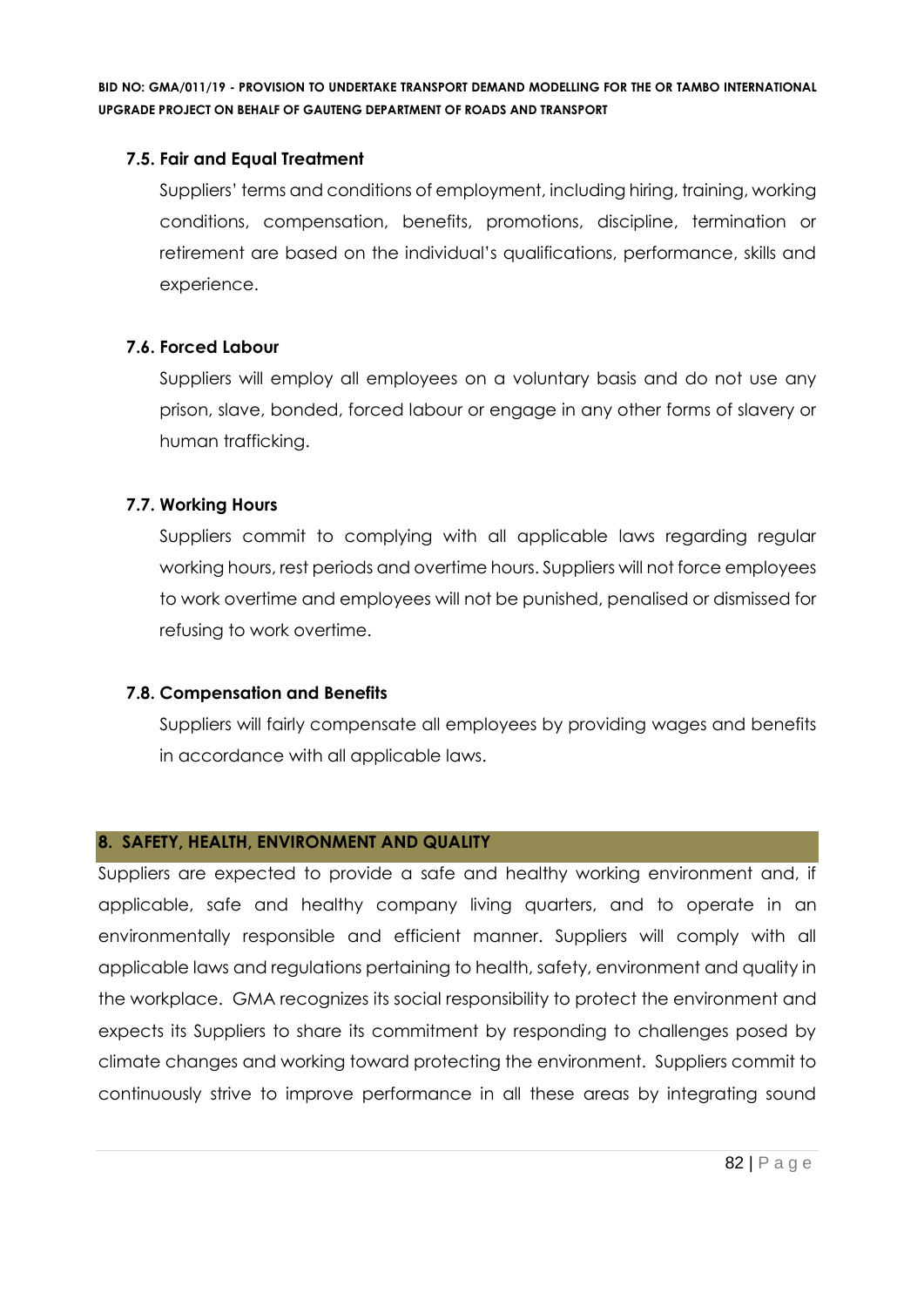### 7.5. Fair and Equal Treatment

Suppliers' terms and conditions of employment, including hiring, training, working conditions, compensation, benefits, promotions, discipline, termination or retirement are based on the individual's qualifications, performance, skills and experience.

### 7.6. Forced Labour

Suppliers will employ all employees on a voluntary basis and do not use any prison, slave, bonded, forced labour or engage in any other forms of slavery or human trafficking.

### 7.7. Working Hours

Suppliers commit to complying with all applicable laws regarding regular working hours, rest periods and overtime hours. Suppliers will not force employees to work overtime and employees will not be punished, penalised or dismissed for refusing to work overtime.

### 7.8. Compensation and Benefits

Suppliers will fairly compensate all employees by providing wages and benefits in accordance with all applicable laws.

## 8. SAFETY, HEALTH, ENVIRONMENT AND QUALITY

Suppliers are expected to provide a safe and healthy working environment and, if applicable, safe and healthy company living quarters, and to operate in an environmentally responsible and efficient manner. Suppliers will comply with all applicable laws and regulations pertaining to health, safety, environment and quality in the workplace. GMA recognizes its social responsibility to protect the environment and expects its Suppliers to share its commitment by responding to challenges posed by climate changes and working toward protecting the environment. Suppliers commit to continuously strive to improve performance in all these areas by integrating sound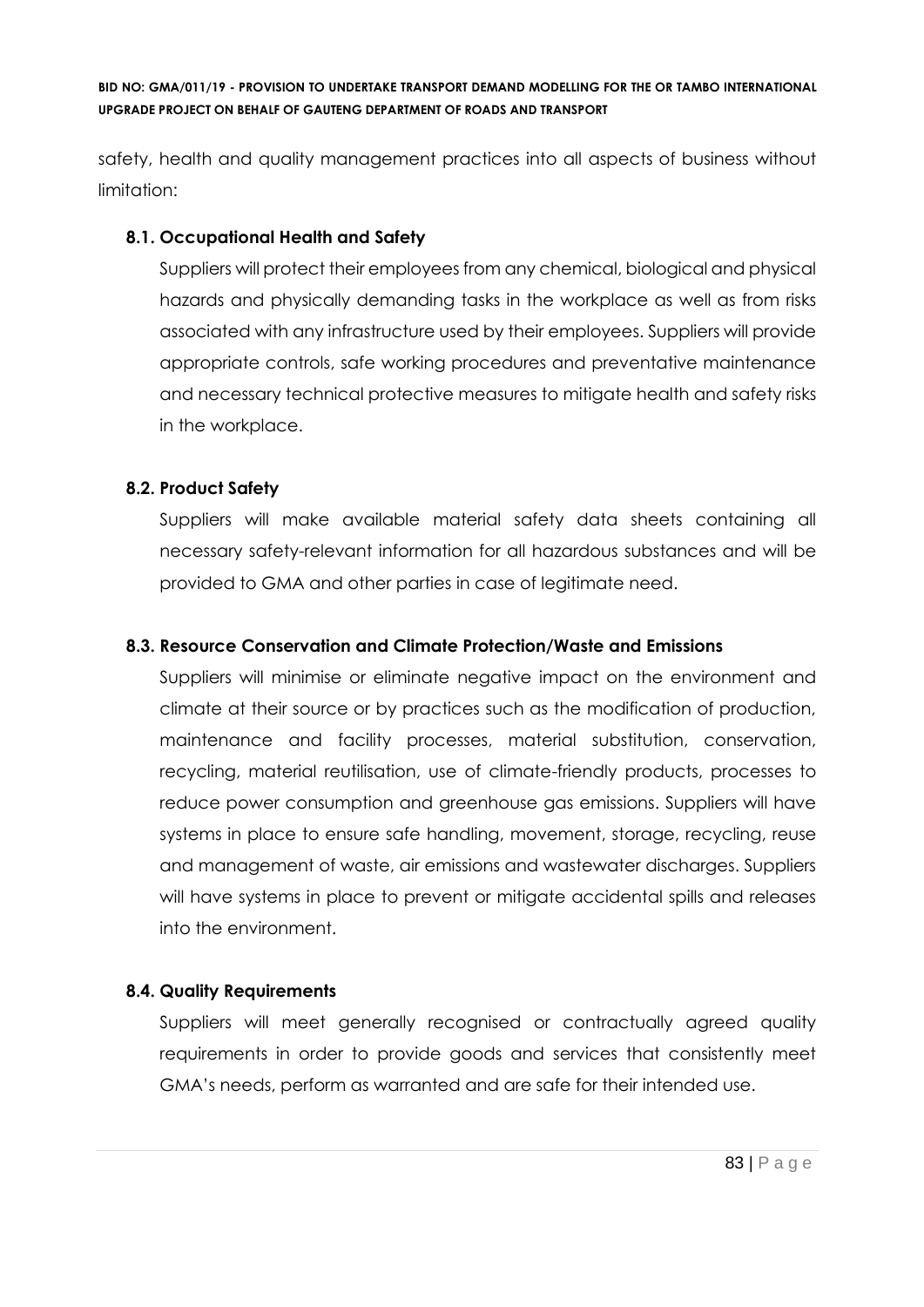safety, health and quality management practices into all aspects of business without limitation:

### 8.1. Occupational Health and Safety

Suppliers will protect their employees from any chemical, biological and physical hazards and physically demanding tasks in the workplace as well as from risks associated with any infrastructure used by their employees. Suppliers will provide appropriate controls, safe working procedures and preventative maintenance and necessary technical protective measures to mitigate health and safety risks in the workplace.

### 8.2. Product Safety

Suppliers will make available material safety data sheets containing all necessary safety-relevant information for all hazardous substances and will be provided to GMA and other parties in case of legitimate need.

### 8.3. Resource Conservation and Climate Protection/Waste and Emissions

Suppliers will minimise or eliminate negative impact on the environment and climate at their source or by practices such as the modification of production, maintenance and facility processes, material substitution, conservation, recycling, material reutilisation, use of climate-friendly products, processes to reduce power consumption and greenhouse gas emissions. Suppliers will have systems in place to ensure safe handling, movement, storage, recycling, reuse and management of waste, air emissions and wastewater discharges. Suppliers will have systems in place to prevent or mitigate accidental spills and releases into the environment.

### 8.4. Quality Requirements

Suppliers will meet generally recognised or contractually agreed quality requirements in order to provide goods and services that consistently meet GMA's needs, perform as warranted and are safe for their intended use.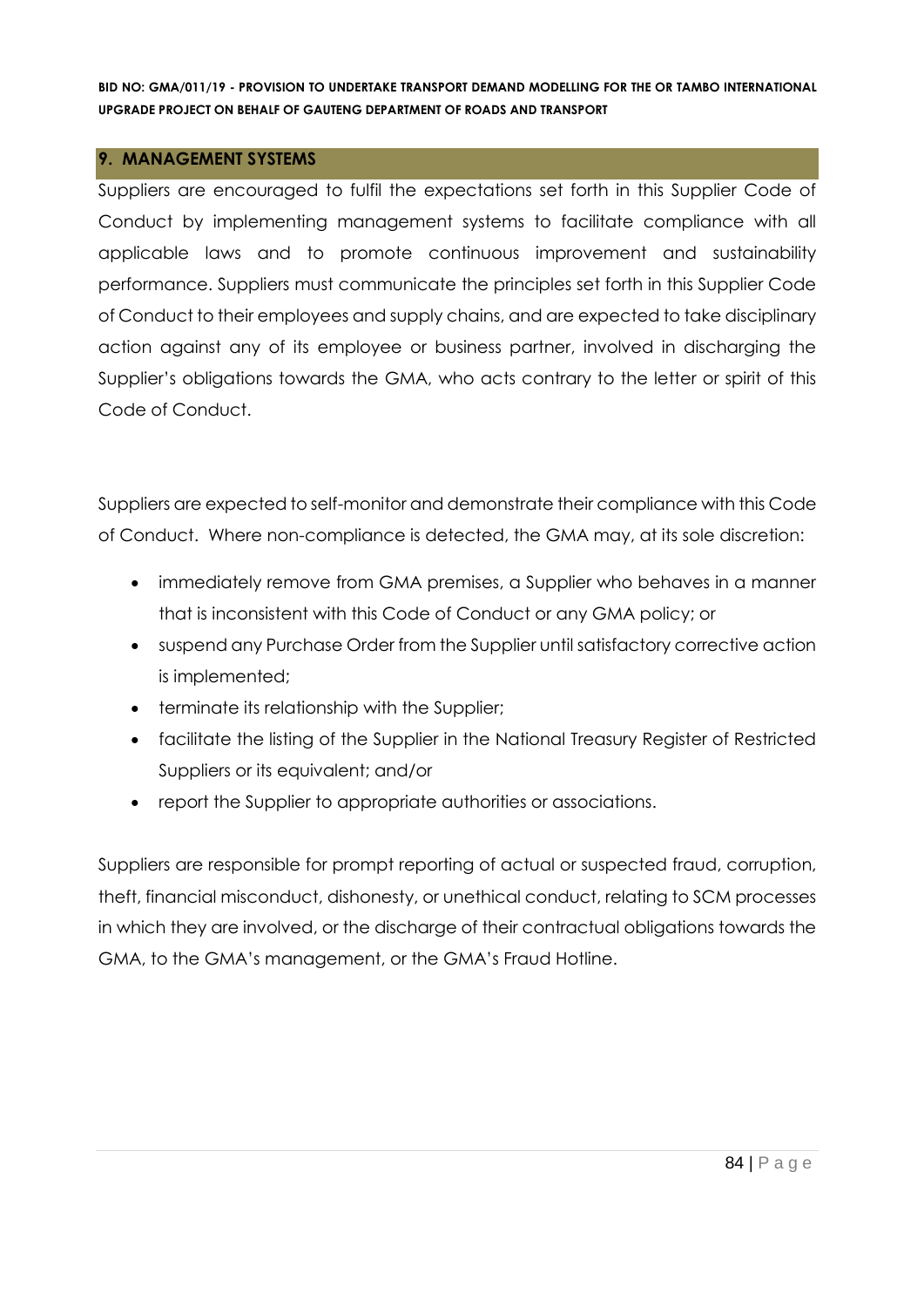## 9. MANAGEMENT SYSTEMS

Suppliers are encouraged to fulfil the expectations set forth in this Supplier Code of Conduct by implementing management systems to facilitate compliance with all applicable laws and to promote continuous improvement and sustainability performance. Suppliers must communicate the principles set forth in this Supplier Code of Conduct to their employees and supply chains, and are expected to take disciplinary action against any of its employee or business partner, involved in discharging the Supplier's obligations towards the GMA, who acts contrary to the letter or spirit of this Code of Conduct.

Suppliers are expected to self-monitor and demonstrate their compliance with this Code of Conduct. Where non-compliance is detected, the GMA may, at its sole discretion:

- immediately remove from GMA premises, a Supplier who behaves in a manner that is inconsistent with this Code of Conduct or any GMA policy; or
- suspend any Purchase Order from the Supplier until satisfactory corrective action is implemented;
- terminate its relationship with the Supplier;
- facilitate the listing of the Supplier in the National Treasury Register of Restricted Suppliers or its equivalent; and/or
- report the Supplier to appropriate authorities or associations.

Suppliers are responsible for prompt reporting of actual or suspected fraud, corruption, theft, financial misconduct, dishonesty, or unethical conduct, relating to SCM processes in which they are involved, or the discharge of their contractual obligations towards the GMA, to the GMA's management, or the GMA's Fraud Hotline.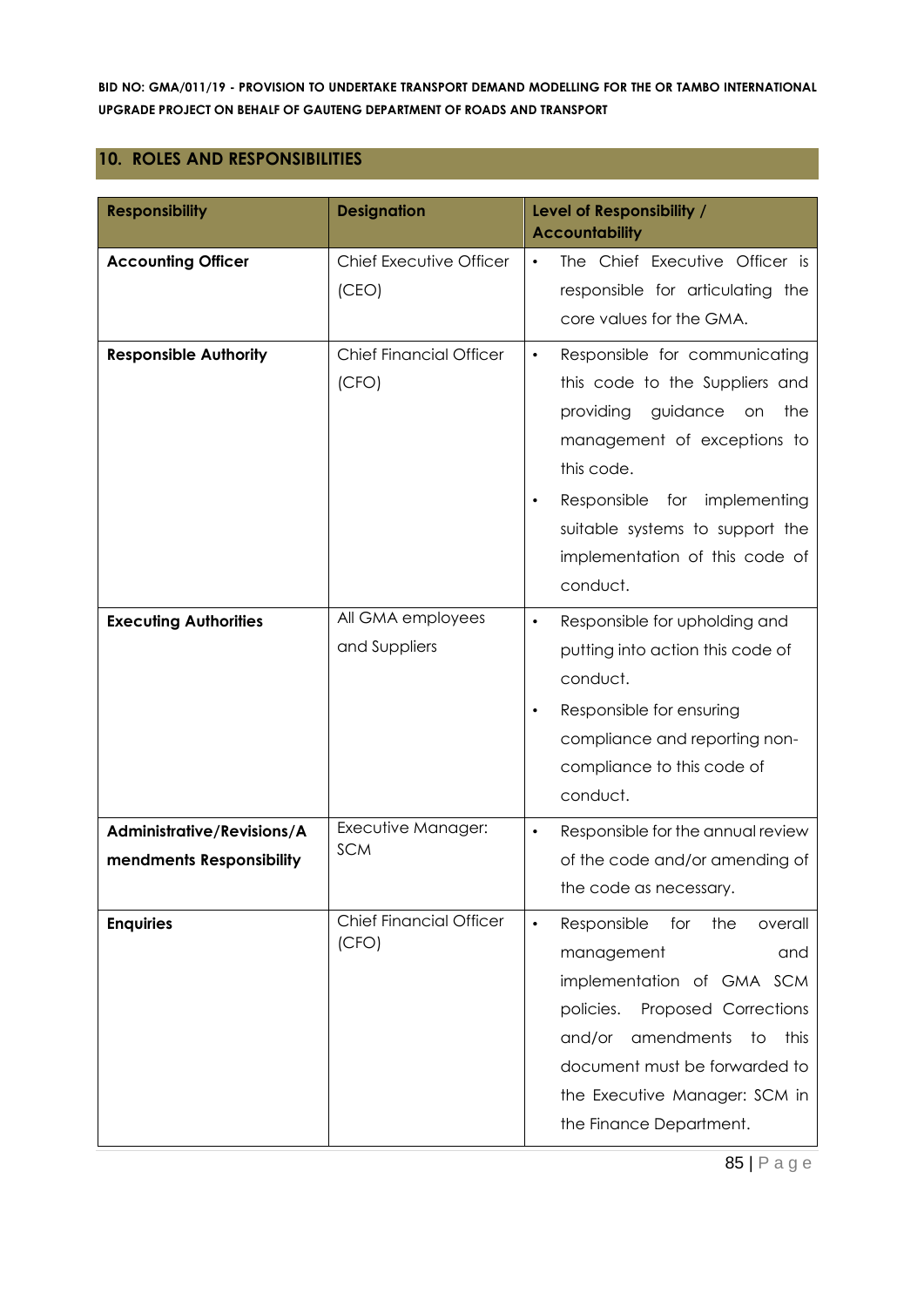## 10. ROLES AND RESPONSIBILITIES

| Responsibility | Designation | Level of Responsibility / Accountability |
|---|---|---|
| **Accounting Officer** | Chief Executive Officer (CEO) | • The Chief Executive Officer is responsible for articulating the core values for the GMA. |
| **Responsible Authority** | Chief Financial Officer (CFO) | • Responsible for communicating this code to the Suppliers and providing guidance on the management of exceptions to this code.<br>• Responsible for implementing suitable systems to support the implementation of this code of conduct. |
| **Executing Authorities** | All GMA employees and Suppliers | • Responsible for upholding and putting into action this code of conduct.<br>• Responsible for ensuring compliance and reporting non-compliance to this code of conduct. |
| **Administrative/Revisions/Amendments Responsibility** | Executive Manager: SCM | • Responsible for the annual review of the code and/or amending of the code as necessary. |
| **Enquiries** | Chief Financial Officer (CFO) | • Responsible for the overall management and implementation of GMA SCM policies. Proposed Corrections and/or amendments to this document must be forwarded to the Executive Manager: SCM in the Finance Department. |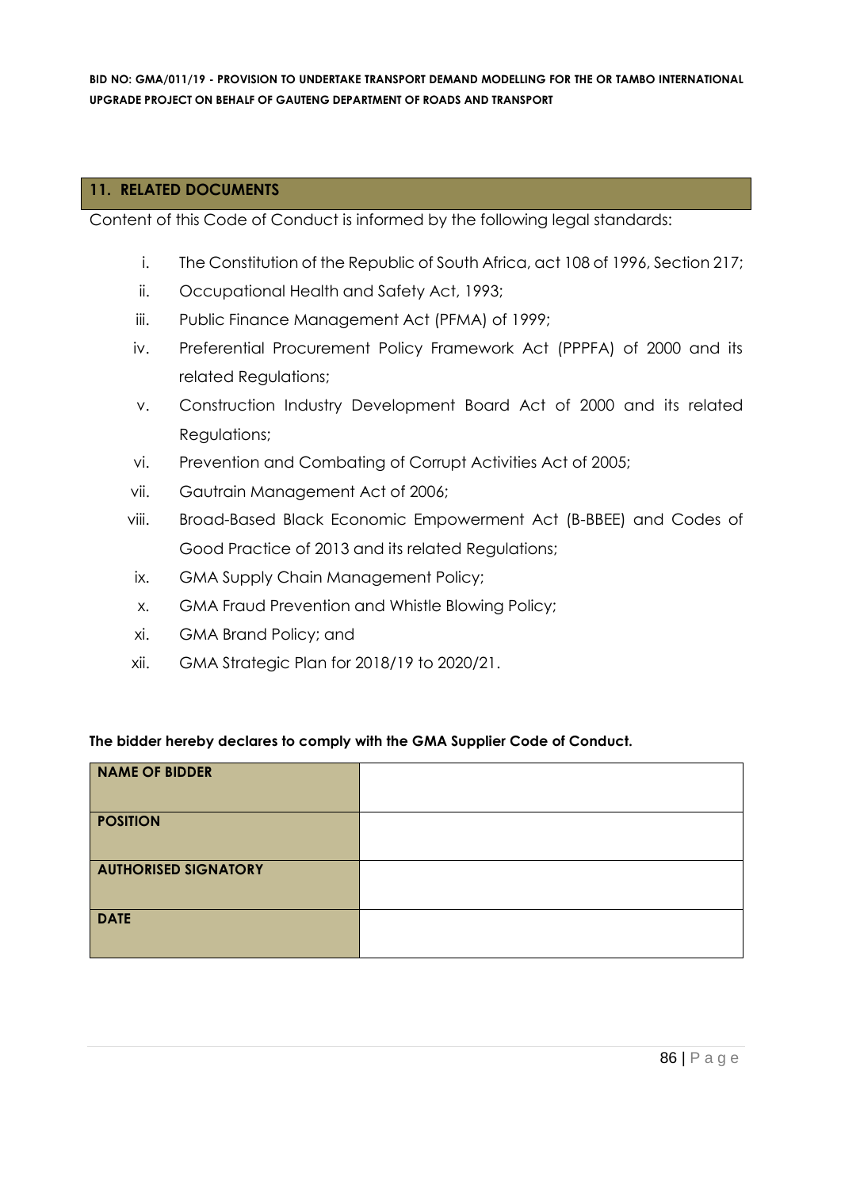## 11. RELATED DOCUMENTS

Content of this Code of Conduct is informed by the following legal standards:

i. The Constitution of the Republic of South Africa, act 108 of 1996, Section 217;
ii. Occupational Health and Safety Act, 1993;
iii. Public Finance Management Act (PFMA) of 1999;
iv. Preferential Procurement Policy Framework Act (PPPFA) of 2000 and its related Regulations;
v. Construction Industry Development Board Act of 2000 and its related Regulations;
vi. Prevention and Combating of Corrupt Activities Act of 2005;
vii. Gautrain Management Act of 2006;
viii. Broad-Based Black Economic Empowerment Act (B-BBEE) and Codes of Good Practice of 2013 and its related Regulations;
ix. GMA Supply Chain Management Policy;
x. GMA Fraud Prevention and Whistle Blowing Policy;
xi. GMA Brand Policy; and
xii. GMA Strategic Plan for 2018/19 to 2020/21.

**The bidder hereby declares to comply with the GMA Supplier Code of Conduct.**

| | |
|---|---|
| **NAME OF BIDDER** | |
| **POSITION** | |
| **AUTHORISED SIGNATORY** | |
| **DATE** | |